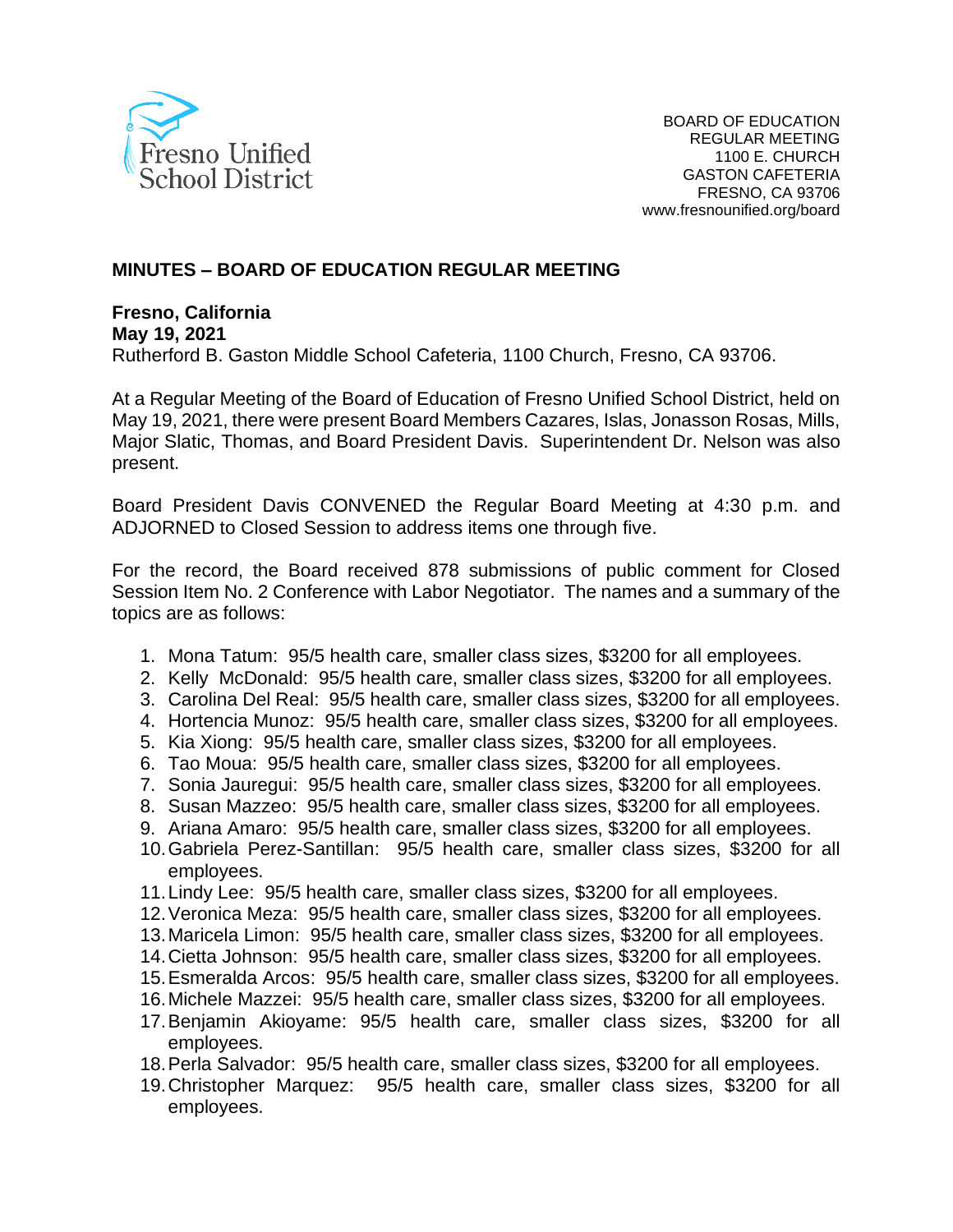Fresno Unified School District

BOARD OF EDUCATION
REGULAR MEETING
1100 E. CHURCH
GASTON CAFETERIA
FRESNO, CA 93706
www.fresnounified.org/board

## MINUTES – BOARD OF EDUCATION REGULAR MEETING

**Fresno, California**
**May 19, 2021**
Rutherford B. Gaston Middle School Cafeteria, 1100 Church, Fresno, CA 93706.

At a Regular Meeting of the Board of Education of Fresno Unified School District, held on May 19, 2021, there were present Board Members Cazares, Islas, Jonasson Rosas, Mills, Major Slatic, Thomas, and Board President Davis. Superintendent Dr. Nelson was also present.

Board President Davis CONVENED the Regular Board Meeting at 4:30 p.m. and ADJORNED to Closed Session to address items one through five.

For the record, the Board received 878 submissions of public comment for Closed Session Item No. 2 Conference with Labor Negotiator. The names and a summary of the topics are as follows:

1. Mona Tatum: 95/5 health care, smaller class sizes, $3200 for all employees.
2. Kelly McDonald: 95/5 health care, smaller class sizes, $3200 for all employees.
3. Carolina Del Real: 95/5 health care, smaller class sizes, $3200 for all employees.
4. Hortencia Munoz: 95/5 health care, smaller class sizes, $3200 for all employees.
5. Kia Xiong: 95/5 health care, smaller class sizes, $3200 for all employees.
6. Tao Moua: 95/5 health care, smaller class sizes, $3200 for all employees.
7. Sonia Jauregui: 95/5 health care, smaller class sizes, $3200 for all employees.
8. Susan Mazzeo: 95/5 health care, smaller class sizes, $3200 for all employees.
9. Ariana Amaro: 95/5 health care, smaller class sizes, $3200 for all employees.
10. Gabriela Perez-Santillan: 95/5 health care, smaller class sizes, $3200 for all employees.
11. Lindy Lee: 95/5 health care, smaller class sizes, $3200 for all employees.
12. Veronica Meza: 95/5 health care, smaller class sizes, $3200 for all employees.
13. Maricela Limon: 95/5 health care, smaller class sizes, $3200 for all employees.
14. Cietta Johnson: 95/5 health care, smaller class sizes, $3200 for all employees.
15. Esmeralda Arcos: 95/5 health care, smaller class sizes, $3200 for all employees.
16. Michele Mazzei: 95/5 health care, smaller class sizes, $3200 for all employees.
17. Benjamin Akioyame: 95/5 health care, smaller class sizes, $3200 for all employees.
18. Perla Salvador: 95/5 health care, smaller class sizes, $3200 for all employees.
19. Christopher Marquez: 95/5 health care, smaller class sizes, $3200 for all employees.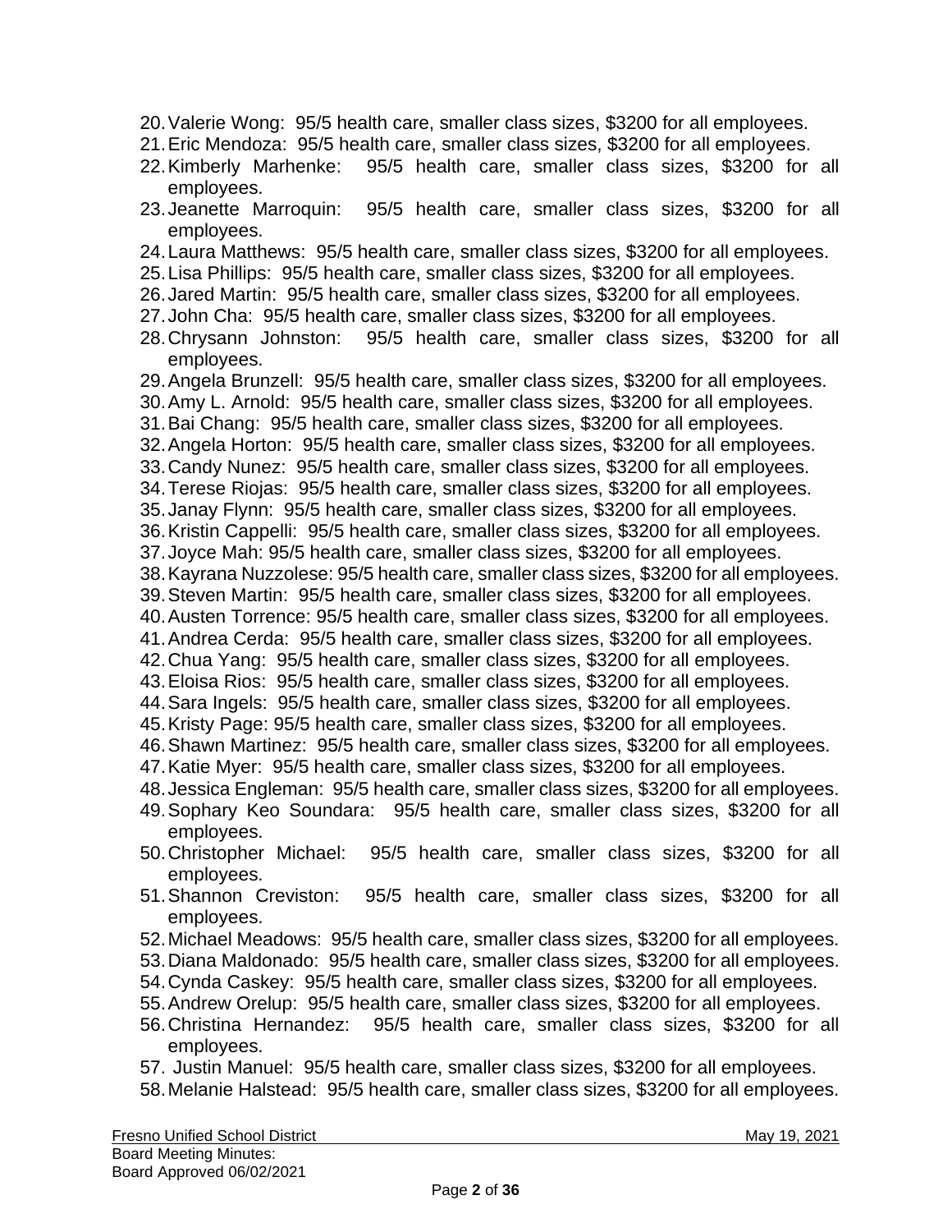20. Valerie Wong: 95/5 health care, smaller class sizes, $3200 for all employees.
21. Eric Mendoza: 95/5 health care, smaller class sizes, $3200 for all employees.
22. Kimberly Marhenke: 95/5 health care, smaller class sizes, $3200 for all employees.
23. Jeanette Marroquin: 95/5 health care, smaller class sizes, $3200 for all employees.
24. Laura Matthews: 95/5 health care, smaller class sizes, $3200 for all employees.
25. Lisa Phillips: 95/5 health care, smaller class sizes, $3200 for all employees.
26. Jared Martin: 95/5 health care, smaller class sizes, $3200 for all employees.
27. John Cha: 95/5 health care, smaller class sizes, $3200 for all employees.
28. Chrysann Johnston: 95/5 health care, smaller class sizes, $3200 for all employees.
29. Angela Brunzell: 95/5 health care, smaller class sizes, $3200 for all employees.
30. Amy L. Arnold: 95/5 health care, smaller class sizes, $3200 for all employees.
31. Bai Chang: 95/5 health care, smaller class sizes, $3200 for all employees.
32. Angela Horton: 95/5 health care, smaller class sizes, $3200 for all employees.
33. Candy Nunez: 95/5 health care, smaller class sizes, $3200 for all employees.
34. Terese Riojas: 95/5 health care, smaller class sizes, $3200 for all employees.
35. Janay Flynn: 95/5 health care, smaller class sizes, $3200 for all employees.
36. Kristin Cappelli: 95/5 health care, smaller class sizes, $3200 for all employees.
37. Joyce Mah: 95/5 health care, smaller class sizes, $3200 for all employees.
38. Kayrana Nuzzolese: 95/5 health care, smaller class sizes, $3200 for all employees.
39. Steven Martin: 95/5 health care, smaller class sizes, $3200 for all employees.
40. Austen Torrence: 95/5 health care, smaller class sizes, $3200 for all employees.
41. Andrea Cerda: 95/5 health care, smaller class sizes, $3200 for all employees.
42. Chua Yang: 95/5 health care, smaller class sizes, $3200 for all employees.
43. Eloisa Rios: 95/5 health care, smaller class sizes, $3200 for all employees.
44. Sara Ingels: 95/5 health care, smaller class sizes, $3200 for all employees.
45. Kristy Page: 95/5 health care, smaller class sizes, $3200 for all employees.
46. Shawn Martinez: 95/5 health care, smaller class sizes, $3200 for all employees.
47. Katie Myer: 95/5 health care, smaller class sizes, $3200 for all employees.
48. Jessica Engleman: 95/5 health care, smaller class sizes, $3200 for all employees.
49. Sophary Keo Soundara: 95/5 health care, smaller class sizes, $3200 for all employees.
50. Christopher Michael: 95/5 health care, smaller class sizes, $3200 for all employees.
51. Shannon Creviston: 95/5 health care, smaller class sizes, $3200 for all employees.
52. Michael Meadows: 95/5 health care, smaller class sizes, $3200 for all employees.
53. Diana Maldonado: 95/5 health care, smaller class sizes, $3200 for all employees.
54. Cynda Caskey: 95/5 health care, smaller class sizes, $3200 for all employees.
55. Andrew Orelup: 95/5 health care, smaller class sizes, $3200 for all employees.
56. Christina Hernandez: 95/5 health care, smaller class sizes, $3200 for all employees.
57. Justin Manuel: 95/5 health care, smaller class sizes, $3200 for all employees.
58. Melanie Halstead: 95/5 health care, smaller class sizes, $3200 for all employees.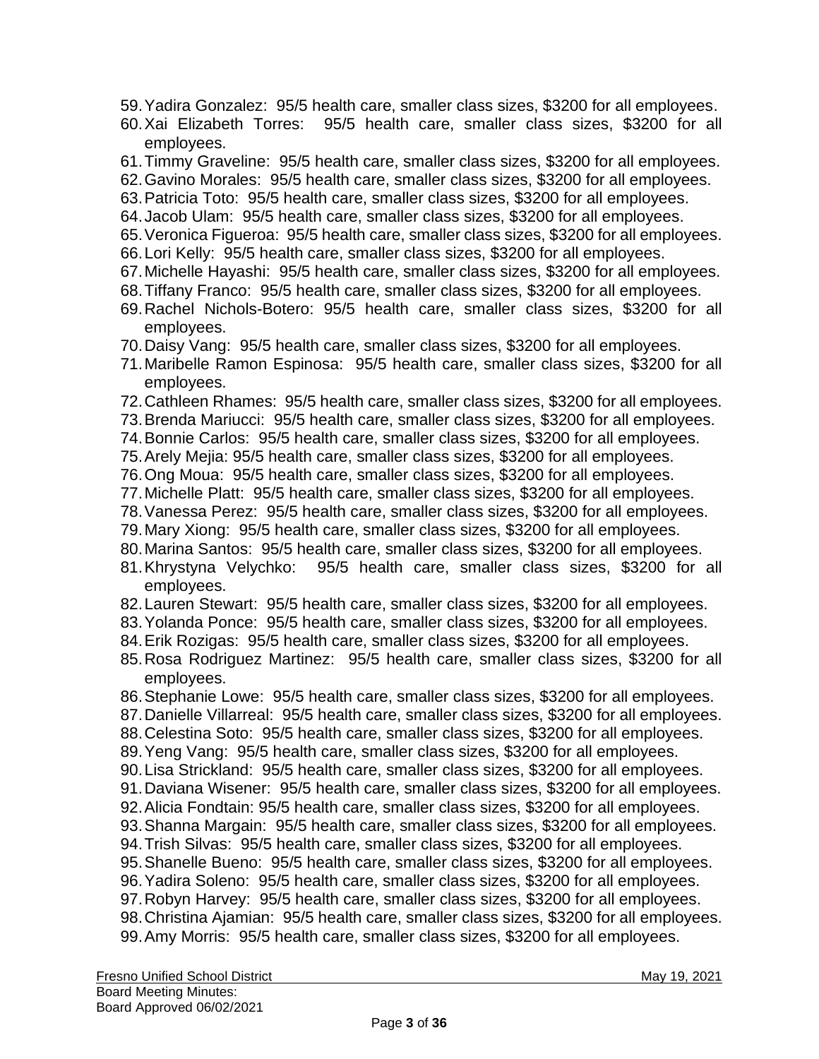59. Yadira Gonzalez: 95/5 health care, smaller class sizes, $3200 for all employees.
60. Xai Elizabeth Torres: 95/5 health care, smaller class sizes, $3200 for all employees.
61. Timmy Graveline: 95/5 health care, smaller class sizes, $3200 for all employees.
62. Gavino Morales: 95/5 health care, smaller class sizes, $3200 for all employees.
63. Patricia Toto: 95/5 health care, smaller class sizes, $3200 for all employees.
64. Jacob Ulam: 95/5 health care, smaller class sizes, $3200 for all employees.
65. Veronica Figueroa: 95/5 health care, smaller class sizes, $3200 for all employees.
66. Lori Kelly: 95/5 health care, smaller class sizes, $3200 for all employees.
67. Michelle Hayashi: 95/5 health care, smaller class sizes, $3200 for all employees.
68. Tiffany Franco: 95/5 health care, smaller class sizes, $3200 for all employees.
69. Rachel Nichols-Botero: 95/5 health care, smaller class sizes, $3200 for all employees.
70. Daisy Vang: 95/5 health care, smaller class sizes, $3200 for all employees.
71. Maribelle Ramon Espinosa: 95/5 health care, smaller class sizes, $3200 for all employees.
72. Cathleen Rhames: 95/5 health care, smaller class sizes, $3200 for all employees.
73. Brenda Mariucci: 95/5 health care, smaller class sizes, $3200 for all employees.
74. Bonnie Carlos: 95/5 health care, smaller class sizes, $3200 for all employees.
75. Arely Mejia: 95/5 health care, smaller class sizes, $3200 for all employees.
76. Ong Moua: 95/5 health care, smaller class sizes, $3200 for all employees.
77. Michelle Platt: 95/5 health care, smaller class sizes, $3200 for all employees.
78. Vanessa Perez: 95/5 health care, smaller class sizes, $3200 for all employees.
79. Mary Xiong: 95/5 health care, smaller class sizes, $3200 for all employees.
80. Marina Santos: 95/5 health care, smaller class sizes, $3200 for all employees.
81. Khrystyna Velychko: 95/5 health care, smaller class sizes, $3200 for all employees.
82. Lauren Stewart: 95/5 health care, smaller class sizes, $3200 for all employees.
83. Yolanda Ponce: 95/5 health care, smaller class sizes, $3200 for all employees.
84. Erik Rozigas: 95/5 health care, smaller class sizes, $3200 for all employees.
85. Rosa Rodriguez Martinez: 95/5 health care, smaller class sizes, $3200 for all employees.
86. Stephanie Lowe: 95/5 health care, smaller class sizes, $3200 for all employees.
87. Danielle Villarreal: 95/5 health care, smaller class sizes, $3200 for all employees.
88. Celestina Soto: 95/5 health care, smaller class sizes, $3200 for all employees.
89. Yeng Vang: 95/5 health care, smaller class sizes, $3200 for all employees.
90. Lisa Strickland: 95/5 health care, smaller class sizes, $3200 for all employees.
91. Daviana Wisener: 95/5 health care, smaller class sizes, $3200 for all employees.
92. Alicia Fondtain: 95/5 health care, smaller class sizes, $3200 for all employees.
93. Shanna Margain: 95/5 health care, smaller class sizes, $3200 for all employees.
94. Trish Silvas: 95/5 health care, smaller class sizes, $3200 for all employees.
95. Shanelle Bueno: 95/5 health care, smaller class sizes, $3200 for all employees.
96. Yadira Soleno: 95/5 health care, smaller class sizes, $3200 for all employees.
97. Robyn Harvey: 95/5 health care, smaller class sizes, $3200 for all employees.
98. Christina Ajamian: 95/5 health care, smaller class sizes, $3200 for all employees.
99. Amy Morris: 95/5 health care, smaller class sizes, $3200 for all employees.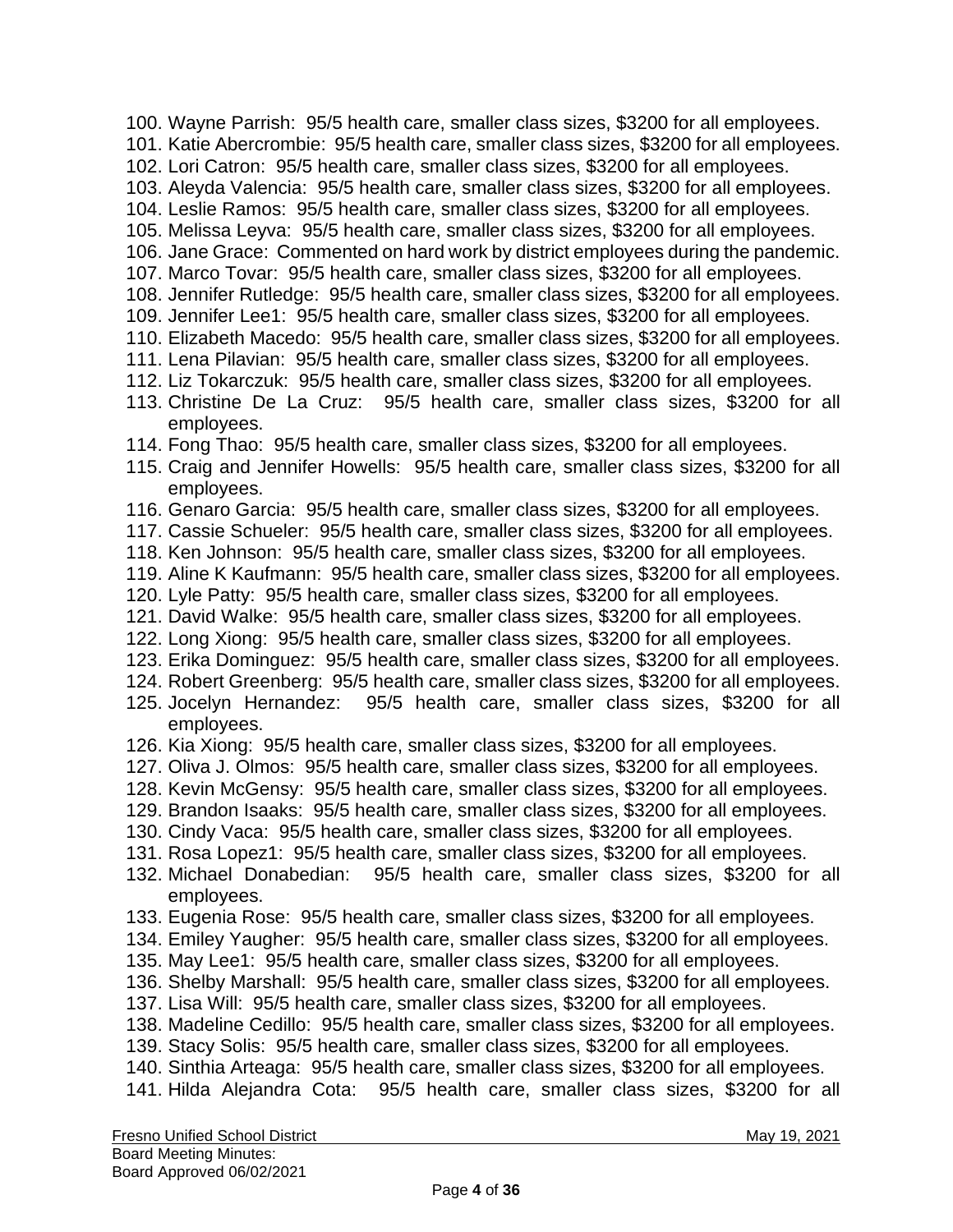100. Wayne Parrish: 95/5 health care, smaller class sizes, $3200 for all employees.
101. Katie Abercrombie: 95/5 health care, smaller class sizes, $3200 for all employees.
102. Lori Catron: 95/5 health care, smaller class sizes, $3200 for all employees.
103. Aleyda Valencia: 95/5 health care, smaller class sizes, $3200 for all employees.
104. Leslie Ramos: 95/5 health care, smaller class sizes, $3200 for all employees.
105. Melissa Leyva: 95/5 health care, smaller class sizes, $3200 for all employees.
106. Jane Grace: Commented on hard work by district employees during the pandemic.
107. Marco Tovar: 95/5 health care, smaller class sizes, $3200 for all employees.
108. Jennifer Rutledge: 95/5 health care, smaller class sizes, $3200 for all employees.
109. Jennifer Lee1: 95/5 health care, smaller class sizes, $3200 for all employees.
110. Elizabeth Macedo: 95/5 health care, smaller class sizes, $3200 for all employees.
111. Lena Pilavian: 95/5 health care, smaller class sizes, $3200 for all employees.
112. Liz Tokarczuk: 95/5 health care, smaller class sizes, $3200 for all employees.
113. Christine De La Cruz: 95/5 health care, smaller class sizes, $3200 for all employees.
114. Fong Thao: 95/5 health care, smaller class sizes, $3200 for all employees.
115. Craig and Jennifer Howells: 95/5 health care, smaller class sizes, $3200 for all employees.
116. Genaro Garcia: 95/5 health care, smaller class sizes, $3200 for all employees.
117. Cassie Schueler: 95/5 health care, smaller class sizes, $3200 for all employees.
118. Ken Johnson: 95/5 health care, smaller class sizes, $3200 for all employees.
119. Aline K Kaufmann: 95/5 health care, smaller class sizes, $3200 for all employees.
120. Lyle Patty: 95/5 health care, smaller class sizes, $3200 for all employees.
121. David Walke: 95/5 health care, smaller class sizes, $3200 for all employees.
122. Long Xiong: 95/5 health care, smaller class sizes, $3200 for all employees.
123. Erika Dominguez: 95/5 health care, smaller class sizes, $3200 for all employees.
124. Robert Greenberg: 95/5 health care, smaller class sizes, $3200 for all employees.
125. Jocelyn Hernandez: 95/5 health care, smaller class sizes, $3200 for all employees.
126. Kia Xiong: 95/5 health care, smaller class sizes, $3200 for all employees.
127. Oliva J. Olmos: 95/5 health care, smaller class sizes, $3200 for all employees.
128. Kevin McGensy: 95/5 health care, smaller class sizes, $3200 for all employees.
129. Brandon Isaaks: 95/5 health care, smaller class sizes, $3200 for all employees.
130. Cindy Vaca: 95/5 health care, smaller class sizes, $3200 for all employees.
131. Rosa Lopez1: 95/5 health care, smaller class sizes, $3200 for all employees.
132. Michael Donabedian: 95/5 health care, smaller class sizes, $3200 for all employees.
133. Eugenia Rose: 95/5 health care, smaller class sizes, $3200 for all employees.
134. Emiley Yaugher: 95/5 health care, smaller class sizes, $3200 for all employees.
135. May Lee1: 95/5 health care, smaller class sizes, $3200 for all employees.
136. Shelby Marshall: 95/5 health care, smaller class sizes, $3200 for all employees.
137. Lisa Will: 95/5 health care, smaller class sizes, $3200 for all employees.
138. Madeline Cedillo: 95/5 health care, smaller class sizes, $3200 for all employees.
139. Stacy Solis: 95/5 health care, smaller class sizes, $3200 for all employees.
140. Sinthia Arteaga: 95/5 health care, smaller class sizes, $3200 for all employees.
141. Hilda Alejandra Cota: 95/5 health care, smaller class sizes, $3200 for all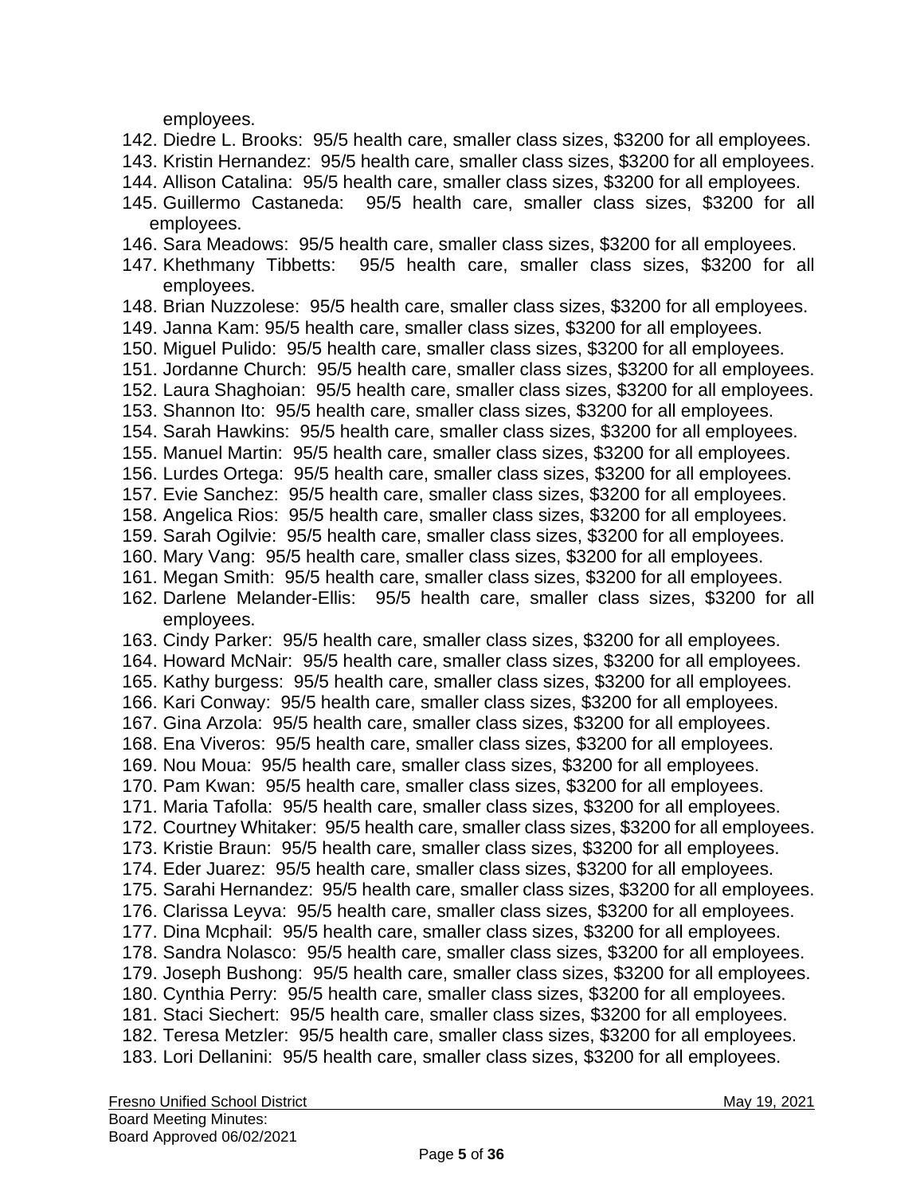employees.

142. Diedre L. Brooks: 95/5 health care, smaller class sizes, $3200 for all employees.
143. Kristin Hernandez: 95/5 health care, smaller class sizes, $3200 for all employees.
144. Allison Catalina: 95/5 health care, smaller class sizes, $3200 for all employees.
145. Guillermo Castaneda: 95/5 health care, smaller class sizes, $3200 for all employees.
146. Sara Meadows: 95/5 health care, smaller class sizes, $3200 for all employees.
147. Khethmany Tibbetts: 95/5 health care, smaller class sizes, $3200 for all employees.
148. Brian Nuzzolese: 95/5 health care, smaller class sizes, $3200 for all employees.
149. Janna Kam: 95/5 health care, smaller class sizes, $3200 for all employees.
150. Miguel Pulido: 95/5 health care, smaller class sizes, $3200 for all employees.
151. Jordanne Church: 95/5 health care, smaller class sizes, $3200 for all employees.
152. Laura Shaghoian: 95/5 health care, smaller class sizes, $3200 for all employees.
153. Shannon Ito: 95/5 health care, smaller class sizes, $3200 for all employees.
154. Sarah Hawkins: 95/5 health care, smaller class sizes, $3200 for all employees.
155. Manuel Martin: 95/5 health care, smaller class sizes, $3200 for all employees.
156. Lurdes Ortega: 95/5 health care, smaller class sizes, $3200 for all employees.
157. Evie Sanchez: 95/5 health care, smaller class sizes, $3200 for all employees.
158. Angelica Rios: 95/5 health care, smaller class sizes, $3200 for all employees.
159. Sarah Ogilvie: 95/5 health care, smaller class sizes, $3200 for all employees.
160. Mary Vang: 95/5 health care, smaller class sizes, $3200 for all employees.
161. Megan Smith: 95/5 health care, smaller class sizes, $3200 for all employees.
162. Darlene Melander-Ellis: 95/5 health care, smaller class sizes, $3200 for all employees.
163. Cindy Parker: 95/5 health care, smaller class sizes, $3200 for all employees.
164. Howard McNair: 95/5 health care, smaller class sizes, $3200 for all employees.
165. Kathy burgess: 95/5 health care, smaller class sizes, $3200 for all employees.
166. Kari Conway: 95/5 health care, smaller class sizes, $3200 for all employees.
167. Gina Arzola: 95/5 health care, smaller class sizes, $3200 for all employees.
168. Ena Viveros: 95/5 health care, smaller class sizes, $3200 for all employees.
169. Nou Moua: 95/5 health care, smaller class sizes, $3200 for all employees.
170. Pam Kwan: 95/5 health care, smaller class sizes, $3200 for all employees.
171. Maria Tafolla: 95/5 health care, smaller class sizes, $3200 for all employees.
172. Courtney Whitaker: 95/5 health care, smaller class sizes, $3200 for all employees.
173. Kristie Braun: 95/5 health care, smaller class sizes, $3200 for all employees.
174. Eder Juarez: 95/5 health care, smaller class sizes, $3200 for all employees.
175. Sarahi Hernandez: 95/5 health care, smaller class sizes, $3200 for all employees.
176. Clarissa Leyva: 95/5 health care, smaller class sizes, $3200 for all employees.
177. Dina Mcphail: 95/5 health care, smaller class sizes, $3200 for all employees.
178. Sandra Nolasco: 95/5 health care, smaller class sizes, $3200 for all employees.
179. Joseph Bushong: 95/5 health care, smaller class sizes, $3200 for all employees.
180. Cynthia Perry: 95/5 health care, smaller class sizes, $3200 for all employees.
181. Staci Siechert: 95/5 health care, smaller class sizes, $3200 for all employees.
182. Teresa Metzler: 95/5 health care, smaller class sizes, $3200 for all employees.
183. Lori Dellanini: 95/5 health care, smaller class sizes, $3200 for all employees.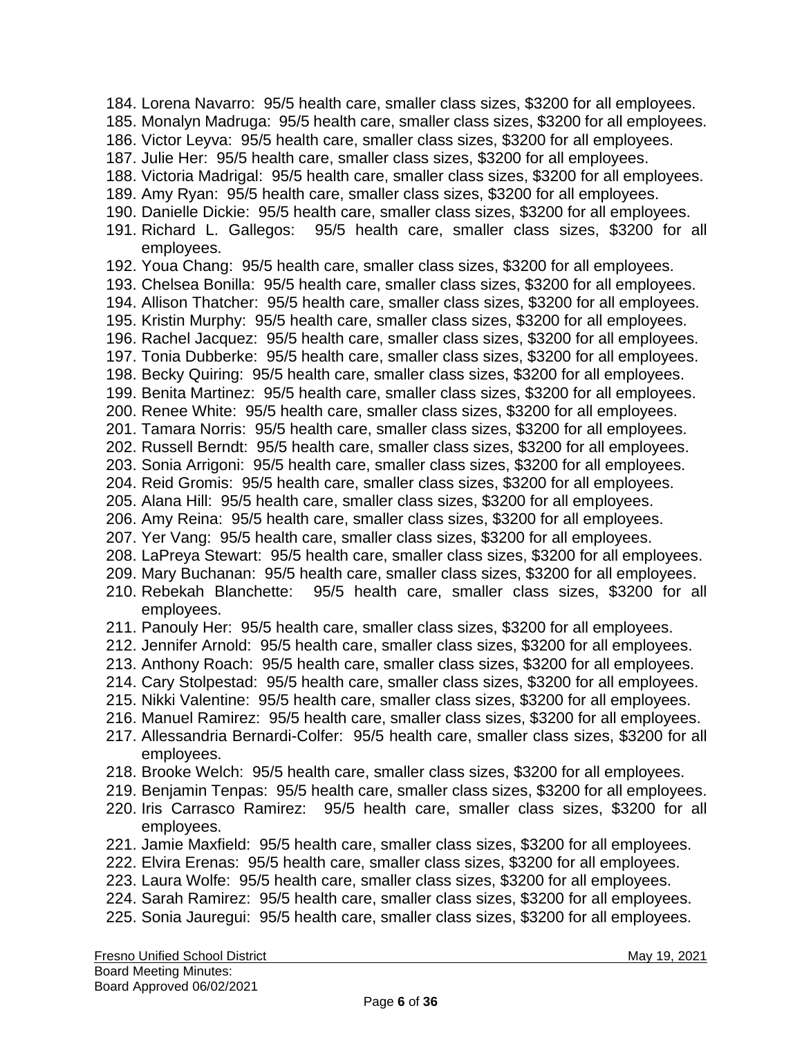184. Lorena Navarro: 95/5 health care, smaller class sizes, $3200 for all employees.
185. Monalyn Madruga: 95/5 health care, smaller class sizes, $3200 for all employees.
186. Victor Leyva: 95/5 health care, smaller class sizes, $3200 for all employees.
187. Julie Her: 95/5 health care, smaller class sizes, $3200 for all employees.
188. Victoria Madrigal: 95/5 health care, smaller class sizes, $3200 for all employees.
189. Amy Ryan: 95/5 health care, smaller class sizes, $3200 for all employees.
190. Danielle Dickie: 95/5 health care, smaller class sizes, $3200 for all employees.
191. Richard L. Gallegos: 95/5 health care, smaller class sizes, $3200 for all employees.
192. Youa Chang: 95/5 health care, smaller class sizes, $3200 for all employees.
193. Chelsea Bonilla: 95/5 health care, smaller class sizes, $3200 for all employees.
194. Allison Thatcher: 95/5 health care, smaller class sizes, $3200 for all employees.
195. Kristin Murphy: 95/5 health care, smaller class sizes, $3200 for all employees.
196. Rachel Jacquez: 95/5 health care, smaller class sizes, $3200 for all employees.
197. Tonia Dubberke: 95/5 health care, smaller class sizes, $3200 for all employees.
198. Becky Quiring: 95/5 health care, smaller class sizes, $3200 for all employees.
199. Benita Martinez: 95/5 health care, smaller class sizes, $3200 for all employees.
200. Renee White: 95/5 health care, smaller class sizes, $3200 for all employees.
201. Tamara Norris: 95/5 health care, smaller class sizes, $3200 for all employees.
202. Russell Berndt: 95/5 health care, smaller class sizes, $3200 for all employees.
203. Sonia Arrigoni: 95/5 health care, smaller class sizes, $3200 for all employees.
204. Reid Gromis: 95/5 health care, smaller class sizes, $3200 for all employees.
205. Alana Hill: 95/5 health care, smaller class sizes, $3200 for all employees.
206. Amy Reina: 95/5 health care, smaller class sizes, $3200 for all employees.
207. Yer Vang: 95/5 health care, smaller class sizes, $3200 for all employees.
208. LaPreya Stewart: 95/5 health care, smaller class sizes, $3200 for all employees.
209. Mary Buchanan: 95/5 health care, smaller class sizes, $3200 for all employees.
210. Rebekah Blanchette: 95/5 health care, smaller class sizes, $3200 for all employees.
211. Panouly Her: 95/5 health care, smaller class sizes, $3200 for all employees.
212. Jennifer Arnold: 95/5 health care, smaller class sizes, $3200 for all employees.
213. Anthony Roach: 95/5 health care, smaller class sizes, $3200 for all employees.
214. Cary Stolpestad: 95/5 health care, smaller class sizes, $3200 for all employees.
215. Nikki Valentine: 95/5 health care, smaller class sizes, $3200 for all employees.
216. Manuel Ramirez: 95/5 health care, smaller class sizes, $3200 for all employees.
217. Allessandria Bernardi-Colfer: 95/5 health care, smaller class sizes, $3200 for all employees.
218. Brooke Welch: 95/5 health care, smaller class sizes, $3200 for all employees.
219. Benjamin Tenpas: 95/5 health care, smaller class sizes, $3200 for all employees.
220. Iris Carrasco Ramirez: 95/5 health care, smaller class sizes, $3200 for all employees.
221. Jamie Maxfield: 95/5 health care, smaller class sizes, $3200 for all employees.
222. Elvira Erenas: 95/5 health care, smaller class sizes, $3200 for all employees.
223. Laura Wolfe: 95/5 health care, smaller class sizes, $3200 for all employees.
224. Sarah Ramirez: 95/5 health care, smaller class sizes, $3200 for all employees.
225. Sonia Jauregui: 95/5 health care, smaller class sizes, $3200 for all employees.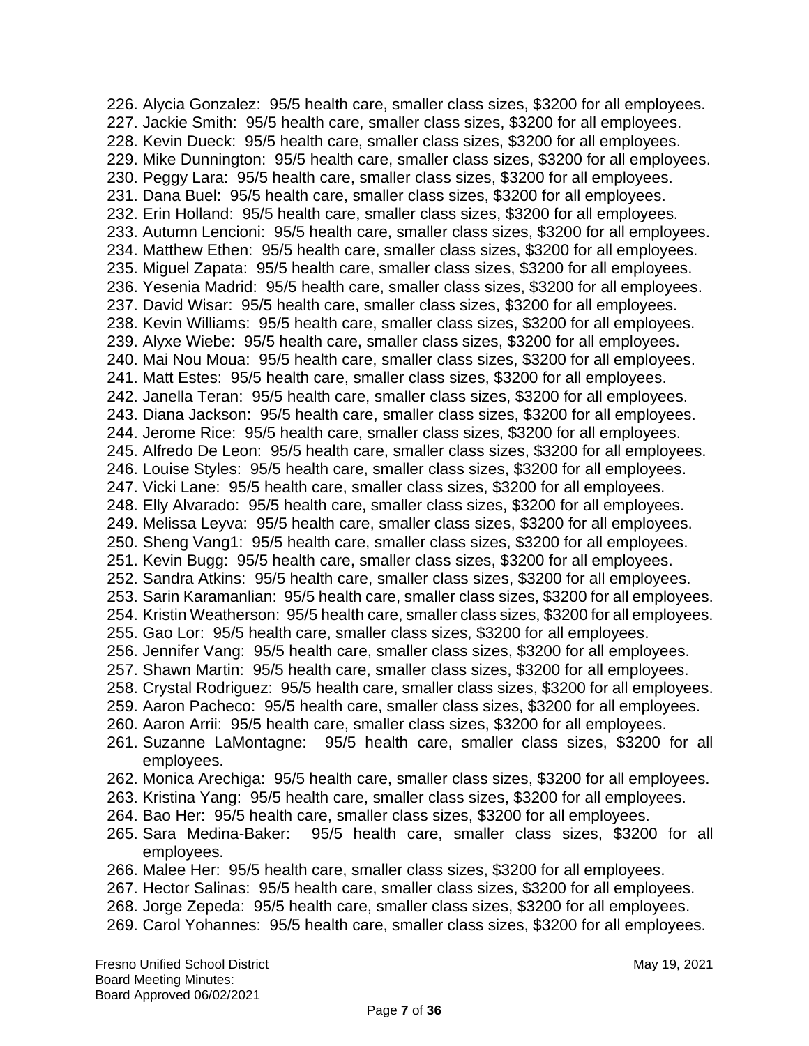226. Alycia Gonzalez: 95/5 health care, smaller class sizes, $3200 for all employees.
227. Jackie Smith: 95/5 health care, smaller class sizes, $3200 for all employees.
228. Kevin Dueck: 95/5 health care, smaller class sizes, $3200 for all employees.
229. Mike Dunnington: 95/5 health care, smaller class sizes, $3200 for all employees.
230. Peggy Lara: 95/5 health care, smaller class sizes, $3200 for all employees.
231. Dana Buel: 95/5 health care, smaller class sizes, $3200 for all employees.
232. Erin Holland: 95/5 health care, smaller class sizes, $3200 for all employees.
233. Autumn Lencioni: 95/5 health care, smaller class sizes, $3200 for all employees.
234. Matthew Ethen: 95/5 health care, smaller class sizes, $3200 for all employees.
235. Miguel Zapata: 95/5 health care, smaller class sizes, $3200 for all employees.
236. Yesenia Madrid: 95/5 health care, smaller class sizes, $3200 for all employees.
237. David Wisar: 95/5 health care, smaller class sizes, $3200 for all employees.
238. Kevin Williams: 95/5 health care, smaller class sizes, $3200 for all employees.
239. Alyxe Wiebe: 95/5 health care, smaller class sizes, $3200 for all employees.
240. Mai Nou Moua: 95/5 health care, smaller class sizes, $3200 for all employees.
241. Matt Estes: 95/5 health care, smaller class sizes, $3200 for all employees.
242. Janella Teran: 95/5 health care, smaller class sizes, $3200 for all employees.
243. Diana Jackson: 95/5 health care, smaller class sizes, $3200 for all employees.
244. Jerome Rice: 95/5 health care, smaller class sizes, $3200 for all employees.
245. Alfredo De Leon: 95/5 health care, smaller class sizes, $3200 for all employees.
246. Louise Styles: 95/5 health care, smaller class sizes, $3200 for all employees.
247. Vicki Lane: 95/5 health care, smaller class sizes, $3200 for all employees.
248. Elly Alvarado: 95/5 health care, smaller class sizes, $3200 for all employees.
249. Melissa Leyva: 95/5 health care, smaller class sizes, $3200 for all employees.
250. Sheng Vang1: 95/5 health care, smaller class sizes, $3200 for all employees.
251. Kevin Bugg: 95/5 health care, smaller class sizes, $3200 for all employees.
252. Sandra Atkins: 95/5 health care, smaller class sizes, $3200 for all employees.
253. Sarin Karamanlian: 95/5 health care, smaller class sizes, $3200 for all employees.
254. Kristin Weatherson: 95/5 health care, smaller class sizes, $3200 for all employees.
255. Gao Lor: 95/5 health care, smaller class sizes, $3200 for all employees.
256. Jennifer Vang: 95/5 health care, smaller class sizes, $3200 for all employees.
257. Shawn Martin: 95/5 health care, smaller class sizes, $3200 for all employees.
258. Crystal Rodriguez: 95/5 health care, smaller class sizes, $3200 for all employees.
259. Aaron Pacheco: 95/5 health care, smaller class sizes, $3200 for all employees.
260. Aaron Arrii: 95/5 health care, smaller class sizes, $3200 for all employees.
261. Suzanne LaMontagne: 95/5 health care, smaller class sizes, $3200 for all employees.
262. Monica Arechiga: 95/5 health care, smaller class sizes, $3200 for all employees.
263. Kristina Yang: 95/5 health care, smaller class sizes, $3200 for all employees.
264. Bao Her: 95/5 health care, smaller class sizes, $3200 for all employees.
265. Sara Medina-Baker: 95/5 health care, smaller class sizes, $3200 for all employees.
266. Malee Her: 95/5 health care, smaller class sizes, $3200 for all employees.
267. Hector Salinas: 95/5 health care, smaller class sizes, $3200 for all employees.
268. Jorge Zepeda: 95/5 health care, smaller class sizes, $3200 for all employees.
269. Carol Yohannes: 95/5 health care, smaller class sizes, $3200 for all employees.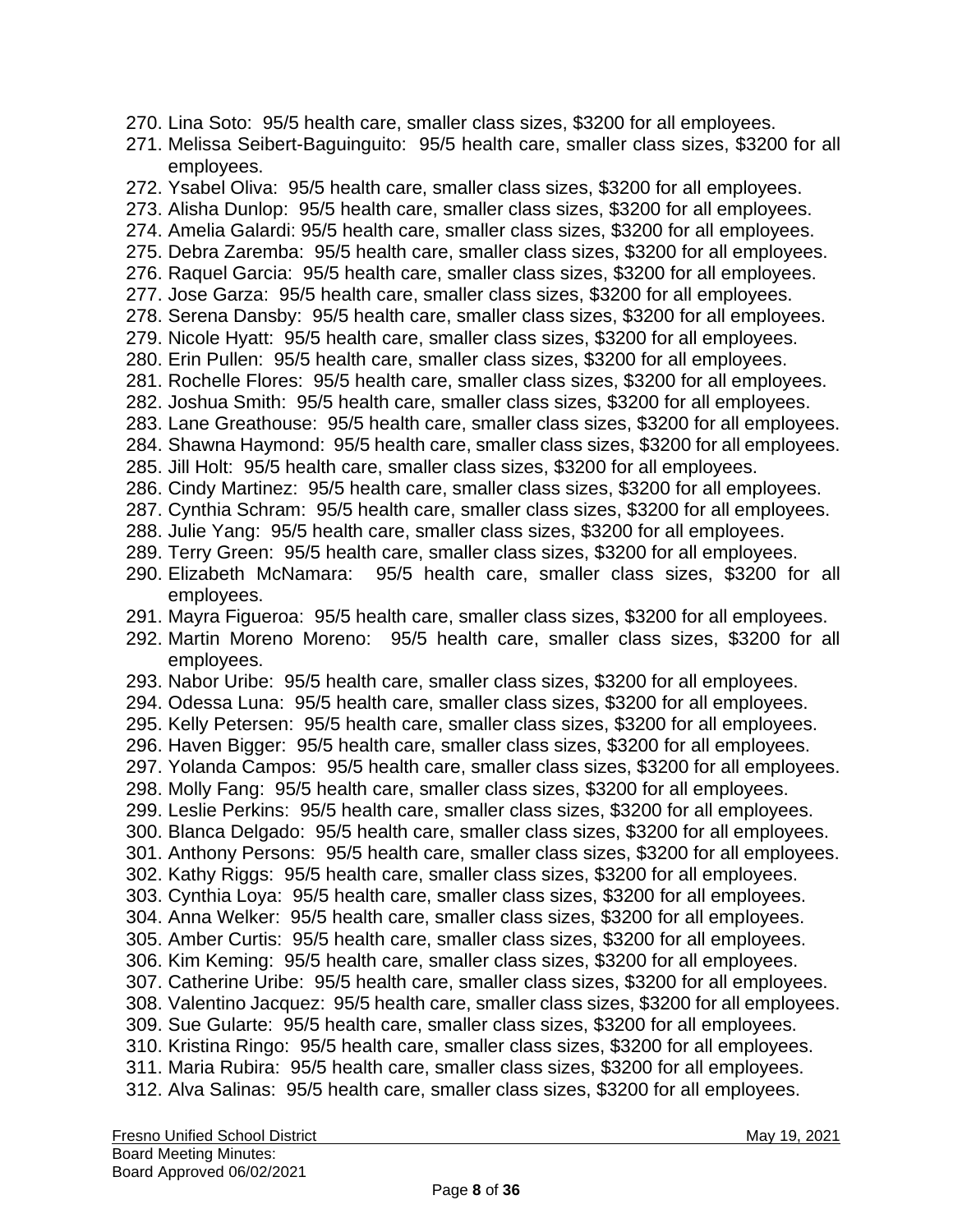270. Lina Soto: 95/5 health care, smaller class sizes, $3200 for all employees.
271. Melissa Seibert-Baguinguito: 95/5 health care, smaller class sizes, $3200 for all employees.
272. Ysabel Oliva: 95/5 health care, smaller class sizes, $3200 for all employees.
273. Alisha Dunlop: 95/5 health care, smaller class sizes, $3200 for all employees.
274. Amelia Galardi: 95/5 health care, smaller class sizes, $3200 for all employees.
275. Debra Zaremba: 95/5 health care, smaller class sizes, $3200 for all employees.
276. Raquel Garcia: 95/5 health care, smaller class sizes, $3200 for all employees.
277. Jose Garza: 95/5 health care, smaller class sizes, $3200 for all employees.
278. Serena Dansby: 95/5 health care, smaller class sizes, $3200 for all employees.
279. Nicole Hyatt: 95/5 health care, smaller class sizes, $3200 for all employees.
280. Erin Pullen: 95/5 health care, smaller class sizes, $3200 for all employees.
281. Rochelle Flores: 95/5 health care, smaller class sizes, $3200 for all employees.
282. Joshua Smith: 95/5 health care, smaller class sizes, $3200 for all employees.
283. Lane Greathouse: 95/5 health care, smaller class sizes, $3200 for all employees.
284. Shawna Haymond: 95/5 health care, smaller class sizes, $3200 for all employees.
285. Jill Holt: 95/5 health care, smaller class sizes, $3200 for all employees.
286. Cindy Martinez: 95/5 health care, smaller class sizes, $3200 for all employees.
287. Cynthia Schram: 95/5 health care, smaller class sizes, $3200 for all employees.
288. Julie Yang: 95/5 health care, smaller class sizes, $3200 for all employees.
289. Terry Green: 95/5 health care, smaller class sizes, $3200 for all employees.
290. Elizabeth McNamara: 95/5 health care, smaller class sizes, $3200 for all employees.
291. Mayra Figueroa: 95/5 health care, smaller class sizes, $3200 for all employees.
292. Martin Moreno Moreno: 95/5 health care, smaller class sizes, $3200 for all employees.
293. Nabor Uribe: 95/5 health care, smaller class sizes, $3200 for all employees.
294. Odessa Luna: 95/5 health care, smaller class sizes, $3200 for all employees.
295. Kelly Petersen: 95/5 health care, smaller class sizes, $3200 for all employees.
296. Haven Bigger: 95/5 health care, smaller class sizes, $3200 for all employees.
297. Yolanda Campos: 95/5 health care, smaller class sizes, $3200 for all employees.
298. Molly Fang: 95/5 health care, smaller class sizes, $3200 for all employees.
299. Leslie Perkins: 95/5 health care, smaller class sizes, $3200 for all employees.
300. Blanca Delgado: 95/5 health care, smaller class sizes, $3200 for all employees.
301. Anthony Persons: 95/5 health care, smaller class sizes, $3200 for all employees.
302. Kathy Riggs: 95/5 health care, smaller class sizes, $3200 for all employees.
303. Cynthia Loya: 95/5 health care, smaller class sizes, $3200 for all employees.
304. Anna Welker: 95/5 health care, smaller class sizes, $3200 for all employees.
305. Amber Curtis: 95/5 health care, smaller class sizes, $3200 for all employees.
306. Kim Keming: 95/5 health care, smaller class sizes, $3200 for all employees.
307. Catherine Uribe: 95/5 health care, smaller class sizes, $3200 for all employees.
308. Valentino Jacquez: 95/5 health care, smaller class sizes, $3200 for all employees.
309. Sue Gularte: 95/5 health care, smaller class sizes, $3200 for all employees.
310. Kristina Ringo: 95/5 health care, smaller class sizes, $3200 for all employees.
311. Maria Rubira: 95/5 health care, smaller class sizes, $3200 for all employees.
312. Alva Salinas: 95/5 health care, smaller class sizes, $3200 for all employees.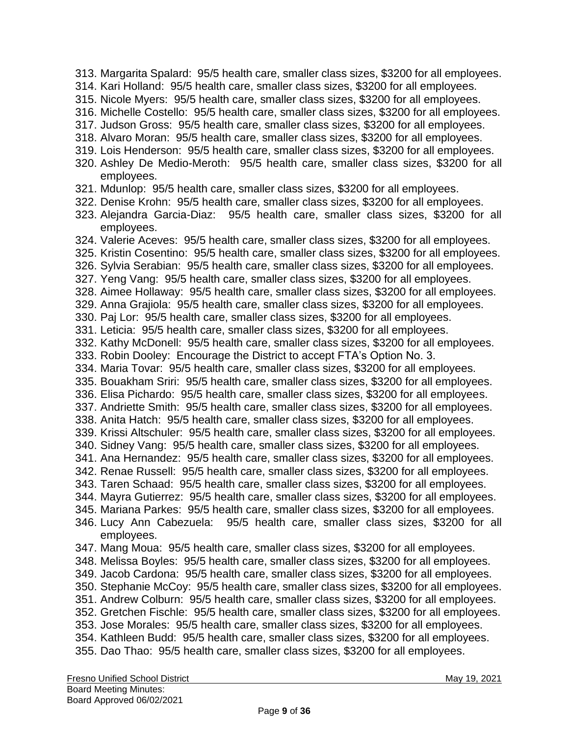313. Margarita Spalard:  95/5 health care, smaller class sizes, $3200 for all employees.
314. Kari Holland:  95/5 health care, smaller class sizes, $3200 for all employees.
315. Nicole Myers:  95/5 health care, smaller class sizes, $3200 for all employees.
316. Michelle Costello:  95/5 health care, smaller class sizes, $3200 for all employees.
317. Judson Gross:  95/5 health care, smaller class sizes, $3200 for all employees.
318. Alvaro Moran:  95/5 health care, smaller class sizes, $3200 for all employees.
319. Lois Henderson:  95/5 health care, smaller class sizes, $3200 for all employees.
320. Ashley De Medio-Meroth:  95/5 health care, smaller class sizes, $3200 for all employees.
321. Mdunlop:  95/5 health care, smaller class sizes, $3200 for all employees.
322. Denise Krohn:  95/5 health care, smaller class sizes, $3200 for all employees.
323. Alejandra Garcia-Diaz:  95/5 health care, smaller class sizes, $3200 for all employees.
324. Valerie Aceves:  95/5 health care, smaller class sizes, $3200 for all employees.
325. Kristin Cosentino:  95/5 health care, smaller class sizes, $3200 for all employees.
326. Sylvia Serabian:  95/5 health care, smaller class sizes, $3200 for all employees.
327. Yeng Vang:  95/5 health care, smaller class sizes, $3200 for all employees.
328. Aimee Hollaway:  95/5 health care, smaller class sizes, $3200 for all employees.
329. Anna Grajiola:  95/5 health care, smaller class sizes, $3200 for all employees.
330. Paj Lor:  95/5 health care, smaller class sizes, $3200 for all employees.
331. Leticia:  95/5 health care, smaller class sizes, $3200 for all employees.
332. Kathy McDonell:  95/5 health care, smaller class sizes, $3200 for all employees.
333. Robin Dooley:  Encourage the District to accept FTA's Option No. 3.
334. Maria Tovar:  95/5 health care, smaller class sizes, $3200 for all employees.
335. Bouakham Sriri:  95/5 health care, smaller class sizes, $3200 for all employees.
336. Elisa Pichardo:  95/5 health care, smaller class sizes, $3200 for all employees.
337. Andriette Smith:  95/5 health care, smaller class sizes, $3200 for all employees.
338. Anita Hatch:  95/5 health care, smaller class sizes, $3200 for all employees.
339. Krissi Altschuler:  95/5 health care, smaller class sizes, $3200 for all employees.
340. Sidney Vang:  95/5 health care, smaller class sizes, $3200 for all employees.
341. Ana Hernandez:  95/5 health care, smaller class sizes, $3200 for all employees.
342. Renae Russell:  95/5 health care, smaller class sizes, $3200 for all employees.
343. Taren Schaad:  95/5 health care, smaller class sizes, $3200 for all employees.
344. Mayra Gutierrez:  95/5 health care, smaller class sizes, $3200 for all employees.
345. Mariana Parkes:  95/5 health care, smaller class sizes, $3200 for all employees.
346. Lucy Ann Cabezuela:  95/5 health care, smaller class sizes, $3200 for all employees.
347. Mang Moua:  95/5 health care, smaller class sizes, $3200 for all employees.
348. Melissa Boyles:  95/5 health care, smaller class sizes, $3200 for all employees.
349. Jacob Cardona:  95/5 health care, smaller class sizes, $3200 for all employees.
350. Stephanie McCoy:  95/5 health care, smaller class sizes, $3200 for all employees.
351. Andrew Colburn:  95/5 health care, smaller class sizes, $3200 for all employees.
352. Gretchen Fischle:  95/5 health care, smaller class sizes, $3200 for all employees.
353. Jose Morales:  95/5 health care, smaller class sizes, $3200 for all employees.
354. Kathleen Budd:  95/5 health care, smaller class sizes, $3200 for all employees.
355. Dao Thao:  95/5 health care, smaller class sizes, $3200 for all employees.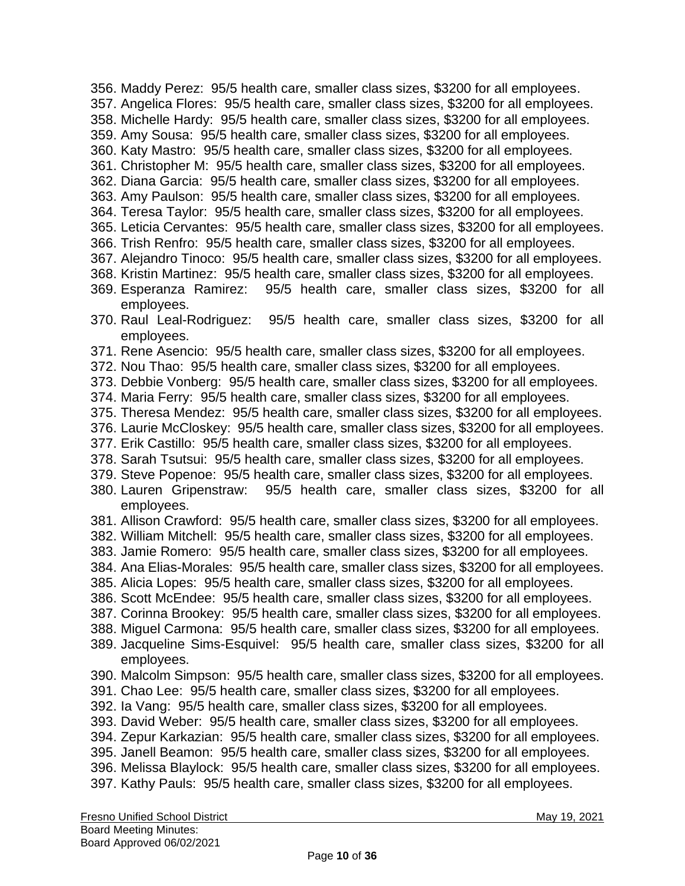356. Maddy Perez: 95/5 health care, smaller class sizes, $3200 for all employees.
357. Angelica Flores: 95/5 health care, smaller class sizes, $3200 for all employees.
358. Michelle Hardy: 95/5 health care, smaller class sizes, $3200 for all employees.
359. Amy Sousa: 95/5 health care, smaller class sizes, $3200 for all employees.
360. Katy Mastro: 95/5 health care, smaller class sizes, $3200 for all employees.
361. Christopher M: 95/5 health care, smaller class sizes, $3200 for all employees.
362. Diana Garcia: 95/5 health care, smaller class sizes, $3200 for all employees.
363. Amy Paulson: 95/5 health care, smaller class sizes, $3200 for all employees.
364. Teresa Taylor: 95/5 health care, smaller class sizes, $3200 for all employees.
365. Leticia Cervantes: 95/5 health care, smaller class sizes, $3200 for all employees.
366. Trish Renfro: 95/5 health care, smaller class sizes, $3200 for all employees.
367. Alejandro Tinoco: 95/5 health care, smaller class sizes, $3200 for all employees.
368. Kristin Martinez: 95/5 health care, smaller class sizes, $3200 for all employees.
369. Esperanza Ramirez: 95/5 health care, smaller class sizes, $3200 for all employees.
370. Raul Leal-Rodriguez: 95/5 health care, smaller class sizes, $3200 for all employees.
371. Rene Asencio: 95/5 health care, smaller class sizes, $3200 for all employees.
372. Nou Thao: 95/5 health care, smaller class sizes, $3200 for all employees.
373. Debbie Vonberg: 95/5 health care, smaller class sizes, $3200 for all employees.
374. Maria Ferry: 95/5 health care, smaller class sizes, $3200 for all employees.
375. Theresa Mendez: 95/5 health care, smaller class sizes, $3200 for all employees.
376. Laurie McCloskey: 95/5 health care, smaller class sizes, $3200 for all employees.
377. Erik Castillo: 95/5 health care, smaller class sizes, $3200 for all employees.
378. Sarah Tsutsui: 95/5 health care, smaller class sizes, $3200 for all employees.
379. Steve Popenoe: 95/5 health care, smaller class sizes, $3200 for all employees.
380. Lauren Gripenstraw: 95/5 health care, smaller class sizes, $3200 for all employees.
381. Allison Crawford: 95/5 health care, smaller class sizes, $3200 for all employees.
382. William Mitchell: 95/5 health care, smaller class sizes, $3200 for all employees.
383. Jamie Romero: 95/5 health care, smaller class sizes, $3200 for all employees.
384. Ana Elias-Morales: 95/5 health care, smaller class sizes, $3200 for all employees.
385. Alicia Lopes: 95/5 health care, smaller class sizes, $3200 for all employees.
386. Scott McEndee: 95/5 health care, smaller class sizes, $3200 for all employees.
387. Corinna Brookey: 95/5 health care, smaller class sizes, $3200 for all employees.
388. Miguel Carmona: 95/5 health care, smaller class sizes, $3200 for all employees.
389. Jacqueline Sims-Esquivel: 95/5 health care, smaller class sizes, $3200 for all employees.
390. Malcolm Simpson: 95/5 health care, smaller class sizes, $3200 for all employees.
391. Chao Lee: 95/5 health care, smaller class sizes, $3200 for all employees.
392. Ia Vang: 95/5 health care, smaller class sizes, $3200 for all employees.
393. David Weber: 95/5 health care, smaller class sizes, $3200 for all employees.
394. Zepur Karkazian: 95/5 health care, smaller class sizes, $3200 for all employees.
395. Janell Beamon: 95/5 health care, smaller class sizes, $3200 for all employees.
396. Melissa Blaylock: 95/5 health care, smaller class sizes, $3200 for all employees.
397. Kathy Pauls: 95/5 health care, smaller class sizes, $3200 for all employees.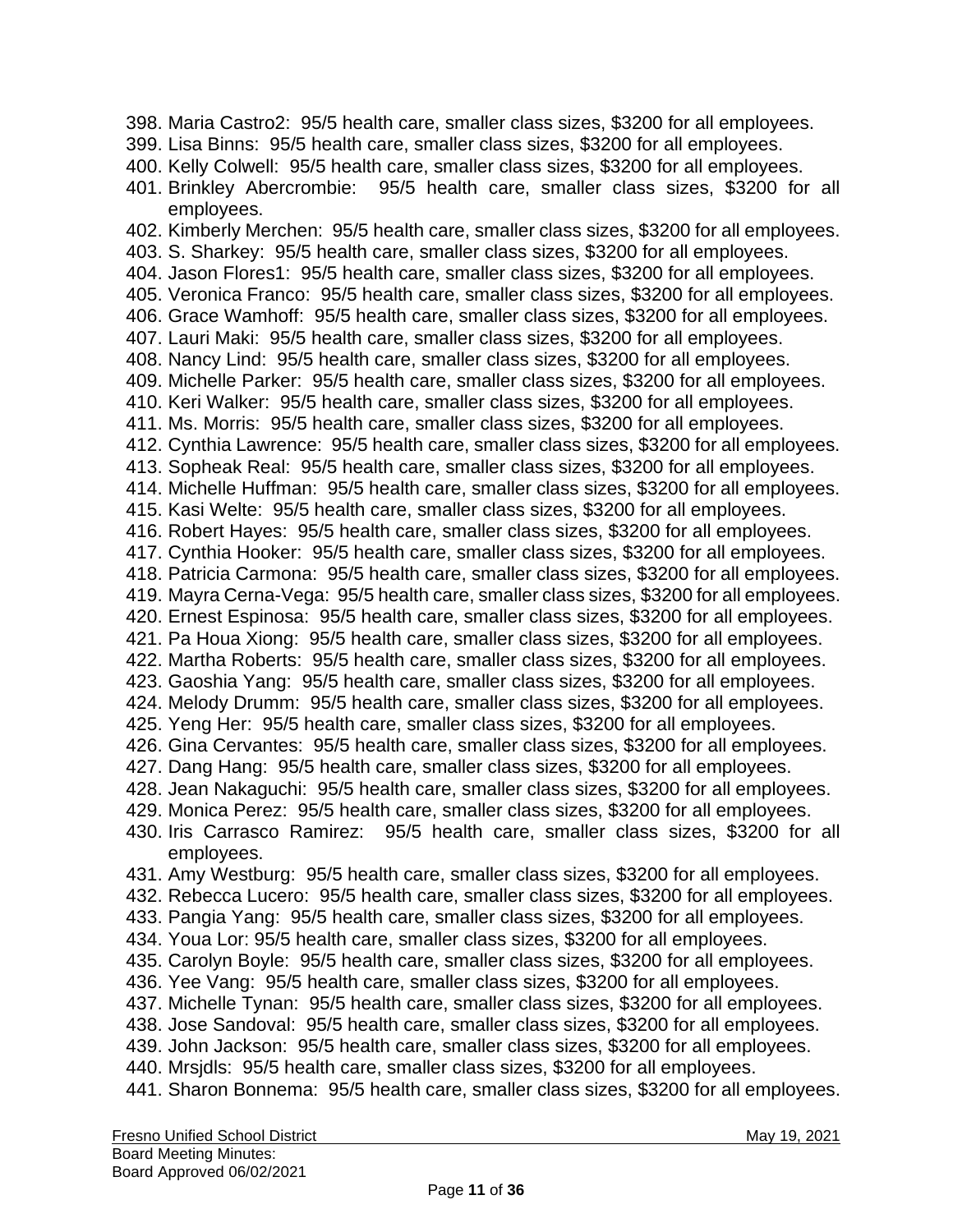398. Maria Castro2: 95/5 health care, smaller class sizes, $3200 for all employees.
399. Lisa Binns: 95/5 health care, smaller class sizes, $3200 for all employees.
400. Kelly Colwell: 95/5 health care, smaller class sizes, $3200 for all employees.
401. Brinkley Abercrombie: 95/5 health care, smaller class sizes, $3200 for all employees.
402. Kimberly Merchen: 95/5 health care, smaller class sizes, $3200 for all employees.
403. S. Sharkey: 95/5 health care, smaller class sizes, $3200 for all employees.
404. Jason Flores1: 95/5 health care, smaller class sizes, $3200 for all employees.
405. Veronica Franco: 95/5 health care, smaller class sizes, $3200 for all employees.
406. Grace Wamhoff: 95/5 health care, smaller class sizes, $3200 for all employees.
407. Lauri Maki: 95/5 health care, smaller class sizes, $3200 for all employees.
408. Nancy Lind: 95/5 health care, smaller class sizes, $3200 for all employees.
409. Michelle Parker: 95/5 health care, smaller class sizes, $3200 for all employees.
410. Keri Walker: 95/5 health care, smaller class sizes, $3200 for all employees.
411. Ms. Morris: 95/5 health care, smaller class sizes, $3200 for all employees.
412. Cynthia Lawrence: 95/5 health care, smaller class sizes, $3200 for all employees.
413. Sopheak Real: 95/5 health care, smaller class sizes, $3200 for all employees.
414. Michelle Huffman: 95/5 health care, smaller class sizes, $3200 for all employees.
415. Kasi Welte: 95/5 health care, smaller class sizes, $3200 for all employees.
416. Robert Hayes: 95/5 health care, smaller class sizes, $3200 for all employees.
417. Cynthia Hooker: 95/5 health care, smaller class sizes, $3200 for all employees.
418. Patricia Carmona: 95/5 health care, smaller class sizes, $3200 for all employees.
419. Mayra Cerna-Vega: 95/5 health care, smaller class sizes, $3200 for all employees.
420. Ernest Espinosa: 95/5 health care, smaller class sizes, $3200 for all employees.
421. Pa Houa Xiong: 95/5 health care, smaller class sizes, $3200 for all employees.
422. Martha Roberts: 95/5 health care, smaller class sizes, $3200 for all employees.
423. Gaoshia Yang: 95/5 health care, smaller class sizes, $3200 for all employees.
424. Melody Drumm: 95/5 health care, smaller class sizes, $3200 for all employees.
425. Yeng Her: 95/5 health care, smaller class sizes, $3200 for all employees.
426. Gina Cervantes: 95/5 health care, smaller class sizes, $3200 for all employees.
427. Dang Hang: 95/5 health care, smaller class sizes, $3200 for all employees.
428. Jean Nakaguchi: 95/5 health care, smaller class sizes, $3200 for all employees.
429. Monica Perez: 95/5 health care, smaller class sizes, $3200 for all employees.
430. Iris Carrasco Ramirez: 95/5 health care, smaller class sizes, $3200 for all employees.
431. Amy Westburg: 95/5 health care, smaller class sizes, $3200 for all employees.
432. Rebecca Lucero: 95/5 health care, smaller class sizes, $3200 for all employees.
433. Pangia Yang: 95/5 health care, smaller class sizes, $3200 for all employees.
434. Youa Lor: 95/5 health care, smaller class sizes, $3200 for all employees.
435. Carolyn Boyle: 95/5 health care, smaller class sizes, $3200 for all employees.
436. Yee Vang: 95/5 health care, smaller class sizes, $3200 for all employees.
437. Michelle Tynan: 95/5 health care, smaller class sizes, $3200 for all employees.
438. Jose Sandoval: 95/5 health care, smaller class sizes, $3200 for all employees.
439. John Jackson: 95/5 health care, smaller class sizes, $3200 for all employees.
440. Mrsjdls: 95/5 health care, smaller class sizes, $3200 for all employees.
441. Sharon Bonnema: 95/5 health care, smaller class sizes, $3200 for all employees.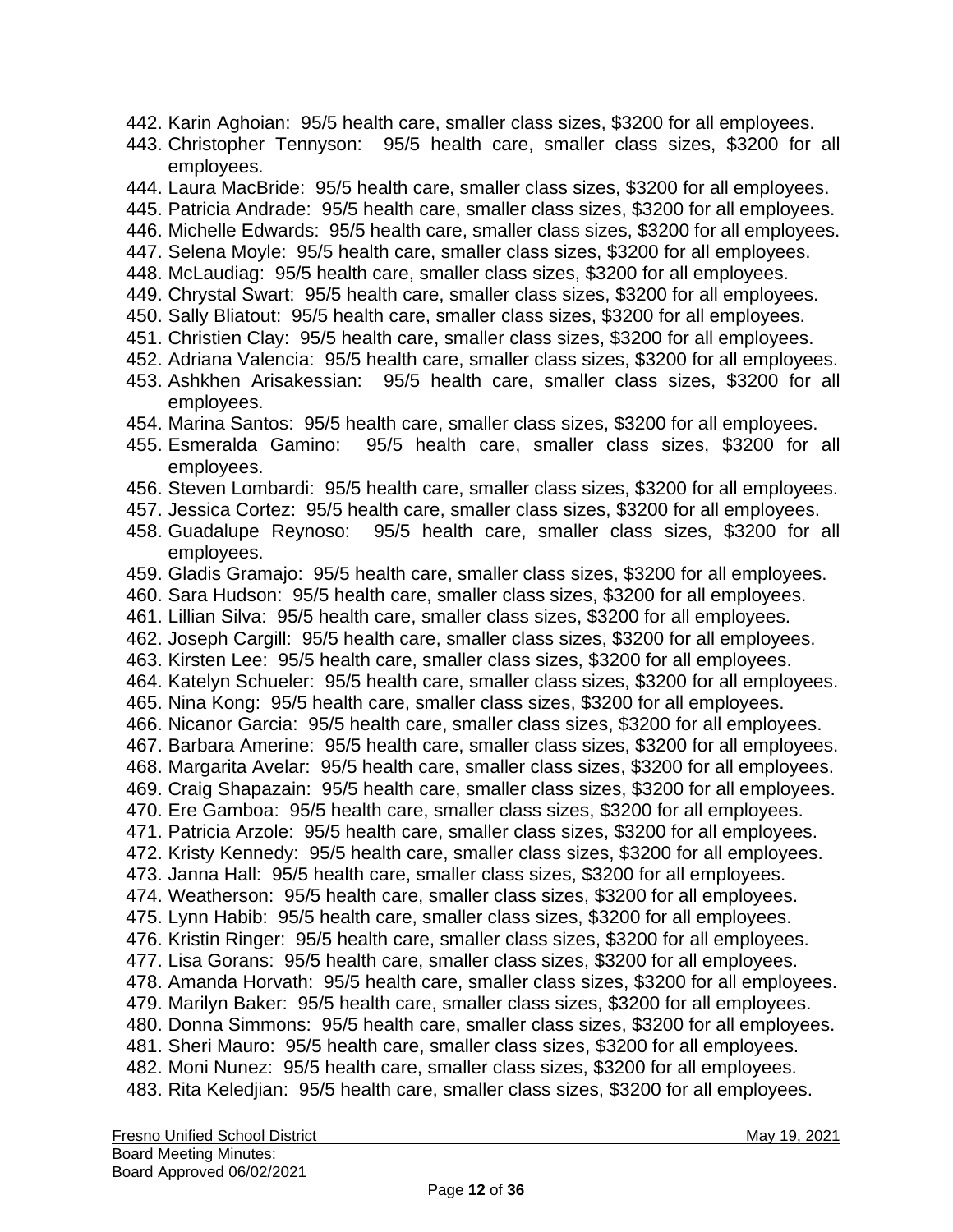442. Karin Aghoian: 95/5 health care, smaller class sizes, $3200 for all employees.
443. Christopher Tennyson: 95/5 health care, smaller class sizes, $3200 for all employees.
444. Laura MacBride: 95/5 health care, smaller class sizes, $3200 for all employees.
445. Patricia Andrade: 95/5 health care, smaller class sizes, $3200 for all employees.
446. Michelle Edwards: 95/5 health care, smaller class sizes, $3200 for all employees.
447. Selena Moyle: 95/5 health care, smaller class sizes, $3200 for all employees.
448. McLaudiag: 95/5 health care, smaller class sizes, $3200 for all employees.
449. Chrystal Swart: 95/5 health care, smaller class sizes, $3200 for all employees.
450. Sally Bliatout: 95/5 health care, smaller class sizes, $3200 for all employees.
451. Christien Clay: 95/5 health care, smaller class sizes, $3200 for all employees.
452. Adriana Valencia: 95/5 health care, smaller class sizes, $3200 for all employees.
453. Ashkhen Arisakessian: 95/5 health care, smaller class sizes, $3200 for all employees.
454. Marina Santos: 95/5 health care, smaller class sizes, $3200 for all employees.
455. Esmeralda Gamino: 95/5 health care, smaller class sizes, $3200 for all employees.
456. Steven Lombardi: 95/5 health care, smaller class sizes, $3200 for all employees.
457. Jessica Cortez: 95/5 health care, smaller class sizes, $3200 for all employees.
458. Guadalupe Reynoso: 95/5 health care, smaller class sizes, $3200 for all employees.
459. Gladis Gramajo: 95/5 health care, smaller class sizes, $3200 for all employees.
460. Sara Hudson: 95/5 health care, smaller class sizes, $3200 for all employees.
461. Lillian Silva: 95/5 health care, smaller class sizes, $3200 for all employees.
462. Joseph Cargill: 95/5 health care, smaller class sizes, $3200 for all employees.
463. Kirsten Lee: 95/5 health care, smaller class sizes, $3200 for all employees.
464. Katelyn Schueler: 95/5 health care, smaller class sizes, $3200 for all employees.
465. Nina Kong: 95/5 health care, smaller class sizes, $3200 for all employees.
466. Nicanor Garcia: 95/5 health care, smaller class sizes, $3200 for all employees.
467. Barbara Amerine: 95/5 health care, smaller class sizes, $3200 for all employees.
468. Margarita Avelar: 95/5 health care, smaller class sizes, $3200 for all employees.
469. Craig Shapazain: 95/5 health care, smaller class sizes, $3200 for all employees.
470. Ere Gamboa: 95/5 health care, smaller class sizes, $3200 for all employees.
471. Patricia Arzole: 95/5 health care, smaller class sizes, $3200 for all employees.
472. Kristy Kennedy: 95/5 health care, smaller class sizes, $3200 for all employees.
473. Janna Hall: 95/5 health care, smaller class sizes, $3200 for all employees.
474. Weatherson: 95/5 health care, smaller class sizes, $3200 for all employees.
475. Lynn Habib: 95/5 health care, smaller class sizes, $3200 for all employees.
476. Kristin Ringer: 95/5 health care, smaller class sizes, $3200 for all employees.
477. Lisa Gorans: 95/5 health care, smaller class sizes, $3200 for all employees.
478. Amanda Horvath: 95/5 health care, smaller class sizes, $3200 for all employees.
479. Marilyn Baker: 95/5 health care, smaller class sizes, $3200 for all employees.
480. Donna Simmons: 95/5 health care, smaller class sizes, $3200 for all employees.
481. Sheri Mauro: 95/5 health care, smaller class sizes, $3200 for all employees.
482. Moni Nunez: 95/5 health care, smaller class sizes, $3200 for all employees.
483. Rita Keledjian: 95/5 health care, smaller class sizes, $3200 for all employees.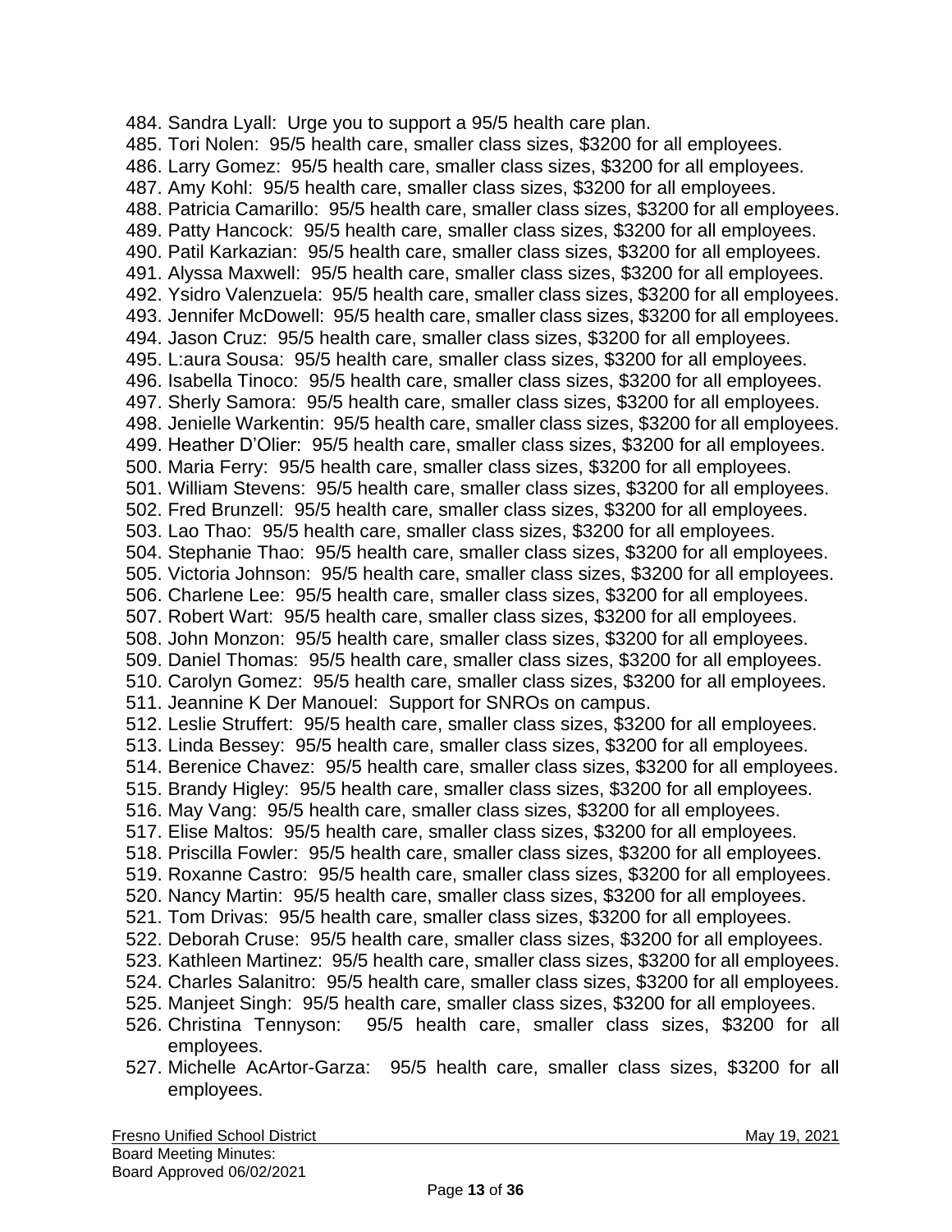484. Sandra Lyall: Urge you to support a 95/5 health care plan.
485. Tori Nolen: 95/5 health care, smaller class sizes, $3200 for all employees.
486. Larry Gomez: 95/5 health care, smaller class sizes, $3200 for all employees.
487. Amy Kohl: 95/5 health care, smaller class sizes, $3200 for all employees.
488. Patricia Camarillo: 95/5 health care, smaller class sizes, $3200 for all employees.
489. Patty Hancock: 95/5 health care, smaller class sizes, $3200 for all employees.
490. Patil Karkazian: 95/5 health care, smaller class sizes, $3200 for all employees.
491. Alyssa Maxwell: 95/5 health care, smaller class sizes, $3200 for all employees.
492. Ysidro Valenzuela: 95/5 health care, smaller class sizes, $3200 for all employees.
493. Jennifer McDowell: 95/5 health care, smaller class sizes, $3200 for all employees.
494. Jason Cruz: 95/5 health care, smaller class sizes, $3200 for all employees.
495. L:aura Sousa: 95/5 health care, smaller class sizes, $3200 for all employees.
496. Isabella Tinoco: 95/5 health care, smaller class sizes, $3200 for all employees.
497. Sherly Samora: 95/5 health care, smaller class sizes, $3200 for all employees.
498. Jenielle Warkentin: 95/5 health care, smaller class sizes, $3200 for all employees.
499. Heather D'Olier: 95/5 health care, smaller class sizes, $3200 for all employees.
500. Maria Ferry: 95/5 health care, smaller class sizes, $3200 for all employees.
501. William Stevens: 95/5 health care, smaller class sizes, $3200 for all employees.
502. Fred Brunzell: 95/5 health care, smaller class sizes, $3200 for all employees.
503. Lao Thao: 95/5 health care, smaller class sizes, $3200 for all employees.
504. Stephanie Thao: 95/5 health care, smaller class sizes, $3200 for all employees.
505. Victoria Johnson: 95/5 health care, smaller class sizes, $3200 for all employees.
506. Charlene Lee: 95/5 health care, smaller class sizes, $3200 for all employees.
507. Robert Wart: 95/5 health care, smaller class sizes, $3200 for all employees.
508. John Monzon: 95/5 health care, smaller class sizes, $3200 for all employees.
509. Daniel Thomas: 95/5 health care, smaller class sizes, $3200 for all employees.
510. Carolyn Gomez: 95/5 health care, smaller class sizes, $3200 for all employees.
511. Jeannine K Der Manouel: Support for SNROs on campus.
512. Leslie Struffert: 95/5 health care, smaller class sizes, $3200 for all employees.
513. Linda Bessey: 95/5 health care, smaller class sizes, $3200 for all employees.
514. Berenice Chavez: 95/5 health care, smaller class sizes, $3200 for all employees.
515. Brandy Higley: 95/5 health care, smaller class sizes, $3200 for all employees.
516. May Vang: 95/5 health care, smaller class sizes, $3200 for all employees.
517. Elise Maltos: 95/5 health care, smaller class sizes, $3200 for all employees.
518. Priscilla Fowler: 95/5 health care, smaller class sizes, $3200 for all employees.
519. Roxanne Castro: 95/5 health care, smaller class sizes, $3200 for all employees.
520. Nancy Martin: 95/5 health care, smaller class sizes, $3200 for all employees.
521. Tom Drivas: 95/5 health care, smaller class sizes, $3200 for all employees.
522. Deborah Cruse: 95/5 health care, smaller class sizes, $3200 for all employees.
523. Kathleen Martinez: 95/5 health care, smaller class sizes, $3200 for all employees.
524. Charles Salanitro: 95/5 health care, smaller class sizes, $3200 for all employees.
525. Manjeet Singh: 95/5 health care, smaller class sizes, $3200 for all employees.
526. Christina Tennyson: 95/5 health care, smaller class sizes, $3200 for all employees.
527. Michelle AcArtor-Garza: 95/5 health care, smaller class sizes, $3200 for all employees.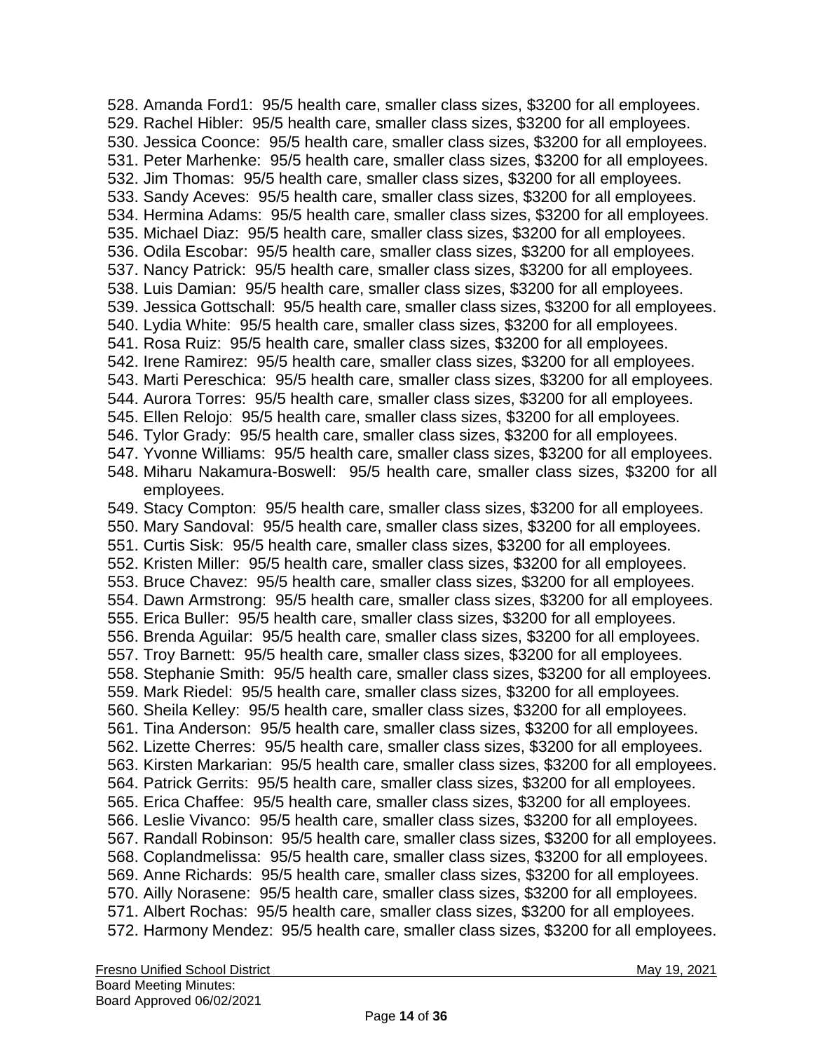528. Amanda Ford1: 95/5 health care, smaller class sizes, $3200 for all employees.
529. Rachel Hibler: 95/5 health care, smaller class sizes, $3200 for all employees.
530. Jessica Coonce: 95/5 health care, smaller class sizes, $3200 for all employees.
531. Peter Marhenke: 95/5 health care, smaller class sizes, $3200 for all employees.
532. Jim Thomas: 95/5 health care, smaller class sizes, $3200 for all employees.
533. Sandy Aceves: 95/5 health care, smaller class sizes, $3200 for all employees.
534. Hermina Adams: 95/5 health care, smaller class sizes, $3200 for all employees.
535. Michael Diaz: 95/5 health care, smaller class sizes, $3200 for all employees.
536. Odila Escobar: 95/5 health care, smaller class sizes, $3200 for all employees.
537. Nancy Patrick: 95/5 health care, smaller class sizes, $3200 for all employees.
538. Luis Damian: 95/5 health care, smaller class sizes, $3200 for all employees.
539. Jessica Gottschall: 95/5 health care, smaller class sizes, $3200 for all employees.
540. Lydia White: 95/5 health care, smaller class sizes, $3200 for all employees.
541. Rosa Ruiz: 95/5 health care, smaller class sizes, $3200 for all employees.
542. Irene Ramirez: 95/5 health care, smaller class sizes, $3200 for all employees.
543. Marti Pereschica: 95/5 health care, smaller class sizes, $3200 for all employees.
544. Aurora Torres: 95/5 health care, smaller class sizes, $3200 for all employees.
545. Ellen Relojo: 95/5 health care, smaller class sizes, $3200 for all employees.
546. Tylor Grady: 95/5 health care, smaller class sizes, $3200 for all employees.
547. Yvonne Williams: 95/5 health care, smaller class sizes, $3200 for all employees.
548. Miharu Nakamura-Boswell: 95/5 health care, smaller class sizes, $3200 for all employees.
549. Stacy Compton: 95/5 health care, smaller class sizes, $3200 for all employees.
550. Mary Sandoval: 95/5 health care, smaller class sizes, $3200 for all employees.
551. Curtis Sisk: 95/5 health care, smaller class sizes, $3200 for all employees.
552. Kristen Miller: 95/5 health care, smaller class sizes, $3200 for all employees.
553. Bruce Chavez: 95/5 health care, smaller class sizes, $3200 for all employees.
554. Dawn Armstrong: 95/5 health care, smaller class sizes, $3200 for all employees.
555. Erica Buller: 95/5 health care, smaller class sizes, $3200 for all employees.
556. Brenda Aguilar: 95/5 health care, smaller class sizes, $3200 for all employees.
557. Troy Barnett: 95/5 health care, smaller class sizes, $3200 for all employees.
558. Stephanie Smith: 95/5 health care, smaller class sizes, $3200 for all employees.
559. Mark Riedel: 95/5 health care, smaller class sizes, $3200 for all employees.
560. Sheila Kelley: 95/5 health care, smaller class sizes, $3200 for all employees.
561. Tina Anderson: 95/5 health care, smaller class sizes, $3200 for all employees.
562. Lizette Cherres: 95/5 health care, smaller class sizes, $3200 for all employees.
563. Kirsten Markarian: 95/5 health care, smaller class sizes, $3200 for all employees.
564. Patrick Gerrits: 95/5 health care, smaller class sizes, $3200 for all employees.
565. Erica Chaffee: 95/5 health care, smaller class sizes, $3200 for all employees.
566. Leslie Vivanco: 95/5 health care, smaller class sizes, $3200 for all employees.
567. Randall Robinson: 95/5 health care, smaller class sizes, $3200 for all employees.
568. Coplandmelissa: 95/5 health care, smaller class sizes, $3200 for all employees.
569. Anne Richards: 95/5 health care, smaller class sizes, $3200 for all employees.
570. Ailly Norasene: 95/5 health care, smaller class sizes, $3200 for all employees.
571. Albert Rochas: 95/5 health care, smaller class sizes, $3200 for all employees.
572. Harmony Mendez: 95/5 health care, smaller class sizes, $3200 for all employees.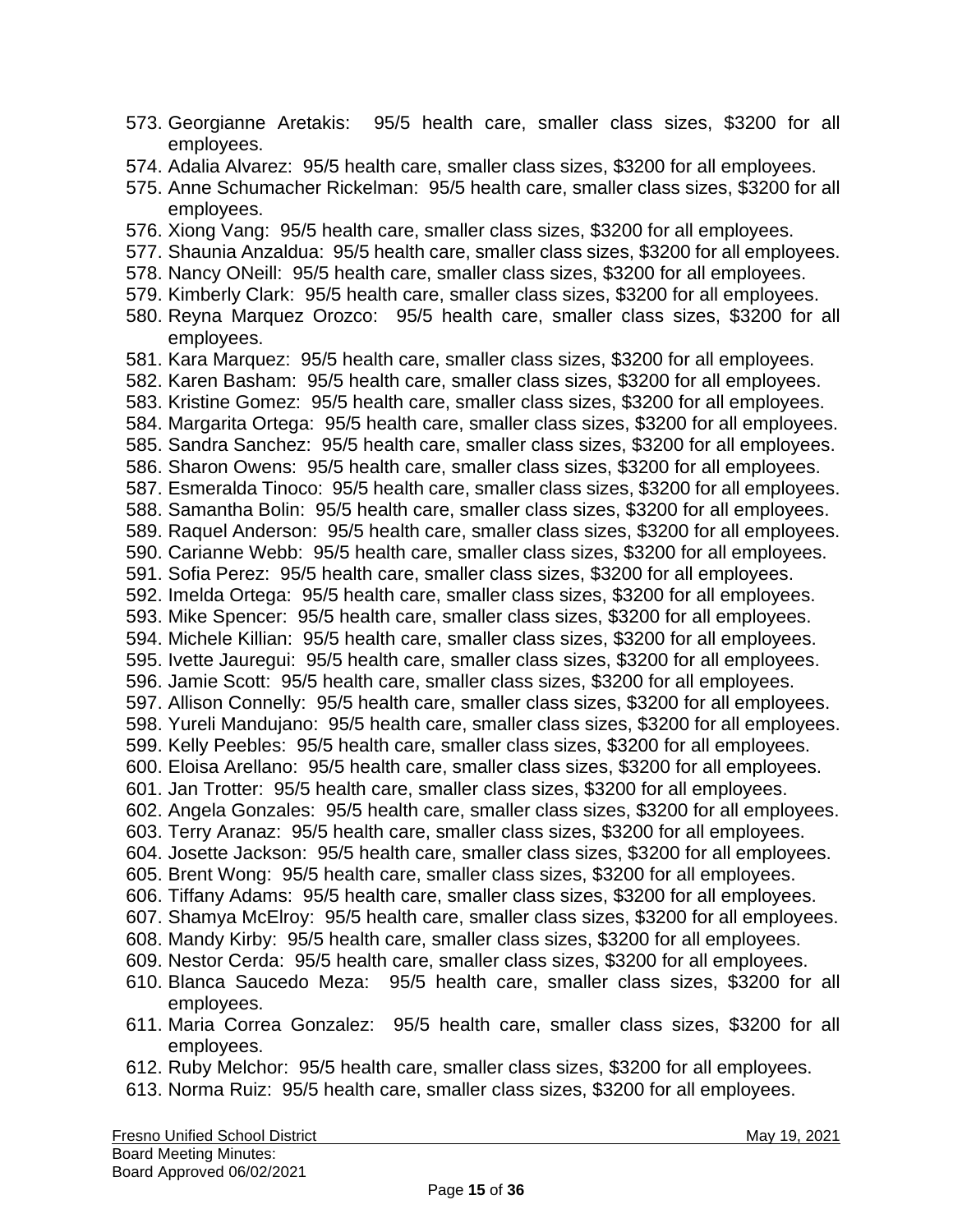573. Georgianne Aretakis: 95/5 health care, smaller class sizes, $3200 for all employees.
574. Adalia Alvarez: 95/5 health care, smaller class sizes, $3200 for all employees.
575. Anne Schumacher Rickelman: 95/5 health care, smaller class sizes, $3200 for all employees.
576. Xiong Vang: 95/5 health care, smaller class sizes, $3200 for all employees.
577. Shaunia Anzaldua: 95/5 health care, smaller class sizes, $3200 for all employees.
578. Nancy ONeill: 95/5 health care, smaller class sizes, $3200 for all employees.
579. Kimberly Clark: 95/5 health care, smaller class sizes, $3200 for all employees.
580. Reyna Marquez Orozco: 95/5 health care, smaller class sizes, $3200 for all employees.
581. Kara Marquez: 95/5 health care, smaller class sizes, $3200 for all employees.
582. Karen Basham: 95/5 health care, smaller class sizes, $3200 for all employees.
583. Kristine Gomez: 95/5 health care, smaller class sizes, $3200 for all employees.
584. Margarita Ortega: 95/5 health care, smaller class sizes, $3200 for all employees.
585. Sandra Sanchez: 95/5 health care, smaller class sizes, $3200 for all employees.
586. Sharon Owens: 95/5 health care, smaller class sizes, $3200 for all employees.
587. Esmeralda Tinoco: 95/5 health care, smaller class sizes, $3200 for all employees.
588. Samantha Bolin: 95/5 health care, smaller class sizes, $3200 for all employees.
589. Raquel Anderson: 95/5 health care, smaller class sizes, $3200 for all employees.
590. Carianne Webb: 95/5 health care, smaller class sizes, $3200 for all employees.
591. Sofia Perez: 95/5 health care, smaller class sizes, $3200 for all employees.
592. Imelda Ortega: 95/5 health care, smaller class sizes, $3200 for all employees.
593. Mike Spencer: 95/5 health care, smaller class sizes, $3200 for all employees.
594. Michele Killian: 95/5 health care, smaller class sizes, $3200 for all employees.
595. Ivette Jauregui: 95/5 health care, smaller class sizes, $3200 for all employees.
596. Jamie Scott: 95/5 health care, smaller class sizes, $3200 for all employees.
597. Allison Connelly: 95/5 health care, smaller class sizes, $3200 for all employees.
598. Yureli Mandujano: 95/5 health care, smaller class sizes, $3200 for all employees.
599. Kelly Peebles: 95/5 health care, smaller class sizes, $3200 for all employees.
600. Eloisa Arellano: 95/5 health care, smaller class sizes, $3200 for all employees.
601. Jan Trotter: 95/5 health care, smaller class sizes, $3200 for all employees.
602. Angela Gonzales: 95/5 health care, smaller class sizes, $3200 for all employees.
603. Terry Aranaz: 95/5 health care, smaller class sizes, $3200 for all employees.
604. Josette Jackson: 95/5 health care, smaller class sizes, $3200 for all employees.
605. Brent Wong: 95/5 health care, smaller class sizes, $3200 for all employees.
606. Tiffany Adams: 95/5 health care, smaller class sizes, $3200 for all employees.
607. Shamya McElroy: 95/5 health care, smaller class sizes, $3200 for all employees.
608. Mandy Kirby: 95/5 health care, smaller class sizes, $3200 for all employees.
609. Nestor Cerda: 95/5 health care, smaller class sizes, $3200 for all employees.
610. Blanca Saucedo Meza: 95/5 health care, smaller class sizes, $3200 for all employees.
611. Maria Correa Gonzalez: 95/5 health care, smaller class sizes, $3200 for all employees.
612. Ruby Melchor: 95/5 health care, smaller class sizes, $3200 for all employees.
613. Norma Ruiz: 95/5 health care, smaller class sizes, $3200 for all employees.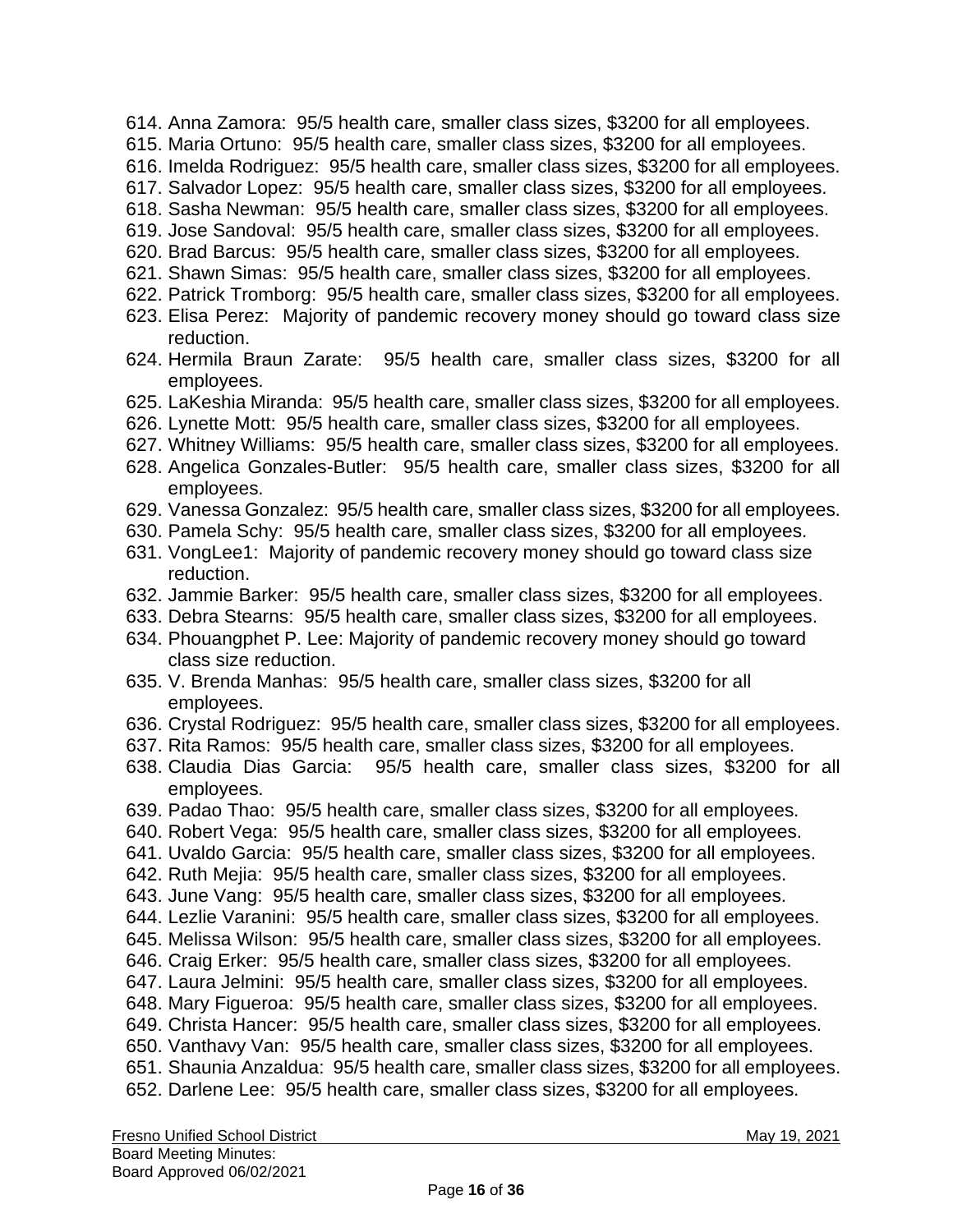614. Anna Zamora: 95/5 health care, smaller class sizes, $3200 for all employees.
615. Maria Ortuno: 95/5 health care, smaller class sizes, $3200 for all employees.
616. Imelda Rodriguez: 95/5 health care, smaller class sizes, $3200 for all employees.
617. Salvador Lopez: 95/5 health care, smaller class sizes, $3200 for all employees.
618. Sasha Newman: 95/5 health care, smaller class sizes, $3200 for all employees.
619. Jose Sandoval: 95/5 health care, smaller class sizes, $3200 for all employees.
620. Brad Barcus: 95/5 health care, smaller class sizes, $3200 for all employees.
621. Shawn Simas: 95/5 health care, smaller class sizes, $3200 for all employees.
622. Patrick Tromborg: 95/5 health care, smaller class sizes, $3200 for all employees.
623. Elisa Perez: Majority of pandemic recovery money should go toward class size reduction.
624. Hermila Braun Zarate: 95/5 health care, smaller class sizes, $3200 for all employees.
625. LaKeshia Miranda: 95/5 health care, smaller class sizes, $3200 for all employees.
626. Lynette Mott: 95/5 health care, smaller class sizes, $3200 for all employees.
627. Whitney Williams: 95/5 health care, smaller class sizes, $3200 for all employees.
628. Angelica Gonzales-Butler: 95/5 health care, smaller class sizes, $3200 for all employees.
629. Vanessa Gonzalez: 95/5 health care, smaller class sizes, $3200 for all employees.
630. Pamela Schy: 95/5 health care, smaller class sizes, $3200 for all employees.
631. VongLee1: Majority of pandemic recovery money should go toward class size reduction.
632. Jammie Barker: 95/5 health care, smaller class sizes, $3200 for all employees.
633. Debra Stearns: 95/5 health care, smaller class sizes, $3200 for all employees.
634. Phouangphet P. Lee: Majority of pandemic recovery money should go toward class size reduction.
635. V. Brenda Manhas: 95/5 health care, smaller class sizes, $3200 for all employees.
636. Crystal Rodriguez: 95/5 health care, smaller class sizes, $3200 for all employees.
637. Rita Ramos: 95/5 health care, smaller class sizes, $3200 for all employees.
638. Claudia Dias Garcia: 95/5 health care, smaller class sizes, $3200 for all employees.
639. Padao Thao: 95/5 health care, smaller class sizes, $3200 for all employees.
640. Robert Vega: 95/5 health care, smaller class sizes, $3200 for all employees.
641. Uvaldo Garcia: 95/5 health care, smaller class sizes, $3200 for all employees.
642. Ruth Mejia: 95/5 health care, smaller class sizes, $3200 for all employees.
643. June Vang: 95/5 health care, smaller class sizes, $3200 for all employees.
644. Lezlie Varanini: 95/5 health care, smaller class sizes, $3200 for all employees.
645. Melissa Wilson: 95/5 health care, smaller class sizes, $3200 for all employees.
646. Craig Erker: 95/5 health care, smaller class sizes, $3200 for all employees.
647. Laura Jelmini: 95/5 health care, smaller class sizes, $3200 for all employees.
648. Mary Figueroa: 95/5 health care, smaller class sizes, $3200 for all employees.
649. Christa Hancer: 95/5 health care, smaller class sizes, $3200 for all employees.
650. Vanthavy Van: 95/5 health care, smaller class sizes, $3200 for all employees.
651. Shaunia Anzaldua: 95/5 health care, smaller class sizes, $3200 for all employees.
652. Darlene Lee: 95/5 health care, smaller class sizes, $3200 for all employees.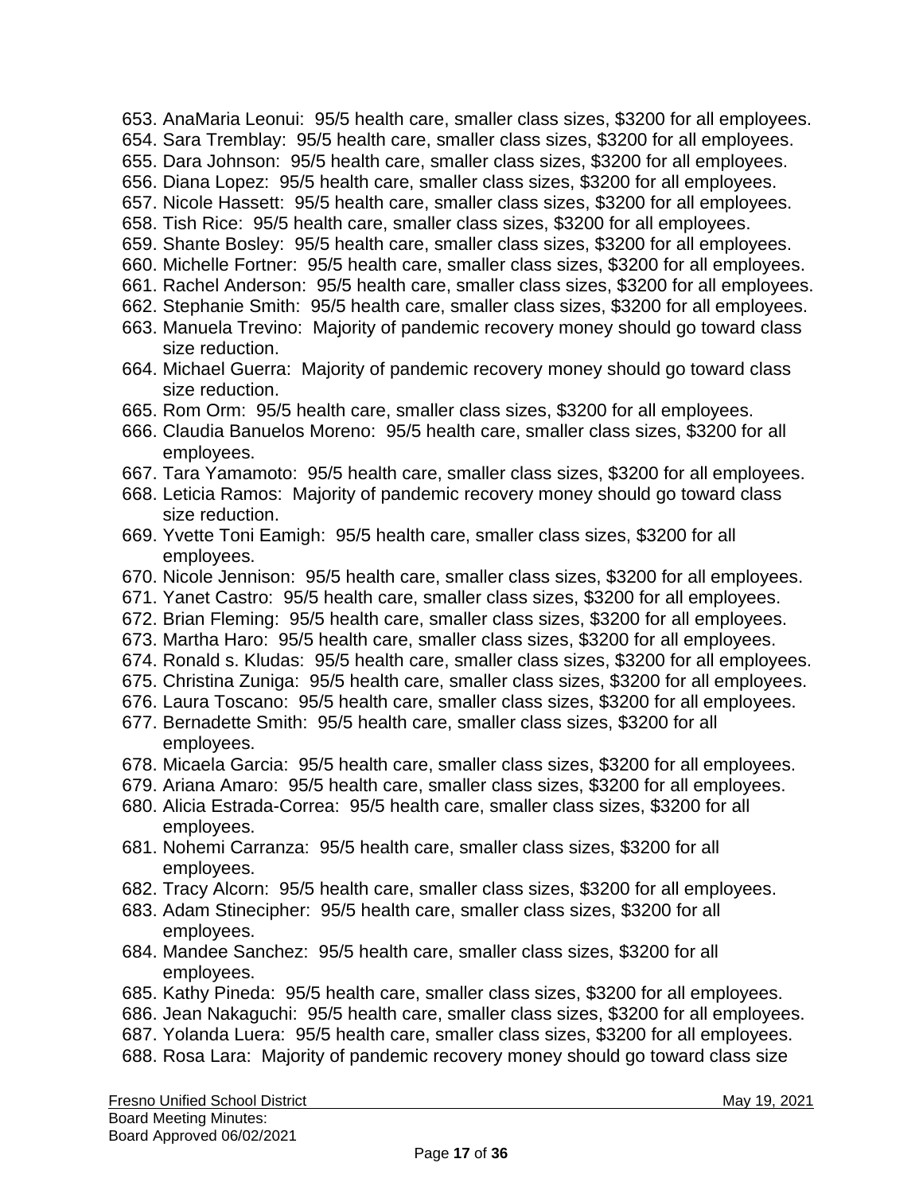653. AnaMaria Leonui:  95/5 health care, smaller class sizes, $3200 for all employees.
654. Sara Tremblay:  95/5 health care, smaller class sizes, $3200 for all employees.
655. Dara Johnson:  95/5 health care, smaller class sizes, $3200 for all employees.
656. Diana Lopez:  95/5 health care, smaller class sizes, $3200 for all employees.
657. Nicole Hassett:  95/5 health care, smaller class sizes, $3200 for all employees.
658. Tish Rice:  95/5 health care, smaller class sizes, $3200 for all employees.
659. Shante Bosley:  95/5 health care, smaller class sizes, $3200 for all employees.
660. Michelle Fortner:  95/5 health care, smaller class sizes, $3200 for all employees.
661. Rachel Anderson:  95/5 health care, smaller class sizes, $3200 for all employees.
662. Stephanie Smith:  95/5 health care, smaller class sizes, $3200 for all employees.
663. Manuela Trevino:  Majority of pandemic recovery money should go toward class size reduction.
664. Michael Guerra:  Majority of pandemic recovery money should go toward class size reduction.
665. Rom Orm:  95/5 health care, smaller class sizes, $3200 for all employees.
666. Claudia Banuelos Moreno:  95/5 health care, smaller class sizes, $3200 for all employees.
667. Tara Yamamoto:  95/5 health care, smaller class sizes, $3200 for all employees.
668. Leticia Ramos:  Majority of pandemic recovery money should go toward class size reduction.
669. Yvette Toni Eamigh:  95/5 health care, smaller class sizes, $3200 for all employees.
670. Nicole Jennison:  95/5 health care, smaller class sizes, $3200 for all employees.
671. Yanet Castro:  95/5 health care, smaller class sizes, $3200 for all employees.
672. Brian Fleming:  95/5 health care, smaller class sizes, $3200 for all employees.
673. Martha Haro:  95/5 health care, smaller class sizes, $3200 for all employees.
674. Ronald s. Kludas:  95/5 health care, smaller class sizes, $3200 for all employees.
675. Christina Zuniga:  95/5 health care, smaller class sizes, $3200 for all employees.
676. Laura Toscano:  95/5 health care, smaller class sizes, $3200 for all employees.
677. Bernadette Smith:  95/5 health care, smaller class sizes, $3200 for all employees.
678. Micaela Garcia:  95/5 health care, smaller class sizes, $3200 for all employees.
679. Ariana Amaro:  95/5 health care, smaller class sizes, $3200 for all employees.
680. Alicia Estrada-Correa:  95/5 health care, smaller class sizes, $3200 for all employees.
681. Nohemi Carranza:  95/5 health care, smaller class sizes, $3200 for all employees.
682. Tracy Alcorn:  95/5 health care, smaller class sizes, $3200 for all employees.
683. Adam Stinecipher:  95/5 health care, smaller class sizes, $3200 for all employees.
684. Mandee Sanchez:  95/5 health care, smaller class sizes, $3200 for all employees.
685. Kathy Pineda:  95/5 health care, smaller class sizes, $3200 for all employees.
686. Jean Nakaguchi:  95/5 health care, smaller class sizes, $3200 for all employees.
687. Yolanda Luera:  95/5 health care, smaller class sizes, $3200 for all employees.
688. Rosa Lara:  Majority of pandemic recovery money should go toward class size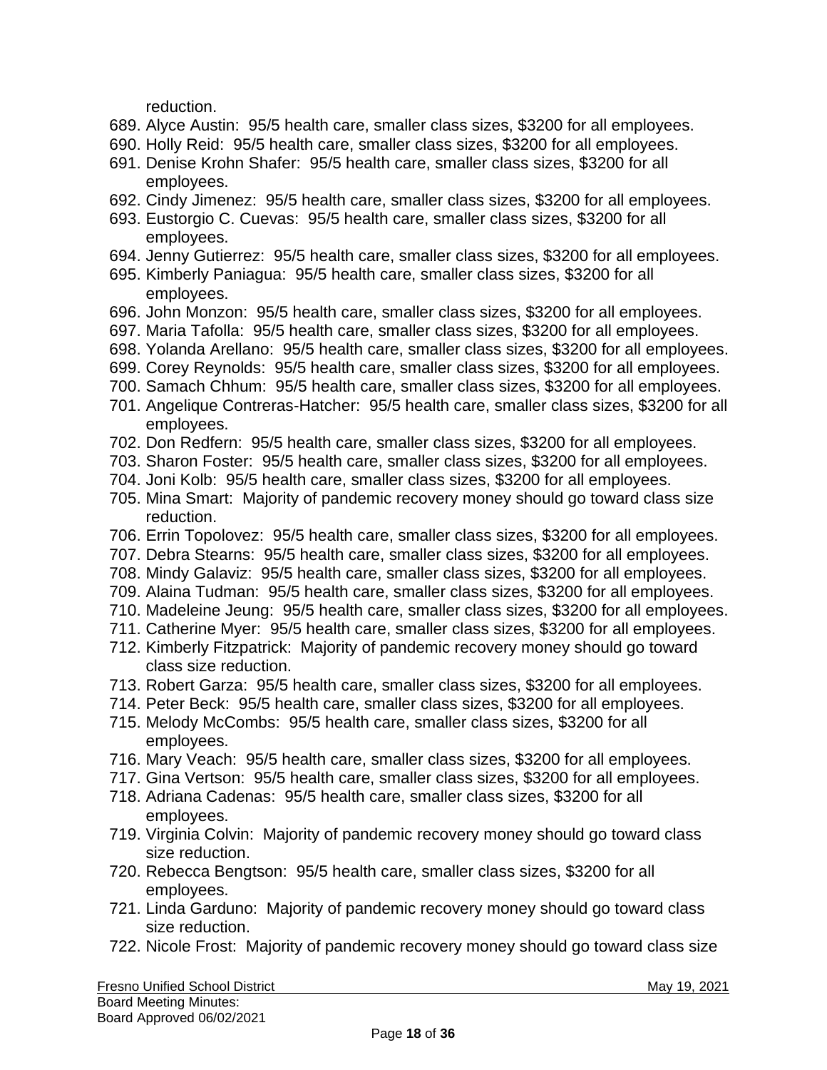reduction.

689. Alyce Austin: 95/5 health care, smaller class sizes, $3200 for all employees.
690. Holly Reid: 95/5 health care, smaller class sizes, $3200 for all employees.
691. Denise Krohn Shafer: 95/5 health care, smaller class sizes, $3200 for all employees.
692. Cindy Jimenez: 95/5 health care, smaller class sizes, $3200 for all employees.
693. Eustorgio C. Cuevas: 95/5 health care, smaller class sizes, $3200 for all employees.
694. Jenny Gutierrez: 95/5 health care, smaller class sizes, $3200 for all employees.
695. Kimberly Paniagua: 95/5 health care, smaller class sizes, $3200 for all employees.
696. John Monzon: 95/5 health care, smaller class sizes, $3200 for all employees.
697. Maria Tafolla: 95/5 health care, smaller class sizes, $3200 for all employees.
698. Yolanda Arellano: 95/5 health care, smaller class sizes, $3200 for all employees.
699. Corey Reynolds: 95/5 health care, smaller class sizes, $3200 for all employees.
700. Samach Chhum: 95/5 health care, smaller class sizes, $3200 for all employees.
701. Angelique Contreras-Hatcher: 95/5 health care, smaller class sizes, $3200 for all employees.
702. Don Redfern: 95/5 health care, smaller class sizes, $3200 for all employees.
703. Sharon Foster: 95/5 health care, smaller class sizes, $3200 for all employees.
704. Joni Kolb: 95/5 health care, smaller class sizes, $3200 for all employees.
705. Mina Smart: Majority of pandemic recovery money should go toward class size reduction.
706. Errin Topolovez: 95/5 health care, smaller class sizes, $3200 for all employees.
707. Debra Stearns: 95/5 health care, smaller class sizes, $3200 for all employees.
708. Mindy Galaviz: 95/5 health care, smaller class sizes, $3200 for all employees.
709. Alaina Tudman: 95/5 health care, smaller class sizes, $3200 for all employees.
710. Madeleine Jeung: 95/5 health care, smaller class sizes, $3200 for all employees.
711. Catherine Myer: 95/5 health care, smaller class sizes, $3200 for all employees.
712. Kimberly Fitzpatrick: Majority of pandemic recovery money should go toward class size reduction.
713. Robert Garza: 95/5 health care, smaller class sizes, $3200 for all employees.
714. Peter Beck: 95/5 health care, smaller class sizes, $3200 for all employees.
715. Melody McCombs: 95/5 health care, smaller class sizes, $3200 for all employees.
716. Mary Veach: 95/5 health care, smaller class sizes, $3200 for all employees.
717. Gina Vertson: 95/5 health care, smaller class sizes, $3200 for all employees.
718. Adriana Cadenas: 95/5 health care, smaller class sizes, $3200 for all employees.
719. Virginia Colvin: Majority of pandemic recovery money should go toward class size reduction.
720. Rebecca Bengtson: 95/5 health care, smaller class sizes, $3200 for all employees.
721. Linda Garduno: Majority of pandemic recovery money should go toward class size reduction.
722. Nicole Frost: Majority of pandemic recovery money should go toward class size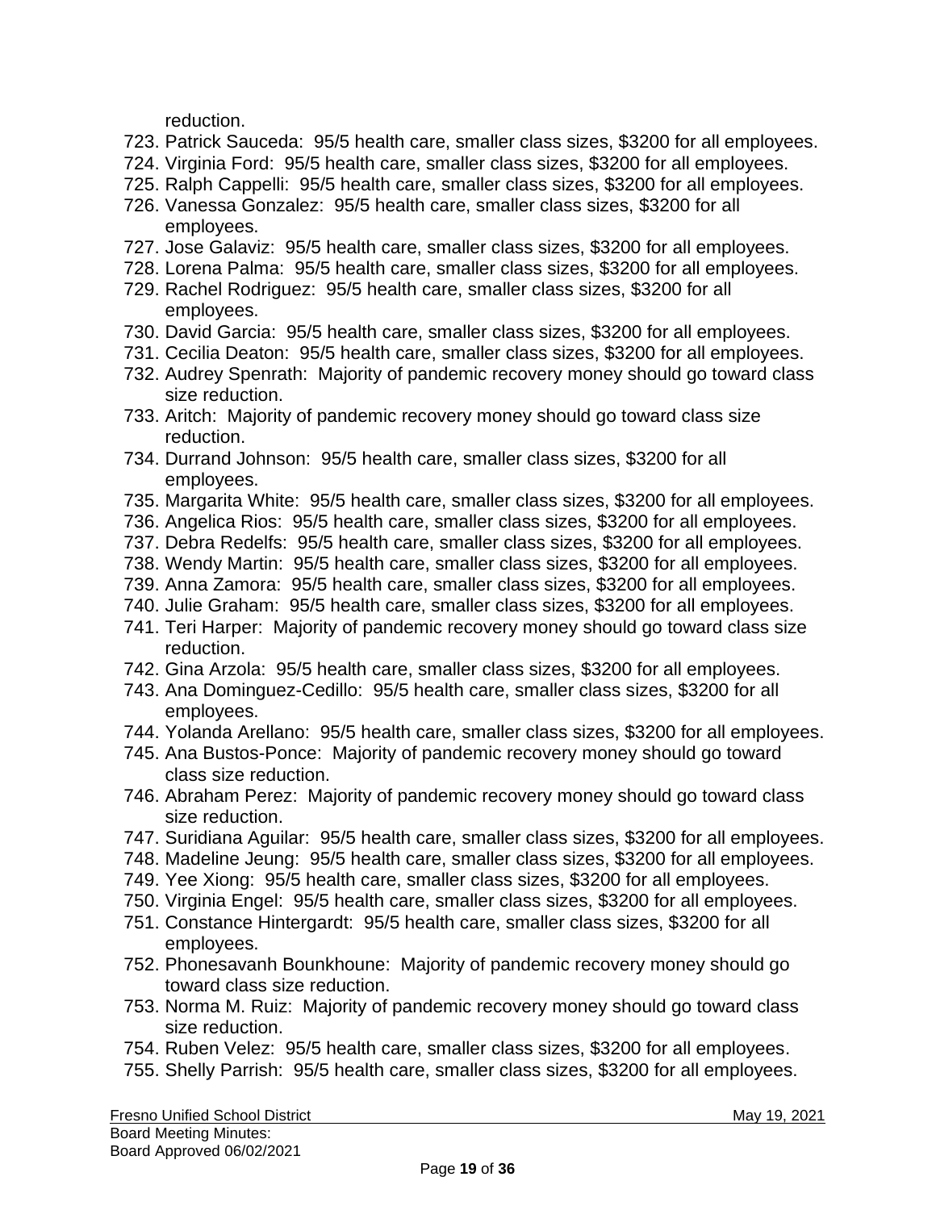reduction.

723. Patrick Sauceda: 95/5 health care, smaller class sizes, $3200 for all employees.
724. Virginia Ford: 95/5 health care, smaller class sizes, $3200 for all employees.
725. Ralph Cappelli: 95/5 health care, smaller class sizes, $3200 for all employees.
726. Vanessa Gonzalez: 95/5 health care, smaller class sizes, $3200 for all employees.
727. Jose Galaviz: 95/5 health care, smaller class sizes, $3200 for all employees.
728. Lorena Palma: 95/5 health care, smaller class sizes, $3200 for all employees.
729. Rachel Rodriguez: 95/5 health care, smaller class sizes, $3200 for all employees.
730. David Garcia: 95/5 health care, smaller class sizes, $3200 for all employees.
731. Cecilia Deaton: 95/5 health care, smaller class sizes, $3200 for all employees.
732. Audrey Spenrath: Majority of pandemic recovery money should go toward class size reduction.
733. Aritch: Majority of pandemic recovery money should go toward class size reduction.
734. Durrand Johnson: 95/5 health care, smaller class sizes, $3200 for all employees.
735. Margarita White: 95/5 health care, smaller class sizes, $3200 for all employees.
736. Angelica Rios: 95/5 health care, smaller class sizes, $3200 for all employees.
737. Debra Redelfs: 95/5 health care, smaller class sizes, $3200 for all employees.
738. Wendy Martin: 95/5 health care, smaller class sizes, $3200 for all employees.
739. Anna Zamora: 95/5 health care, smaller class sizes, $3200 for all employees.
740. Julie Graham: 95/5 health care, smaller class sizes, $3200 for all employees.
741. Teri Harper: Majority of pandemic recovery money should go toward class size reduction.
742. Gina Arzola: 95/5 health care, smaller class sizes, $3200 for all employees.
743. Ana Dominguez-Cedillo: 95/5 health care, smaller class sizes, $3200 for all employees.
744. Yolanda Arellano: 95/5 health care, smaller class sizes, $3200 for all employees.
745. Ana Bustos-Ponce: Majority of pandemic recovery money should go toward class size reduction.
746. Abraham Perez: Majority of pandemic recovery money should go toward class size reduction.
747. Suridiana Aguilar: 95/5 health care, smaller class sizes, $3200 for all employees.
748. Madeline Jeung: 95/5 health care, smaller class sizes, $3200 for all employees.
749. Yee Xiong: 95/5 health care, smaller class sizes, $3200 for all employees.
750. Virginia Engel: 95/5 health care, smaller class sizes, $3200 for all employees.
751. Constance Hintergardt: 95/5 health care, smaller class sizes, $3200 for all employees.
752. Phonesavanh Bounkhoune: Majority of pandemic recovery money should go toward class size reduction.
753. Norma M. Ruiz: Majority of pandemic recovery money should go toward class size reduction.
754. Ruben Velez: 95/5 health care, smaller class sizes, $3200 for all employees.
755. Shelly Parrish: 95/5 health care, smaller class sizes, $3200 for all employees.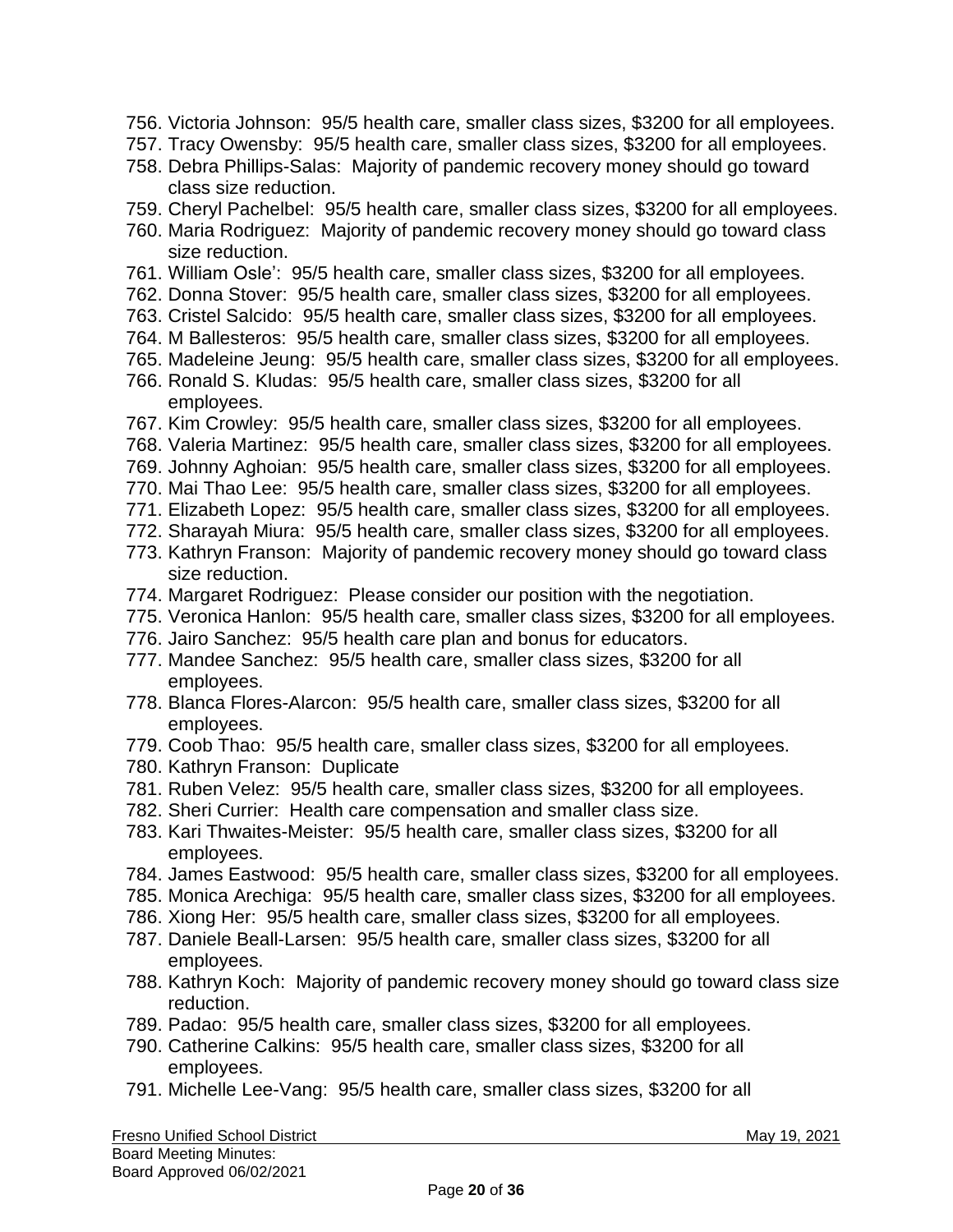756. Victoria Johnson: 95/5 health care, smaller class sizes, $3200 for all employees.
757. Tracy Owensby: 95/5 health care, smaller class sizes, $3200 for all employees.
758. Debra Phillips-Salas: Majority of pandemic recovery money should go toward class size reduction.
759. Cheryl Pachelbel: 95/5 health care, smaller class sizes, $3200 for all employees.
760. Maria Rodriguez: Majority of pandemic recovery money should go toward class size reduction.
761. William Osle': 95/5 health care, smaller class sizes, $3200 for all employees.
762. Donna Stover: 95/5 health care, smaller class sizes, $3200 for all employees.
763. Cristel Salcido: 95/5 health care, smaller class sizes, $3200 for all employees.
764. M Ballesteros: 95/5 health care, smaller class sizes, $3200 for all employees.
765. Madeleine Jeung: 95/5 health care, smaller class sizes, $3200 for all employees.
766. Ronald S. Kludas: 95/5 health care, smaller class sizes, $3200 for all employees.
767. Kim Crowley: 95/5 health care, smaller class sizes, $3200 for all employees.
768. Valeria Martinez: 95/5 health care, smaller class sizes, $3200 for all employees.
769. Johnny Aghoian: 95/5 health care, smaller class sizes, $3200 for all employees.
770. Mai Thao Lee: 95/5 health care, smaller class sizes, $3200 for all employees.
771. Elizabeth Lopez: 95/5 health care, smaller class sizes, $3200 for all employees.
772. Sharayah Miura: 95/5 health care, smaller class sizes, $3200 for all employees.
773. Kathryn Franson: Majority of pandemic recovery money should go toward class size reduction.
774. Margaret Rodriguez: Please consider our position with the negotiation.
775. Veronica Hanlon: 95/5 health care, smaller class sizes, $3200 for all employees.
776. Jairo Sanchez: 95/5 health care plan and bonus for educators.
777. Mandee Sanchez: 95/5 health care, smaller class sizes, $3200 for all employees.
778. Blanca Flores-Alarcon: 95/5 health care, smaller class sizes, $3200 for all employees.
779. Coob Thao: 95/5 health care, smaller class sizes, $3200 for all employees.
780. Kathryn Franson: Duplicate
781. Ruben Velez: 95/5 health care, smaller class sizes, $3200 for all employees.
782. Sheri Currier: Health care compensation and smaller class size.
783. Kari Thwaites-Meister: 95/5 health care, smaller class sizes, $3200 for all employees.
784. James Eastwood: 95/5 health care, smaller class sizes, $3200 for all employees.
785. Monica Arechiga: 95/5 health care, smaller class sizes, $3200 for all employees.
786. Xiong Her: 95/5 health care, smaller class sizes, $3200 for all employees.
787. Daniele Beall-Larsen: 95/5 health care, smaller class sizes, $3200 for all employees.
788. Kathryn Koch: Majority of pandemic recovery money should go toward class size reduction.
789. Padao: 95/5 health care, smaller class sizes, $3200 for all employees.
790. Catherine Calkins: 95/5 health care, smaller class sizes, $3200 for all employees.
791. Michelle Lee-Vang: 95/5 health care, smaller class sizes, $3200 for all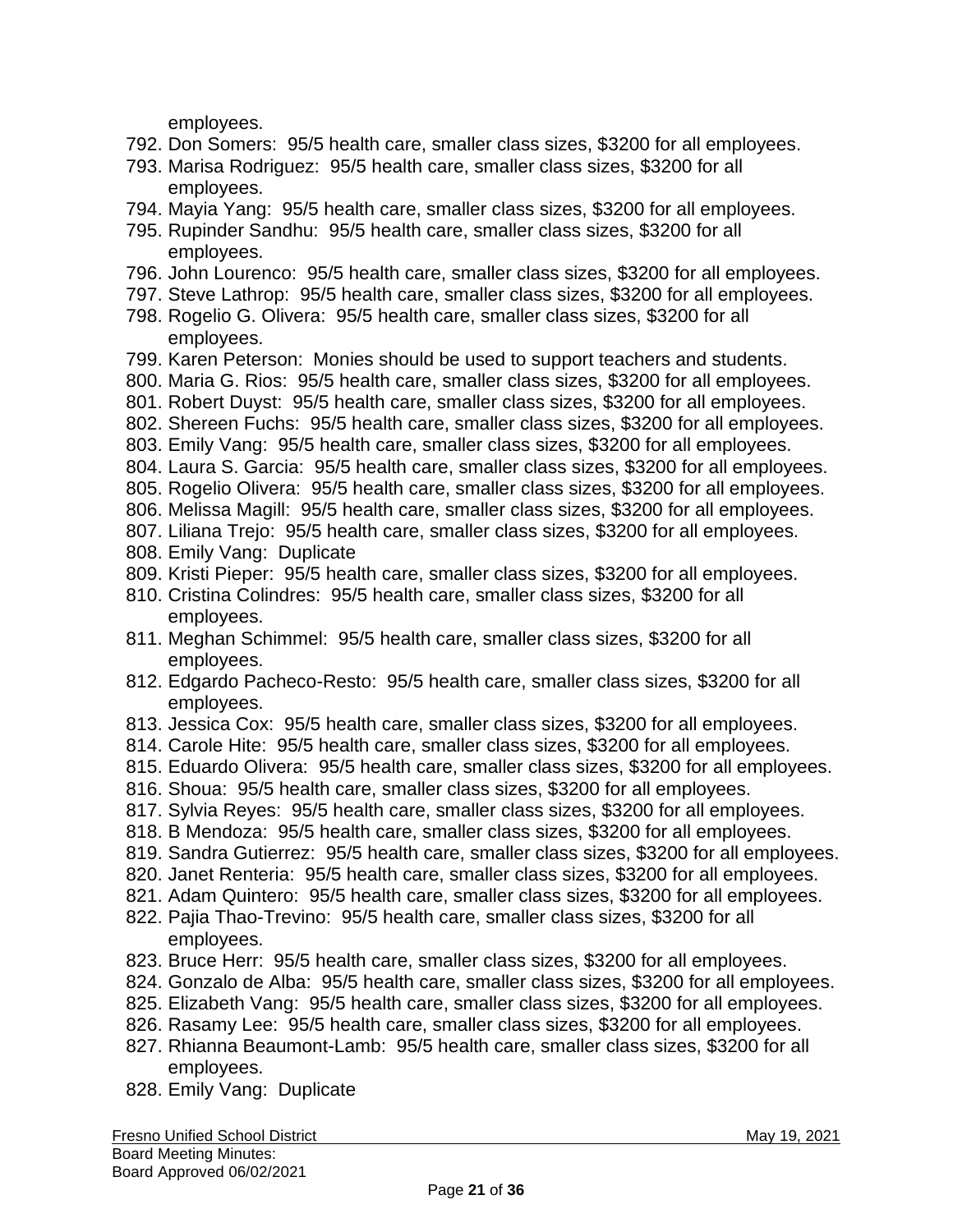employees.

792. Don Somers: 95/5 health care, smaller class sizes, $3200 for all employees.
793. Marisa Rodriguez: 95/5 health care, smaller class sizes, $3200 for all employees.
794. Mayia Yang: 95/5 health care, smaller class sizes, $3200 for all employees.
795. Rupinder Sandhu: 95/5 health care, smaller class sizes, $3200 for all employees.
796. John Lourenco: 95/5 health care, smaller class sizes, $3200 for all employees.
797. Steve Lathrop: 95/5 health care, smaller class sizes, $3200 for all employees.
798. Rogelio G. Olivera: 95/5 health care, smaller class sizes, $3200 for all employees.
799. Karen Peterson: Monies should be used to support teachers and students.
800. Maria G. Rios: 95/5 health care, smaller class sizes, $3200 for all employees.
801. Robert Duyst: 95/5 health care, smaller class sizes, $3200 for all employees.
802. Shereen Fuchs: 95/5 health care, smaller class sizes, $3200 for all employees.
803. Emily Vang: 95/5 health care, smaller class sizes, $3200 for all employees.
804. Laura S. Garcia: 95/5 health care, smaller class sizes, $3200 for all employees.
805. Rogelio Olivera: 95/5 health care, smaller class sizes, $3200 for all employees.
806. Melissa Magill: 95/5 health care, smaller class sizes, $3200 for all employees.
807. Liliana Trejo: 95/5 health care, smaller class sizes, $3200 for all employees.
808. Emily Vang: Duplicate
809. Kristi Pieper: 95/5 health care, smaller class sizes, $3200 for all employees.
810. Cristina Colindres: 95/5 health care, smaller class sizes, $3200 for all employees.
811. Meghan Schimmel: 95/5 health care, smaller class sizes, $3200 for all employees.
812. Edgardo Pacheco-Resto: 95/5 health care, smaller class sizes, $3200 for all employees.
813. Jessica Cox: 95/5 health care, smaller class sizes, $3200 for all employees.
814. Carole Hite: 95/5 health care, smaller class sizes, $3200 for all employees.
815. Eduardo Olivera: 95/5 health care, smaller class sizes, $3200 for all employees.
816. Shoua: 95/5 health care, smaller class sizes, $3200 for all employees.
817. Sylvia Reyes: 95/5 health care, smaller class sizes, $3200 for all employees.
818. B Mendoza: 95/5 health care, smaller class sizes, $3200 for all employees.
819. Sandra Gutierrez: 95/5 health care, smaller class sizes, $3200 for all employees.
820. Janet Renteria: 95/5 health care, smaller class sizes, $3200 for all employees.
821. Adam Quintero: 95/5 health care, smaller class sizes, $3200 for all employees.
822. Pajia Thao-Trevino: 95/5 health care, smaller class sizes, $3200 for all employees.
823. Bruce Herr: 95/5 health care, smaller class sizes, $3200 for all employees.
824. Gonzalo de Alba: 95/5 health care, smaller class sizes, $3200 for all employees.
825. Elizabeth Vang: 95/5 health care, smaller class sizes, $3200 for all employees.
826. Rasamy Lee: 95/5 health care, smaller class sizes, $3200 for all employees.
827. Rhianna Beaumont-Lamb: 95/5 health care, smaller class sizes, $3200 for all employees.
828. Emily Vang: Duplicate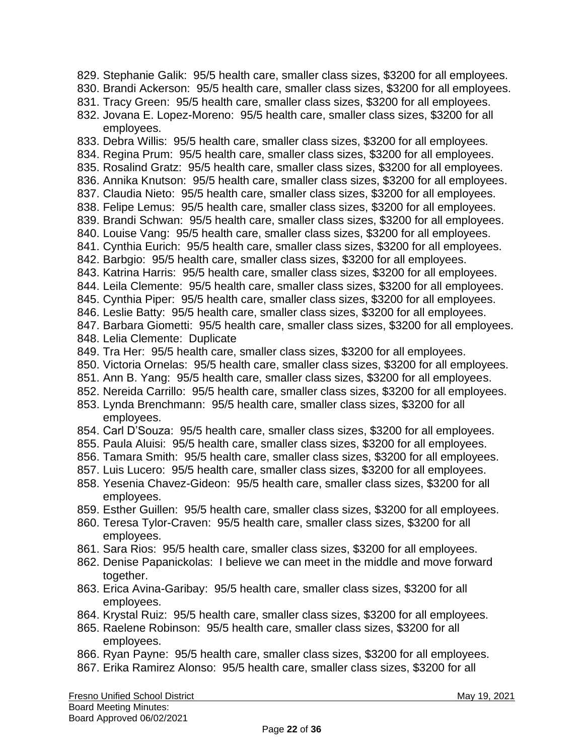829. Stephanie Galik: 95/5 health care, smaller class sizes, $3200 for all employees.
830. Brandi Ackerson: 95/5 health care, smaller class sizes, $3200 for all employees.
831. Tracy Green: 95/5 health care, smaller class sizes, $3200 for all employees.
832. Jovana E. Lopez-Moreno: 95/5 health care, smaller class sizes, $3200 for all employees.
833. Debra Willis: 95/5 health care, smaller class sizes, $3200 for all employees.
834. Regina Prum: 95/5 health care, smaller class sizes, $3200 for all employees.
835. Rosalind Gratz: 95/5 health care, smaller class sizes, $3200 for all employees.
836. Annika Knutson: 95/5 health care, smaller class sizes, $3200 for all employees.
837. Claudia Nieto: 95/5 health care, smaller class sizes, $3200 for all employees.
838. Felipe Lemus: 95/5 health care, smaller class sizes, $3200 for all employees.
839. Brandi Schwan: 95/5 health care, smaller class sizes, $3200 for all employees.
840. Louise Vang: 95/5 health care, smaller class sizes, $3200 for all employees.
841. Cynthia Eurich: 95/5 health care, smaller class sizes, $3200 for all employees.
842. Barbgio: 95/5 health care, smaller class sizes, $3200 for all employees.
843. Katrina Harris: 95/5 health care, smaller class sizes, $3200 for all employees.
844. Leila Clemente: 95/5 health care, smaller class sizes, $3200 for all employees.
845. Cynthia Piper: 95/5 health care, smaller class sizes, $3200 for all employees.
846. Leslie Batty: 95/5 health care, smaller class sizes, $3200 for all employees.
847. Barbara Giometti: 95/5 health care, smaller class sizes, $3200 for all employees.
848. Lelia Clemente: Duplicate
849. Tra Her: 95/5 health care, smaller class sizes, $3200 for all employees.
850. Victoria Ornelas: 95/5 health care, smaller class sizes, $3200 for all employees.
851. Ann B. Yang: 95/5 health care, smaller class sizes, $3200 for all employees.
852. Nereida Carrillo: 95/5 health care, smaller class sizes, $3200 for all employees.
853. Lynda Brenchmann: 95/5 health care, smaller class sizes, $3200 for all employees.
854. Carl D'Souza: 95/5 health care, smaller class sizes, $3200 for all employees.
855. Paula Aluisi: 95/5 health care, smaller class sizes, $3200 for all employees.
856. Tamara Smith: 95/5 health care, smaller class sizes, $3200 for all employees.
857. Luis Lucero: 95/5 health care, smaller class sizes, $3200 for all employees.
858. Yesenia Chavez-Gideon: 95/5 health care, smaller class sizes, $3200 for all employees.
859. Esther Guillen: 95/5 health care, smaller class sizes, $3200 for all employees.
860. Teresa Tylor-Craven: 95/5 health care, smaller class sizes, $3200 for all employees.
861. Sara Rios: 95/5 health care, smaller class sizes, $3200 for all employees.
862. Denise Papanickolas: I believe we can meet in the middle and move forward together.
863. Erica Avina-Garibay: 95/5 health care, smaller class sizes, $3200 for all employees.
864. Krystal Ruiz: 95/5 health care, smaller class sizes, $3200 for all employees.
865. Raelene Robinson: 95/5 health care, smaller class sizes, $3200 for all employees.
866. Ryan Payne: 95/5 health care, smaller class sizes, $3200 for all employees.
867. Erika Ramirez Alonso: 95/5 health care, smaller class sizes, $3200 for all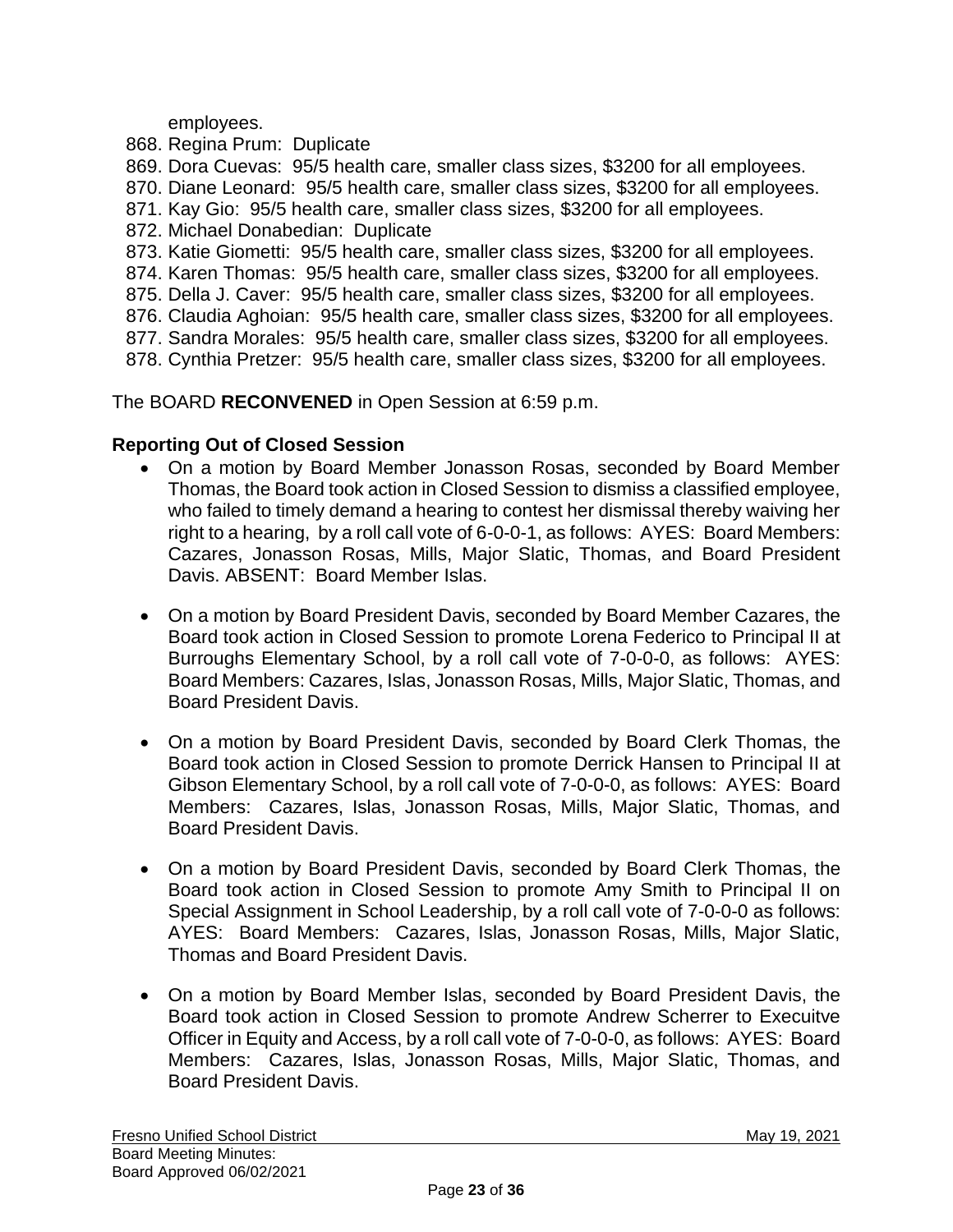employees.

868. Regina Prum: Duplicate
869. Dora Cuevas: 95/5 health care, smaller class sizes, $3200 for all employees.
870. Diane Leonard: 95/5 health care, smaller class sizes, $3200 for all employees.
871. Kay Gio: 95/5 health care, smaller class sizes, $3200 for all employees.
872. Michael Donabedian: Duplicate
873. Katie Giometti: 95/5 health care, smaller class sizes, $3200 for all employees.
874. Karen Thomas: 95/5 health care, smaller class sizes, $3200 for all employees.
875. Della J. Caver: 95/5 health care, smaller class sizes, $3200 for all employees.
876. Claudia Aghoian: 95/5 health care, smaller class sizes, $3200 for all employees.
877. Sandra Morales: 95/5 health care, smaller class sizes, $3200 for all employees.
878. Cynthia Pretzer: 95/5 health care, smaller class sizes, $3200 for all employees.

The BOARD **RECONVENED** in Open Session at 6:59 p.m.

**Reporting Out of Closed Session**

- On a motion by Board Member Jonasson Rosas, seconded by Board Member Thomas, the Board took action in Closed Session to dismiss a classified employee, who failed to timely demand a hearing to contest her dismissal thereby waiving her right to a hearing, by a roll call vote of 6-0-0-1, as follows: AYES: Board Members: Cazares, Jonasson Rosas, Mills, Major Slatic, Thomas, and Board President Davis. ABSENT: Board Member Islas.

- On a motion by Board President Davis, seconded by Board Member Cazares, the Board took action in Closed Session to promote Lorena Federico to Principal II at Burroughs Elementary School, by a roll call vote of 7-0-0-0, as follows: AYES: Board Members: Cazares, Islas, Jonasson Rosas, Mills, Major Slatic, Thomas, and Board President Davis.

- On a motion by Board President Davis, seconded by Board Clerk Thomas, the Board took action in Closed Session to promote Derrick Hansen to Principal II at Gibson Elementary School, by a roll call vote of 7-0-0-0, as follows: AYES: Board Members: Cazares, Islas, Jonasson Rosas, Mills, Major Slatic, Thomas, and Board President Davis.

- On a motion by Board President Davis, seconded by Board Clerk Thomas, the Board took action in Closed Session to promote Amy Smith to Principal II on Special Assignment in School Leadership, by a roll call vote of 7-0-0-0 as follows: AYES: Board Members: Cazares, Islas, Jonasson Rosas, Mills, Major Slatic, Thomas and Board President Davis.

- On a motion by Board Member Islas, seconded by Board President Davis, the Board took action in Closed Session to promote Andrew Scherrer to Execuitve Officer in Equity and Access, by a roll call vote of 7-0-0-0, as follows: AYES: Board Members: Cazares, Islas, Jonasson Rosas, Mills, Major Slatic, Thomas, and Board President Davis.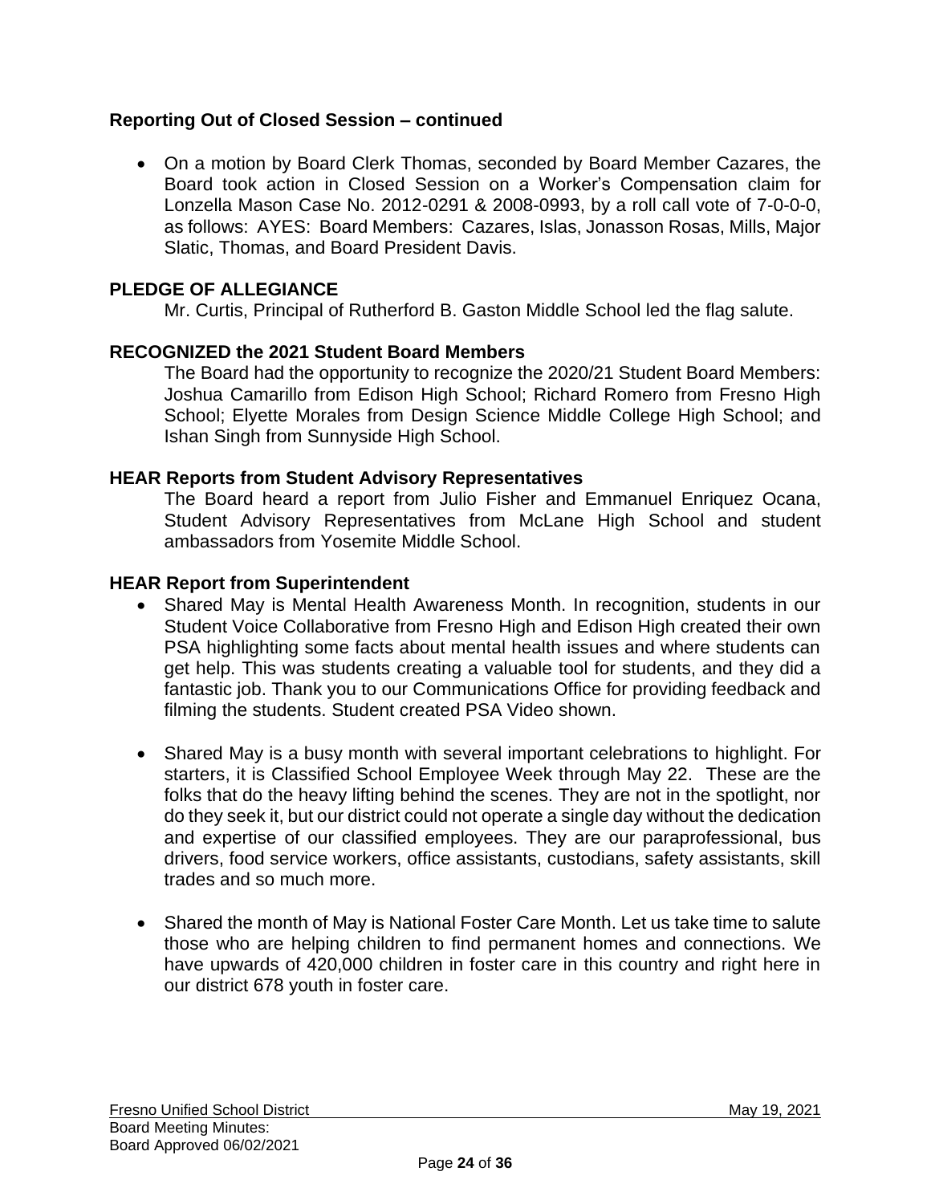**Reporting Out of Closed Session – continued**

- On a motion by Board Clerk Thomas, seconded by Board Member Cazares, the Board took action in Closed Session on a Worker's Compensation claim for Lonzella Mason Case No. 2012-0291 & 2008-0993, by a roll call vote of 7-0-0-0, as follows: AYES: Board Members: Cazares, Islas, Jonasson Rosas, Mills, Major Slatic, Thomas, and Board President Davis.

**PLEDGE OF ALLEGIANCE**

Mr. Curtis, Principal of Rutherford B. Gaston Middle School led the flag salute.

**RECOGNIZED the 2021 Student Board Members**

The Board had the opportunity to recognize the 2020/21 Student Board Members: Joshua Camarillo from Edison High School; Richard Romero from Fresno High School; Elyette Morales from Design Science Middle College High School; and Ishan Singh from Sunnyside High School.

**HEAR Reports from Student Advisory Representatives**

The Board heard a report from Julio Fisher and Emmanuel Enriquez Ocana, Student Advisory Representatives from McLane High School and student ambassadors from Yosemite Middle School.

**HEAR Report from Superintendent**

- Shared May is Mental Health Awareness Month. In recognition, students in our Student Voice Collaborative from Fresno High and Edison High created their own PSA highlighting some facts about mental health issues and where students can get help. This was students creating a valuable tool for students, and they did a fantastic job. Thank you to our Communications Office for providing feedback and filming the students. Student created PSA Video shown.

- Shared May is a busy month with several important celebrations to highlight. For starters, it is Classified School Employee Week through May 22. These are the folks that do the heavy lifting behind the scenes. They are not in the spotlight, nor do they seek it, but our district could not operate a single day without the dedication and expertise of our classified employees. They are our paraprofessional, bus drivers, food service workers, office assistants, custodians, safety assistants, skill trades and so much more.

- Shared the month of May is National Foster Care Month. Let us take time to salute those who are helping children to find permanent homes and connections. We have upwards of 420,000 children in foster care in this country and right here in our district 678 youth in foster care.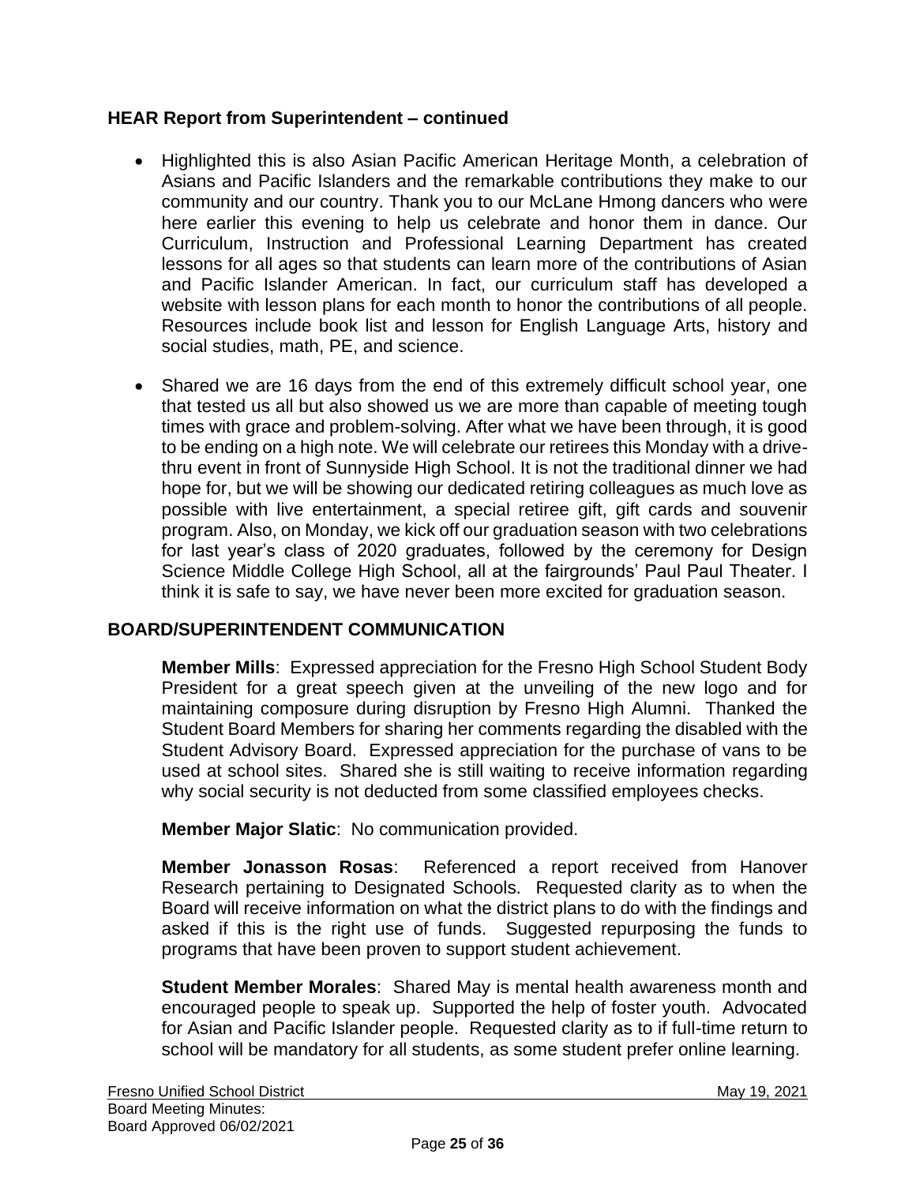### HEAR Report from Superintendent – continued

- Highlighted this is also Asian Pacific American Heritage Month, a celebration of Asians and Pacific Islanders and the remarkable contributions they make to our community and our country. Thank you to our McLane Hmong dancers who were here earlier this evening to help us celebrate and honor them in dance. Our Curriculum, Instruction and Professional Learning Department has created lessons for all ages so that students can learn more of the contributions of Asian and Pacific Islander American. In fact, our curriculum staff has developed a website with lesson plans for each month to honor the contributions of all people. Resources include book list and lesson for English Language Arts, history and social studies, math, PE, and science.

- Shared we are 16 days from the end of this extremely difficult school year, one that tested us all but also showed us we are more than capable of meeting tough times with grace and problem-solving. After what we have been through, it is good to be ending on a high note. We will celebrate our retirees this Monday with a drive-thru event in front of Sunnyside High School. It is not the traditional dinner we had hope for, but we will be showing our dedicated retiring colleagues as much love as possible with live entertainment, a special retiree gift, gift cards and souvenir program. Also, on Monday, we kick off our graduation season with two celebrations for last year's class of 2020 graduates, followed by the ceremony for Design Science Middle College High School, all at the fairgrounds' Paul Paul Theater. I think it is safe to say, we have never been more excited for graduation season.

### BOARD/SUPERINTENDENT COMMUNICATION

**Member Mills**: Expressed appreciation for the Fresno High School Student Body President for a great speech given at the unveiling of the new logo and for maintaining composure during disruption by Fresno High Alumni. Thanked the Student Board Members for sharing her comments regarding the disabled with the Student Advisory Board. Expressed appreciation for the purchase of vans to be used at school sites. Shared she is still waiting to receive information regarding why social security is not deducted from some classified employees checks.

**Member Major Slatic**: No communication provided.

**Member Jonasson Rosas**: Referenced a report received from Hanover Research pertaining to Designated Schools. Requested clarity as to when the Board will receive information on what the district plans to do with the findings and asked if this is the right use of funds. Suggested repurposing the funds to programs that have been proven to support student achievement.

**Student Member Morales**: Shared May is mental health awareness month and encouraged people to speak up. Supported the help of foster youth. Advocated for Asian and Pacific Islander people. Requested clarity as to if full-time return to school will be mandatory for all students, as some student prefer online learning.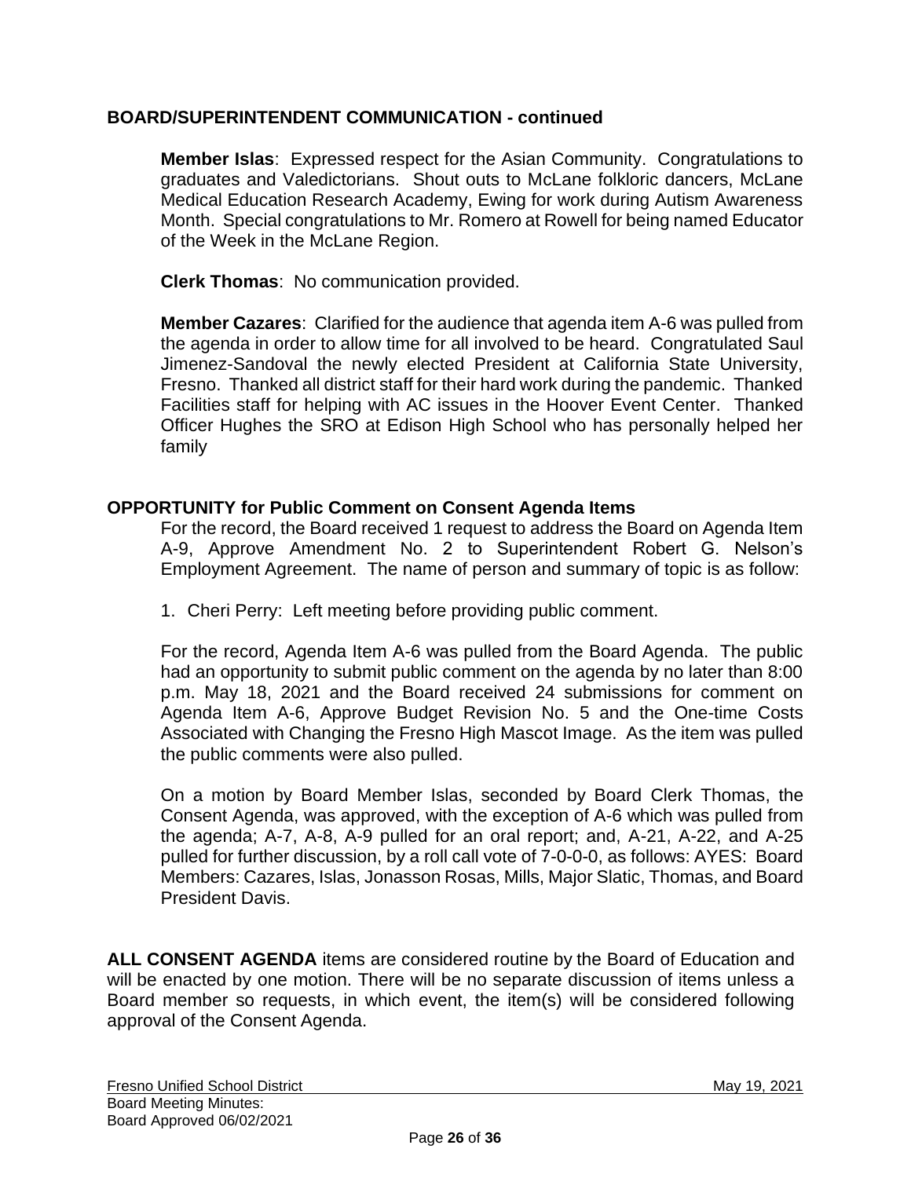## BOARD/SUPERINTENDENT COMMUNICATION - continued

**Member Islas**: Expressed respect for the Asian Community. Congratulations to graduates and Valedictorians. Shout outs to McLane folkloric dancers, McLane Medical Education Research Academy, Ewing for work during Autism Awareness Month. Special congratulations to Mr. Romero at Rowell for being named Educator of the Week in the McLane Region.

**Clerk Thomas**: No communication provided.

**Member Cazares**: Clarified for the audience that agenda item A-6 was pulled from the agenda in order to allow time for all involved to be heard. Congratulated Saul Jimenez-Sandoval the newly elected President at California State University, Fresno. Thanked all district staff for their hard work during the pandemic. Thanked Facilities staff for helping with AC issues in the Hoover Event Center. Thanked Officer Hughes the SRO at Edison High School who has personally helped her family

## OPPORTUNITY for Public Comment on Consent Agenda Items

For the record, the Board received 1 request to address the Board on Agenda Item A-9, Approve Amendment No. 2 to Superintendent Robert G. Nelson's Employment Agreement. The name of person and summary of topic is as follow:

1. Cheri Perry: Left meeting before providing public comment.

For the record, Agenda Item A-6 was pulled from the Board Agenda. The public had an opportunity to submit public comment on the agenda by no later than 8:00 p.m. May 18, 2021 and the Board received 24 submissions for comment on Agenda Item A-6, Approve Budget Revision No. 5 and the One-time Costs Associated with Changing the Fresno High Mascot Image. As the item was pulled the public comments were also pulled.

On a motion by Board Member Islas, seconded by Board Clerk Thomas, the Consent Agenda, was approved, with the exception of A-6 which was pulled from the agenda; A-7, A-8, A-9 pulled for an oral report; and, A-21, A-22, and A-25 pulled for further discussion, by a roll call vote of 7-0-0-0, as follows: AYES: Board Members: Cazares, Islas, Jonasson Rosas, Mills, Major Slatic, Thomas, and Board President Davis.

**ALL CONSENT AGENDA** items are considered routine by the Board of Education and will be enacted by one motion. There will be no separate discussion of items unless a Board member so requests, in which event, the item(s) will be considered following approval of the Consent Agenda.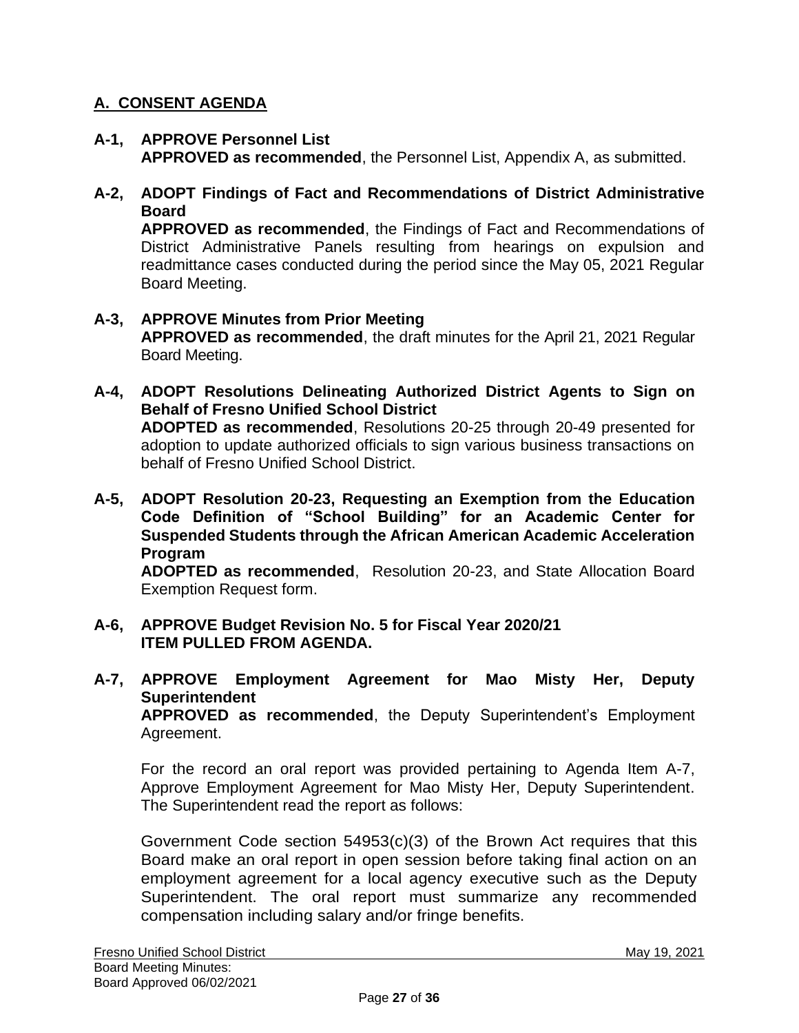## A. CONSENT AGENDA

**A-1, APPROVE Personnel List**
**APPROVED as recommended**, the Personnel List, Appendix A, as submitted.

**A-2, ADOPT Findings of Fact and Recommendations of District Administrative Board**
**APPROVED as recommended**, the Findings of Fact and Recommendations of District Administrative Panels resulting from hearings on expulsion and readmittance cases conducted during the period since the May 05, 2021 Regular Board Meeting.

**A-3, APPROVE Minutes from Prior Meeting**
**APPROVED as recommended**, the draft minutes for the April 21, 2021 Regular Board Meeting.

**A-4, ADOPT Resolutions Delineating Authorized District Agents to Sign on Behalf of Fresno Unified School District**
**ADOPTED as recommended**, Resolutions 20-25 through 20-49 presented for adoption to update authorized officials to sign various business transactions on behalf of Fresno Unified School District.

**A-5, ADOPT Resolution 20-23, Requesting an Exemption from the Education Code Definition of "School Building" for an Academic Center for Suspended Students through the African American Academic Acceleration Program**
**ADOPTED as recommended**, Resolution 20-23, and State Allocation Board Exemption Request form.

**A-6, APPROVE Budget Revision No. 5 for Fiscal Year 2020/21**
**ITEM PULLED FROM AGENDA.**

**A-7, APPROVE Employment Agreement for Mao Misty Her, Deputy Superintendent**
**APPROVED as recommended**, the Deputy Superintendent's Employment Agreement.

For the record an oral report was provided pertaining to Agenda Item A-7, Approve Employment Agreement for Mao Misty Her, Deputy Superintendent. The Superintendent read the report as follows:

Government Code section 54953(c)(3) of the Brown Act requires that this Board make an oral report in open session before taking final action on an employment agreement for a local agency executive such as the Deputy Superintendent. The oral report must summarize any recommended compensation including salary and/or fringe benefits.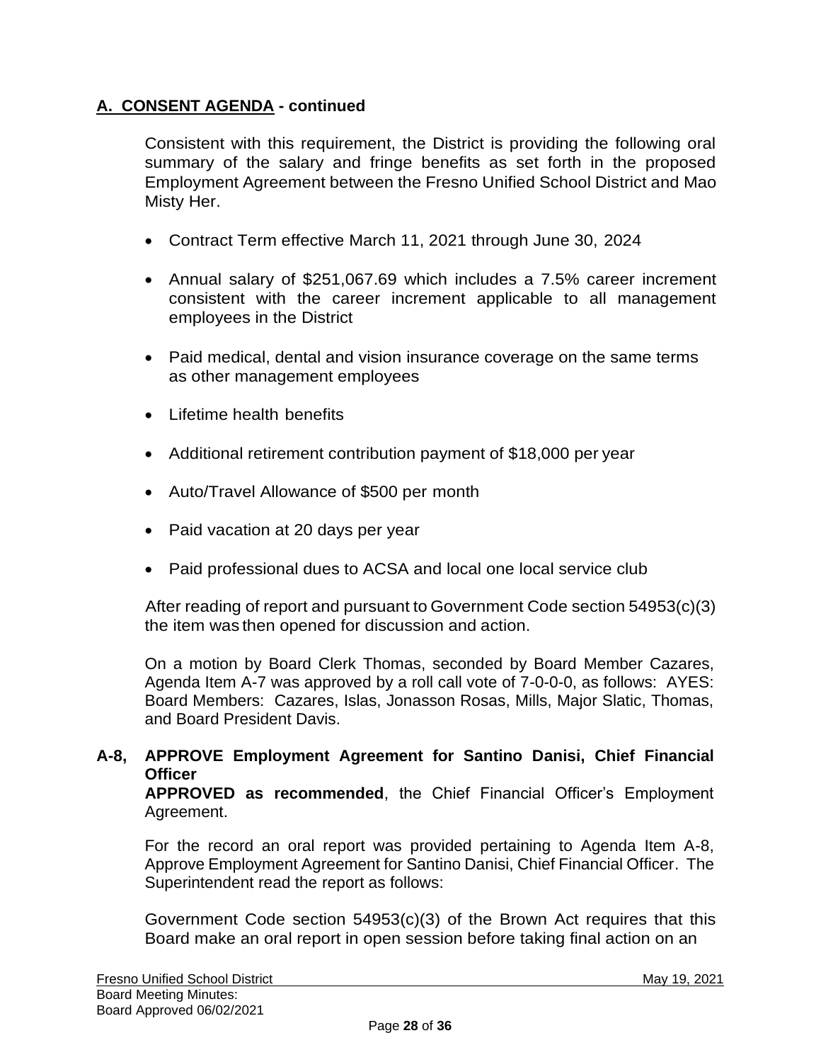## A. CONSENT AGENDA - continued

Consistent with this requirement, the District is providing the following oral summary of the salary and fringe benefits as set forth in the proposed Employment Agreement between the Fresno Unified School District and Mao Misty Her.

- Contract Term effective March 11, 2021 through June 30, 2024
- Annual salary of $251,067.69 which includes a 7.5% career increment consistent with the career increment applicable to all management employees in the District
- Paid medical, dental and vision insurance coverage on the same terms as other management employees
- Lifetime health benefits
- Additional retirement contribution payment of $18,000 per year
- Auto/Travel Allowance of $500 per month
- Paid vacation at 20 days per year
- Paid professional dues to ACSA and local one local service club

After reading of report and pursuant to Government Code section 54953(c)(3) the item was then opened for discussion and action.

On a motion by Board Clerk Thomas, seconded by Board Member Cazares, Agenda Item A-7 was approved by a roll call vote of 7-0-0-0, as follows: AYES: Board Members: Cazares, Islas, Jonasson Rosas, Mills, Major Slatic, Thomas, and Board President Davis.

**A-8, APPROVE Employment Agreement for Santino Danisi, Chief Financial Officer**

**APPROVED as recommended**, the Chief Financial Officer's Employment Agreement.

For the record an oral report was provided pertaining to Agenda Item A-8, Approve Employment Agreement for Santino Danisi, Chief Financial Officer. The Superintendent read the report as follows:

Government Code section 54953(c)(3) of the Brown Act requires that this Board make an oral report in open session before taking final action on an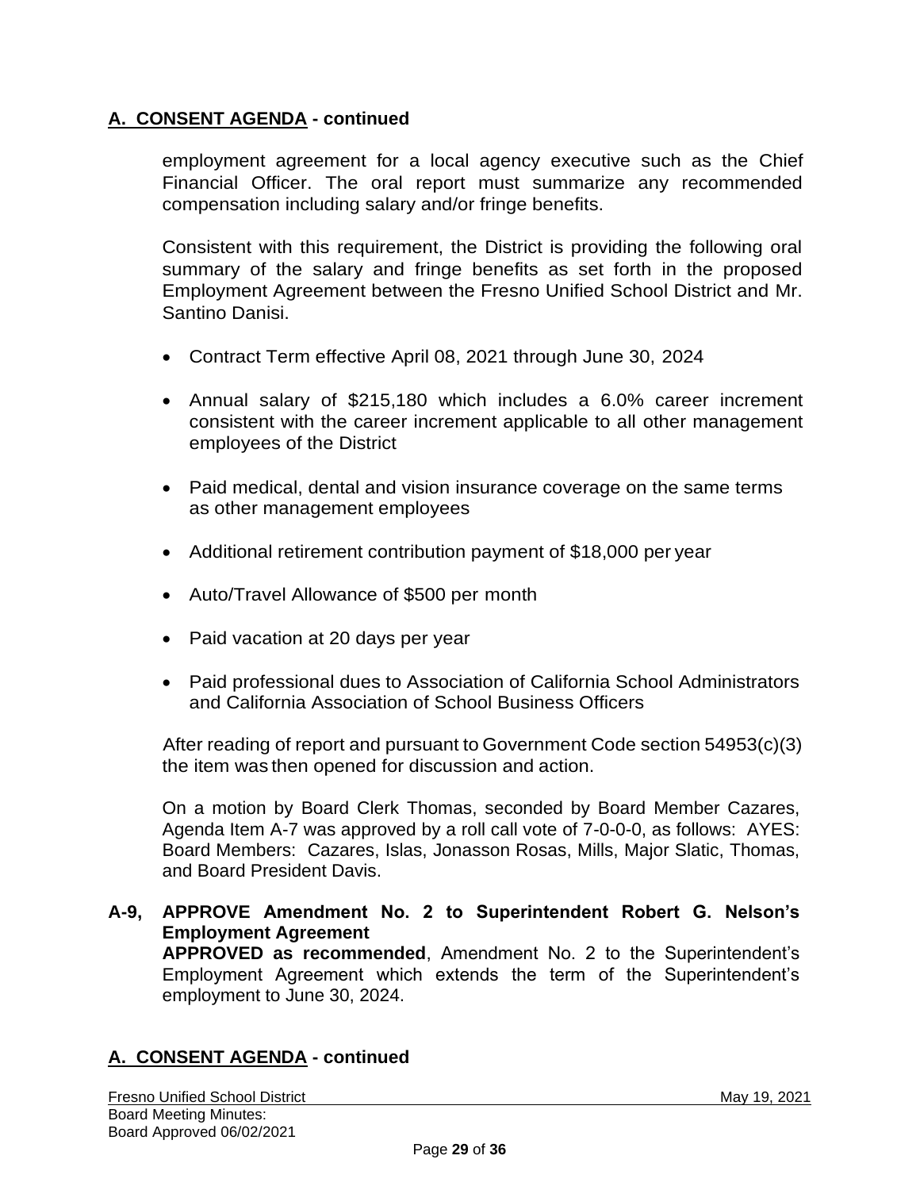## A. CONSENT AGENDA - continued

employment agreement for a local agency executive such as the Chief Financial Officer. The oral report must summarize any recommended compensation including salary and/or fringe benefits.

Consistent with this requirement, the District is providing the following oral summary of the salary and fringe benefits as set forth in the proposed Employment Agreement between the Fresno Unified School District and Mr. Santino Danisi.

- Contract Term effective April 08, 2021 through June 30, 2024
- Annual salary of $215,180 which includes a 6.0% career increment consistent with the career increment applicable to all other management employees of the District
- Paid medical, dental and vision insurance coverage on the same terms as other management employees
- Additional retirement contribution payment of $18,000 per year
- Auto/Travel Allowance of $500 per month
- Paid vacation at 20 days per year
- Paid professional dues to Association of California School Administrators and California Association of School Business Officers

After reading of report and pursuant to Government Code section 54953(c)(3) the item was then opened for discussion and action.

On a motion by Board Clerk Thomas, seconded by Board Member Cazares, Agenda Item A-7 was approved by a roll call vote of 7-0-0-0, as follows: AYES: Board Members: Cazares, Islas, Jonasson Rosas, Mills, Major Slatic, Thomas, and Board President Davis.

**A-9, APPROVE Amendment No. 2 to Superintendent Robert G. Nelson's Employment Agreement**
**APPROVED as recommended**, Amendment No. 2 to the Superintendent's Employment Agreement which extends the term of the Superintendent's employment to June 30, 2024.

## A. CONSENT AGENDA - continued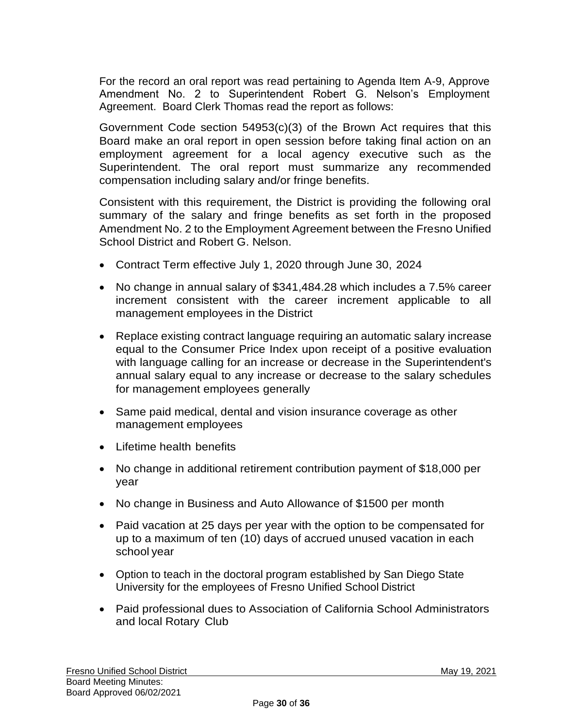For the record an oral report was read pertaining to Agenda Item A-9, Approve Amendment No. 2 to Superintendent Robert G. Nelson's Employment Agreement. Board Clerk Thomas read the report as follows:

Government Code section 54953(c)(3) of the Brown Act requires that this Board make an oral report in open session before taking final action on an employment agreement for a local agency executive such as the Superintendent. The oral report must summarize any recommended compensation including salary and/or fringe benefits.

Consistent with this requirement, the District is providing the following oral summary of the salary and fringe benefits as set forth in the proposed Amendment No. 2 to the Employment Agreement between the Fresno Unified School District and Robert G. Nelson.

- Contract Term effective July 1, 2020 through June 30, 2024
- No change in annual salary of $341,484.28 which includes a 7.5% career increment consistent with the career increment applicable to all management employees in the District
- Replace existing contract language requiring an automatic salary increase equal to the Consumer Price Index upon receipt of a positive evaluation with language calling for an increase or decrease in the Superintendent's annual salary equal to any increase or decrease to the salary schedules for management employees generally
- Same paid medical, dental and vision insurance coverage as other management employees
- Lifetime health benefits
- No change in additional retirement contribution payment of $18,000 per year
- No change in Business and Auto Allowance of $1500 per month
- Paid vacation at 25 days per year with the option to be compensated for up to a maximum of ten (10) days of accrued unused vacation in each school year
- Option to teach in the doctoral program established by San Diego State University for the employees of Fresno Unified School District
- Paid professional dues to Association of California School Administrators and local Rotary Club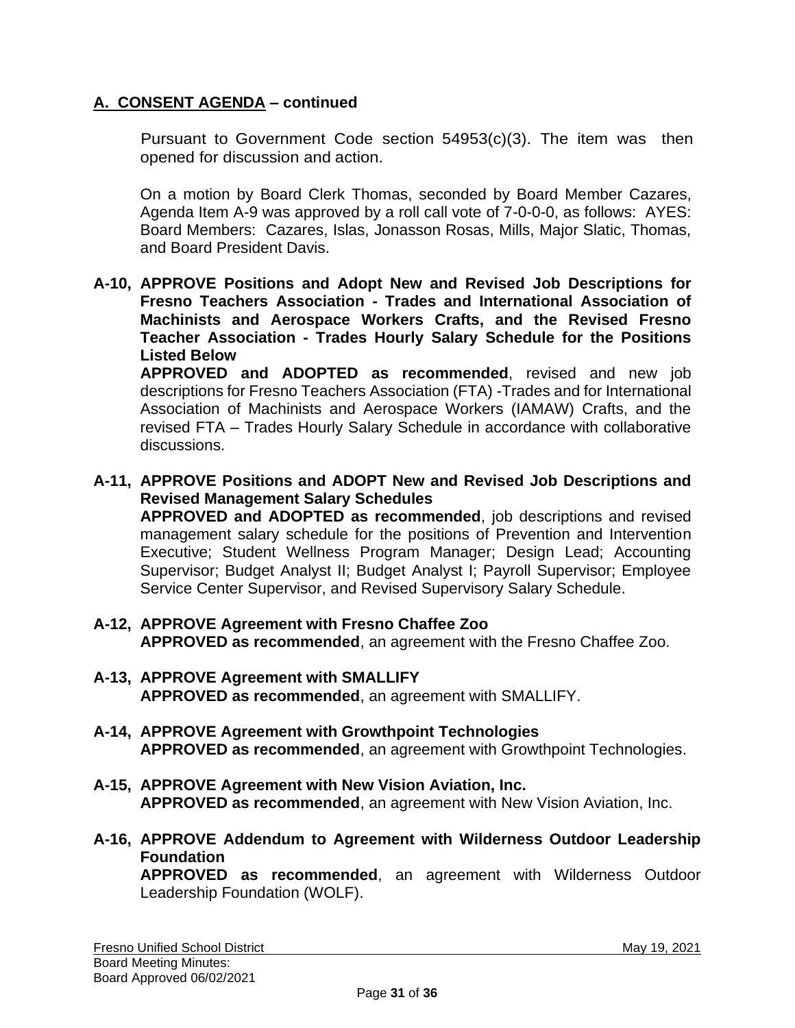## A. CONSENT AGENDA – continued

Pursuant to Government Code section 54953(c)(3). The item was then opened for discussion and action.

On a motion by Board Clerk Thomas, seconded by Board Member Cazares, Agenda Item A-9 was approved by a roll call vote of 7-0-0-0, as follows: AYES: Board Members: Cazares, Islas, Jonasson Rosas, Mills, Major Slatic, Thomas, and Board President Davis.

**A-10, APPROVE Positions and Adopt New and Revised Job Descriptions for Fresno Teachers Association - Trades and International Association of Machinists and Aerospace Workers Crafts, and the Revised Fresno Teacher Association - Trades Hourly Salary Schedule for the Positions Listed Below**
**APPROVED and ADOPTED as recommended**, revised and new job descriptions for Fresno Teachers Association (FTA) -Trades and for International Association of Machinists and Aerospace Workers (IAMAW) Crafts, and the revised FTA – Trades Hourly Salary Schedule in accordance with collaborative discussions.

**A-11, APPROVE Positions and ADOPT New and Revised Job Descriptions and Revised Management Salary Schedules**
**APPROVED and ADOPTED as recommended**, job descriptions and revised management salary schedule for the positions of Prevention and Intervention Executive; Student Wellness Program Manager; Design Lead; Accounting Supervisor; Budget Analyst II; Budget Analyst I; Payroll Supervisor; Employee Service Center Supervisor, and Revised Supervisory Salary Schedule.

**A-12, APPROVE Agreement with Fresno Chaffee Zoo**
**APPROVED as recommended**, an agreement with the Fresno Chaffee Zoo.

**A-13, APPROVE Agreement with SMALLIFY**
**APPROVED as recommended**, an agreement with SMALLIFY.

**A-14, APPROVE Agreement with Growthpoint Technologies**
**APPROVED as recommended**, an agreement with Growthpoint Technologies.

**A-15, APPROVE Agreement with New Vision Aviation, Inc.**
**APPROVED as recommended**, an agreement with New Vision Aviation, Inc.

**A-16, APPROVE Addendum to Agreement with Wilderness Outdoor Leadership Foundation**
**APPROVED as recommended**, an agreement with Wilderness Outdoor Leadership Foundation (WOLF).

Fresno Unified School District May 19, 2021
Board Meeting Minutes:
Board Approved 06/02/2021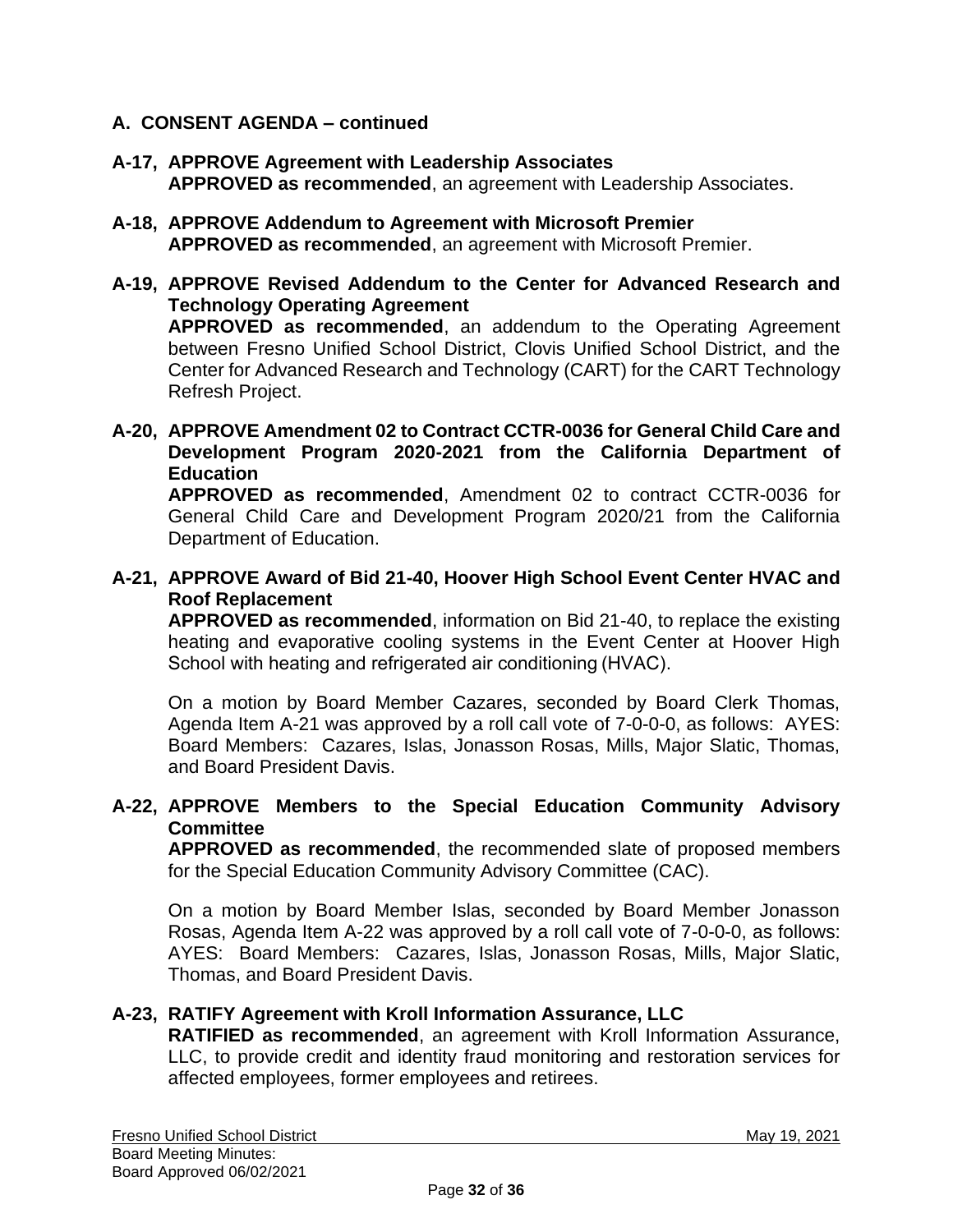## A. CONSENT AGENDA – continued

**A-17, APPROVE Agreement with Leadership Associates**
**APPROVED as recommended**, an agreement with Leadership Associates.

**A-18, APPROVE Addendum to Agreement with Microsoft Premier**
**APPROVED as recommended**, an agreement with Microsoft Premier.

**A-19, APPROVE Revised Addendum to the Center for Advanced Research and Technology Operating Agreement**
**APPROVED as recommended**, an addendum to the Operating Agreement between Fresno Unified School District, Clovis Unified School District, and the Center for Advanced Research and Technology (CART) for the CART Technology Refresh Project.

**A-20, APPROVE Amendment 02 to Contract CCTR-0036 for General Child Care and Development Program 2020-2021 from the California Department of Education**
**APPROVED as recommended**, Amendment 02 to contract CCTR-0036 for General Child Care and Development Program 2020/21 from the California Department of Education.

**A-21, APPROVE Award of Bid 21-40, Hoover High School Event Center HVAC and Roof Replacement**
**APPROVED as recommended**, information on Bid 21-40, to replace the existing heating and evaporative cooling systems in the Event Center at Hoover High School with heating and refrigerated air conditioning (HVAC).

On a motion by Board Member Cazares, seconded by Board Clerk Thomas, Agenda Item A-21 was approved by a roll call vote of 7-0-0-0, as follows: AYES: Board Members: Cazares, Islas, Jonasson Rosas, Mills, Major Slatic, Thomas, and Board President Davis.

**A-22, APPROVE Members to the Special Education Community Advisory Committee**
**APPROVED as recommended**, the recommended slate of proposed members for the Special Education Community Advisory Committee (CAC).

On a motion by Board Member Islas, seconded by Board Member Jonasson Rosas, Agenda Item A-22 was approved by a roll call vote of 7-0-0-0, as follows: AYES: Board Members: Cazares, Islas, Jonasson Rosas, Mills, Major Slatic, Thomas, and Board President Davis.

**A-23, RATIFY Agreement with Kroll Information Assurance, LLC**
**RATIFIED as recommended**, an agreement with Kroll Information Assurance, LLC, to provide credit and identity fraud monitoring and restoration services for affected employees, former employees and retirees.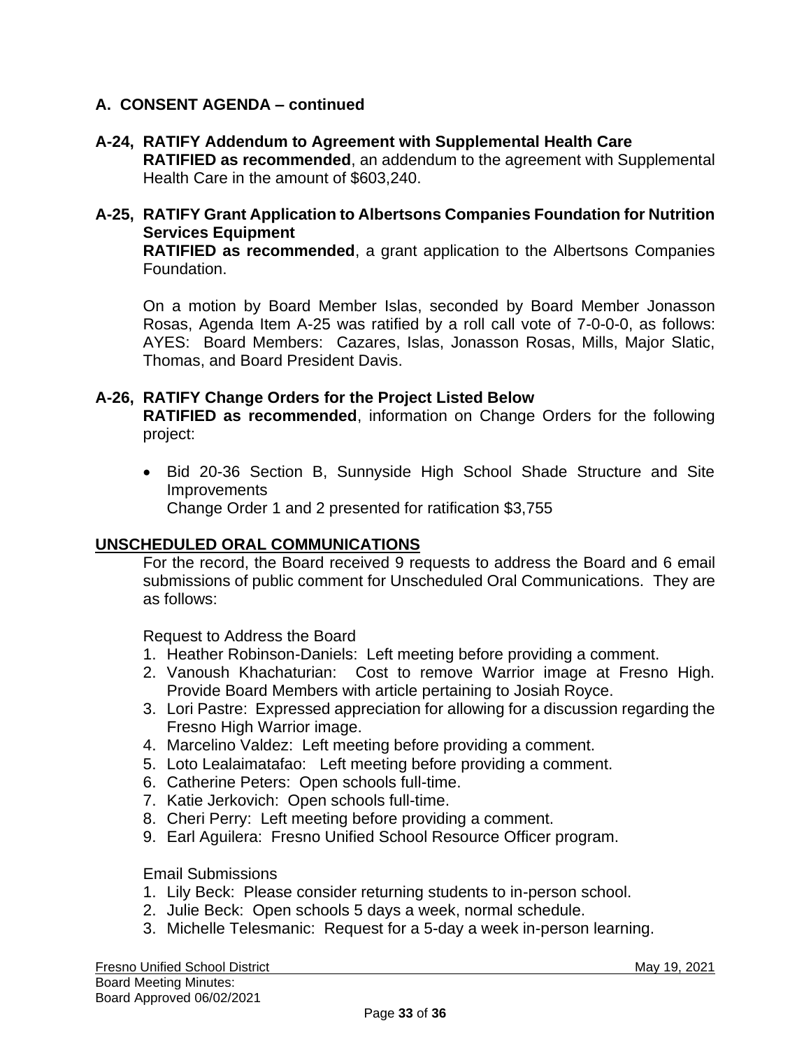## A. CONSENT AGENDA – continued

**A-24, RATIFY Addendum to Agreement with Supplemental Health Care**

**RATIFIED as recommended**, an addendum to the agreement with Supplemental Health Care in the amount of $603,240.

**A-25, RATIFY Grant Application to Albertsons Companies Foundation for Nutrition Services Equipment**

**RATIFIED as recommended**, a grant application to the Albertsons Companies Foundation.

On a motion by Board Member Islas, seconded by Board Member Jonasson Rosas, Agenda Item A-25 was ratified by a roll call vote of 7-0-0-0, as follows: AYES: Board Members: Cazares, Islas, Jonasson Rosas, Mills, Major Slatic, Thomas, and Board President Davis.

**A-26, RATIFY Change Orders for the Project Listed Below**

**RATIFIED as recommended**, information on Change Orders for the following project:

- Bid 20-36 Section B, Sunnyside High School Shade Structure and Site Improvements
  Change Order 1 and 2 presented for ratification $3,755

**UNSCHEDULED ORAL COMMUNICATIONS**

For the record, the Board received 9 requests to address the Board and 6 email submissions of public comment for Unscheduled Oral Communications. They are as follows:

Request to Address the Board

1. Heather Robinson-Daniels: Left meeting before providing a comment.
2. Vanoush Khachaturian: Cost to remove Warrior image at Fresno High. Provide Board Members with article pertaining to Josiah Royce.
3. Lori Pastre: Expressed appreciation for allowing for a discussion regarding the Fresno High Warrior image.
4. Marcelino Valdez: Left meeting before providing a comment.
5. Loto Lealaimatafao: Left meeting before providing a comment.
6. Catherine Peters: Open schools full-time.
7. Katie Jerkovich: Open schools full-time.
8. Cheri Perry: Left meeting before providing a comment.
9. Earl Aguilera: Fresno Unified School Resource Officer program.

Email Submissions

1. Lily Beck: Please consider returning students to in-person school.
2. Julie Beck: Open schools 5 days a week, normal schedule.
3. Michelle Telesmanic: Request for a 5-day a week in-person learning.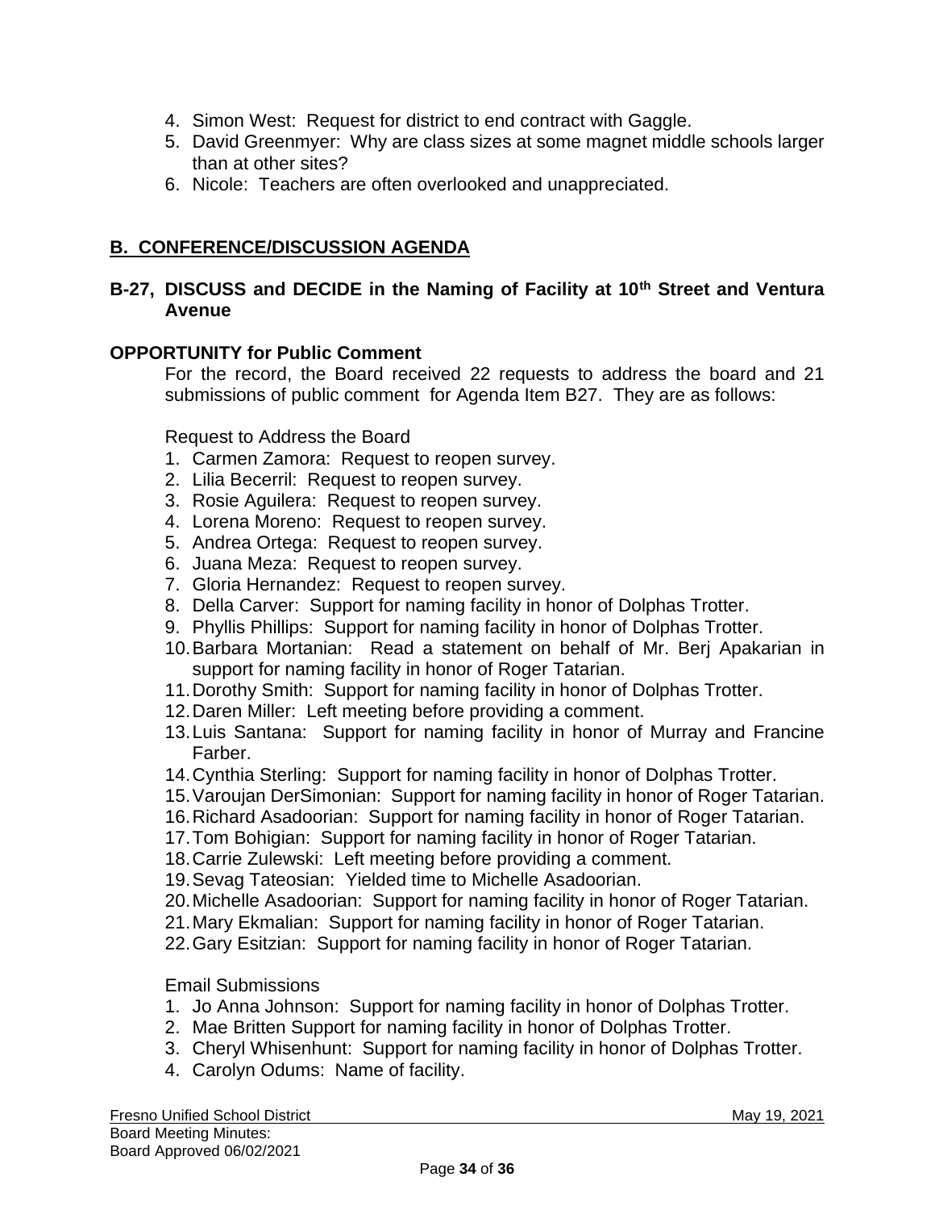4. Simon West: Request for district to end contract with Gaggle.
5. David Greenmyer: Why are class sizes at some magnet middle schools larger than at other sites?
6. Nicole: Teachers are often overlooked and unappreciated.

## B. CONFERENCE/DISCUSSION AGENDA

### B-27, DISCUSS and DECIDE in the Naming of Facility at 10th Street and Ventura Avenue

**OPPORTUNITY for Public Comment**

For the record, the Board received 22 requests to address the board and 21 submissions of public comment for Agenda Item B27. They are as follows:

Request to Address the Board

1. Carmen Zamora: Request to reopen survey.
2. Lilia Becerril: Request to reopen survey.
3. Rosie Aguilera: Request to reopen survey.
4. Lorena Moreno: Request to reopen survey.
5. Andrea Ortega: Request to reopen survey.
6. Juana Meza: Request to reopen survey.
7. Gloria Hernandez: Request to reopen survey.
8. Della Carver: Support for naming facility in honor of Dolphas Trotter.
9. Phyllis Phillips: Support for naming facility in honor of Dolphas Trotter.
10. Barbara Mortanian: Read a statement on behalf of Mr. Berj Apakarian in support for naming facility in honor of Roger Tatarian.
11. Dorothy Smith: Support for naming facility in honor of Dolphas Trotter.
12. Daren Miller: Left meeting before providing a comment.
13. Luis Santana: Support for naming facility in honor of Murray and Francine Farber.
14. Cynthia Sterling: Support for naming facility in honor of Dolphas Trotter.
15. Varoujan DerSimonian: Support for naming facility in honor of Roger Tatarian.
16. Richard Asadoorian: Support for naming facility in honor of Roger Tatarian.
17. Tom Bohigian: Support for naming facility in honor of Roger Tatarian.
18. Carrie Zulewski: Left meeting before providing a comment.
19. Sevag Tateosian: Yielded time to Michelle Asadoorian.
20. Michelle Asadoorian: Support for naming facility in honor of Roger Tatarian.
21. Mary Ekmalian: Support for naming facility in honor of Roger Tatarian.
22. Gary Esitzian: Support for naming facility in honor of Roger Tatarian.

Email Submissions

1. Jo Anna Johnson: Support for naming facility in honor of Dolphas Trotter.
2. Mae Britten Support for naming facility in honor of Dolphas Trotter.
3. Cheryl Whisenhunt: Support for naming facility in honor of Dolphas Trotter.
4. Carolyn Odums: Name of facility.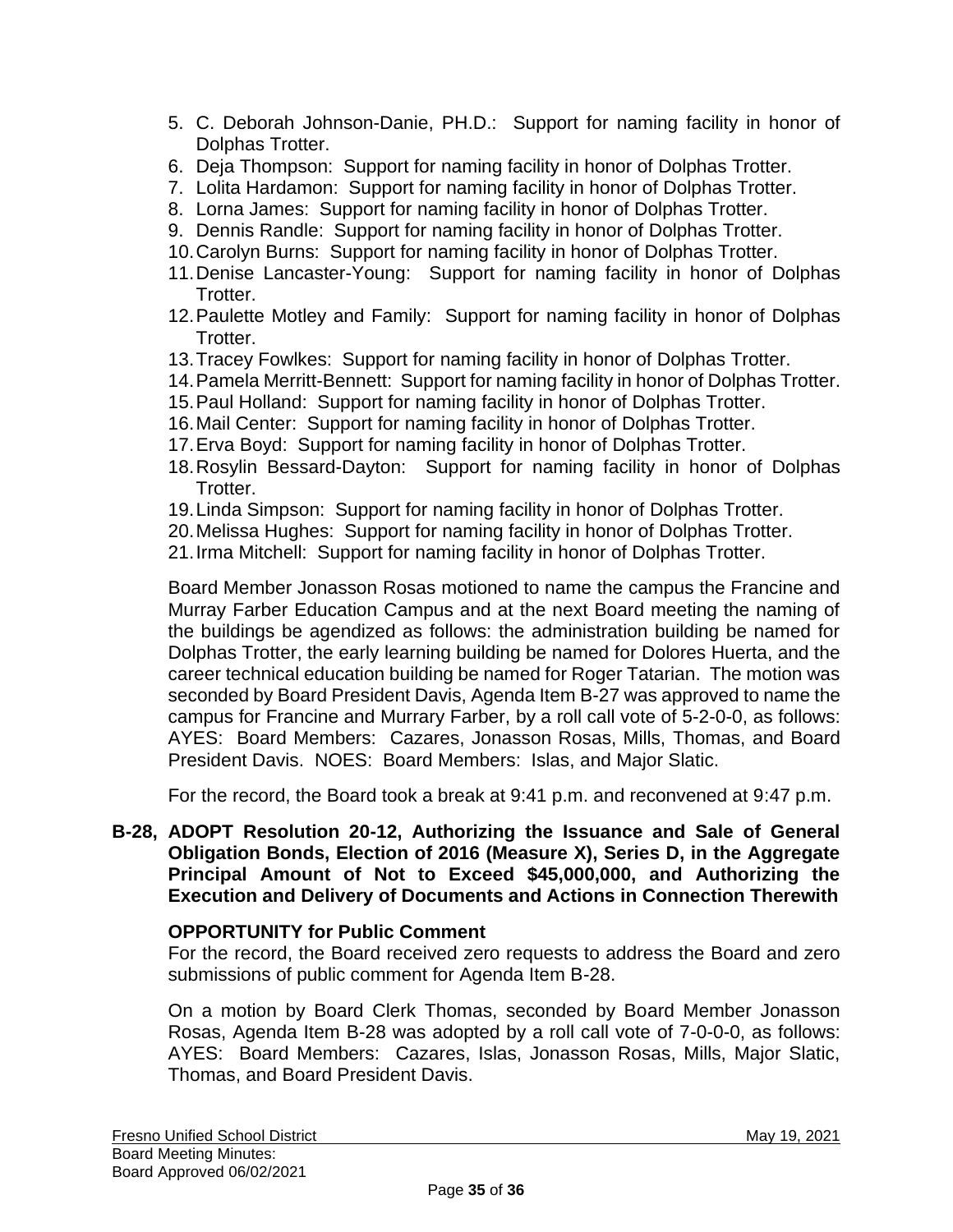5. C. Deborah Johnson-Danie, PH.D.: Support for naming facility in honor of Dolphas Trotter.
6. Deja Thompson: Support for naming facility in honor of Dolphas Trotter.
7. Lolita Hardamon: Support for naming facility in honor of Dolphas Trotter.
8. Lorna James: Support for naming facility in honor of Dolphas Trotter.
9. Dennis Randle: Support for naming facility in honor of Dolphas Trotter.
10. Carolyn Burns: Support for naming facility in honor of Dolphas Trotter.
11. Denise Lancaster-Young: Support for naming facility in honor of Dolphas Trotter.
12. Paulette Motley and Family: Support for naming facility in honor of Dolphas Trotter.
13. Tracey Fowlkes: Support for naming facility in honor of Dolphas Trotter.
14. Pamela Merritt-Bennett: Support for naming facility in honor of Dolphas Trotter.
15. Paul Holland: Support for naming facility in honor of Dolphas Trotter.
16. Mail Center: Support for naming facility in honor of Dolphas Trotter.
17. Erva Boyd: Support for naming facility in honor of Dolphas Trotter.
18. Rosylin Bessard-Dayton: Support for naming facility in honor of Dolphas Trotter.
19. Linda Simpson: Support for naming facility in honor of Dolphas Trotter.
20. Melissa Hughes: Support for naming facility in honor of Dolphas Trotter.
21. Irma Mitchell: Support for naming facility in honor of Dolphas Trotter.

Board Member Jonasson Rosas motioned to name the campus the Francine and Murray Farber Education Campus and at the next Board meeting the naming of the buildings be agendized as follows: the administration building be named for Dolphas Trotter, the early learning building be named for Dolores Huerta, and the career technical education building be named for Roger Tatarian. The motion was seconded by Board President Davis, Agenda Item B-27 was approved to name the campus for Francine and Murrary Farber, by a roll call vote of 5-2-0-0, as follows: AYES: Board Members: Cazares, Jonasson Rosas, Mills, Thomas, and Board President Davis. NOES: Board Members: Islas, and Major Slatic.

For the record, the Board took a break at 9:41 p.m. and reconvened at 9:47 p.m.

**B-28, ADOPT Resolution 20-12, Authorizing the Issuance and Sale of General Obligation Bonds, Election of 2016 (Measure X), Series D, in the Aggregate Principal Amount of Not to Exceed $45,000,000, and Authorizing the Execution and Delivery of Documents and Actions in Connection Therewith**

**OPPORTUNITY for Public Comment**
For the record, the Board received zero requests to address the Board and zero submissions of public comment for Agenda Item B-28.

On a motion by Board Clerk Thomas, seconded by Board Member Jonasson Rosas, Agenda Item B-28 was adopted by a roll call vote of 7-0-0-0, as follows: AYES: Board Members: Cazares, Islas, Jonasson Rosas, Mills, Major Slatic, Thomas, and Board President Davis.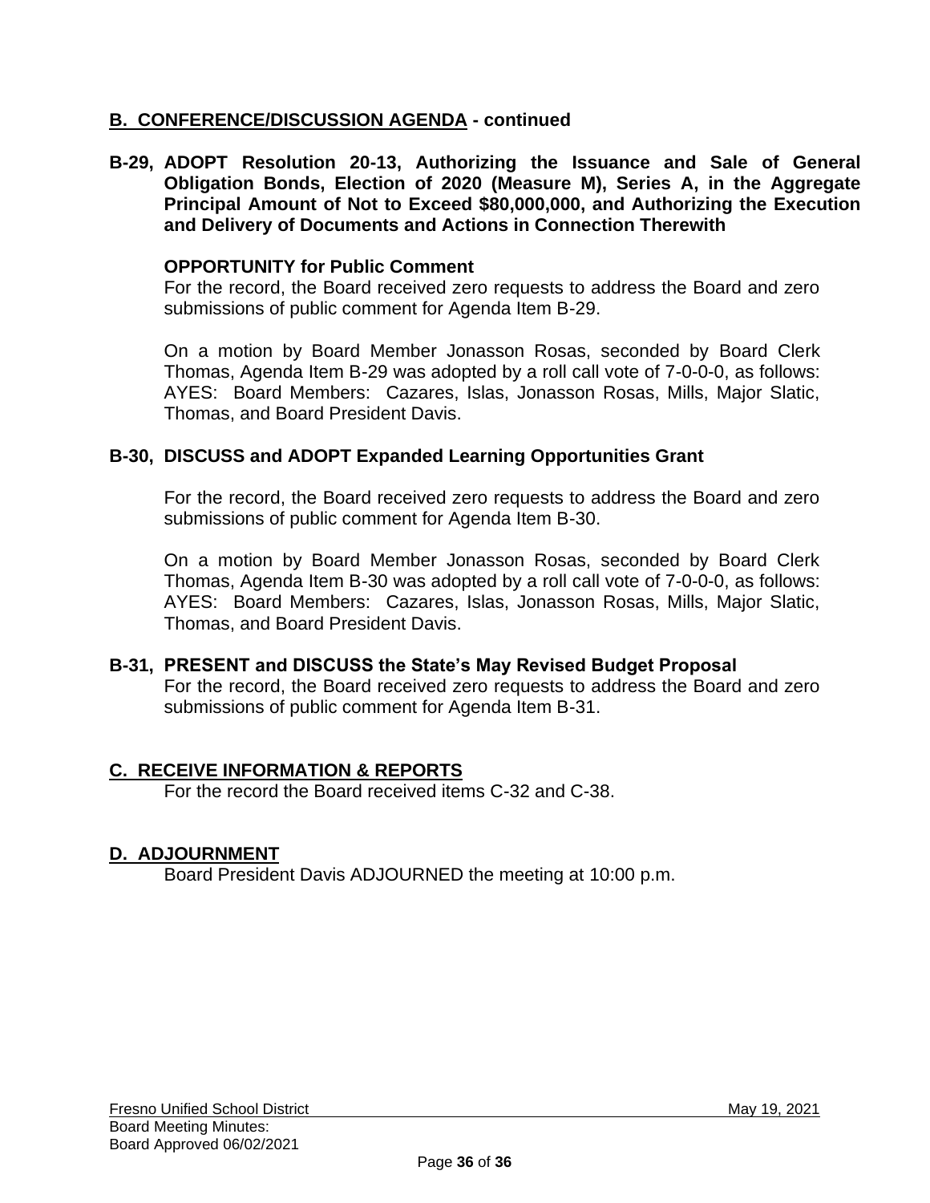## B. CONFERENCE/DISCUSSION AGENDA - continued

**B-29, ADOPT Resolution 20-13, Authorizing the Issuance and Sale of General Obligation Bonds, Election of 2020 (Measure M), Series A, in the Aggregate Principal Amount of Not to Exceed $80,000,000, and Authorizing the Execution and Delivery of Documents and Actions in Connection Therewith**

**OPPORTUNITY for Public Comment**

For the record, the Board received zero requests to address the Board and zero submissions of public comment for Agenda Item B-29.

On a motion by Board Member Jonasson Rosas, seconded by Board Clerk Thomas, Agenda Item B-29 was adopted by a roll call vote of 7-0-0-0, as follows: AYES: Board Members: Cazares, Islas, Jonasson Rosas, Mills, Major Slatic, Thomas, and Board President Davis.

**B-30, DISCUSS and ADOPT Expanded Learning Opportunities Grant**

For the record, the Board received zero requests to address the Board and zero submissions of public comment for Agenda Item B-30.

On a motion by Board Member Jonasson Rosas, seconded by Board Clerk Thomas, Agenda Item B-30 was adopted by a roll call vote of 7-0-0-0, as follows: AYES: Board Members: Cazares, Islas, Jonasson Rosas, Mills, Major Slatic, Thomas, and Board President Davis.

**B-31, PRESENT and DISCUSS the State's May Revised Budget Proposal**

For the record, the Board received zero requests to address the Board and zero submissions of public comment for Agenda Item B-31.

## C. RECEIVE INFORMATION & REPORTS

For the record the Board received items C-32 and C-38.

## D. ADJOURNMENT

Board President Davis ADJOURNED the meeting at 10:00 p.m.